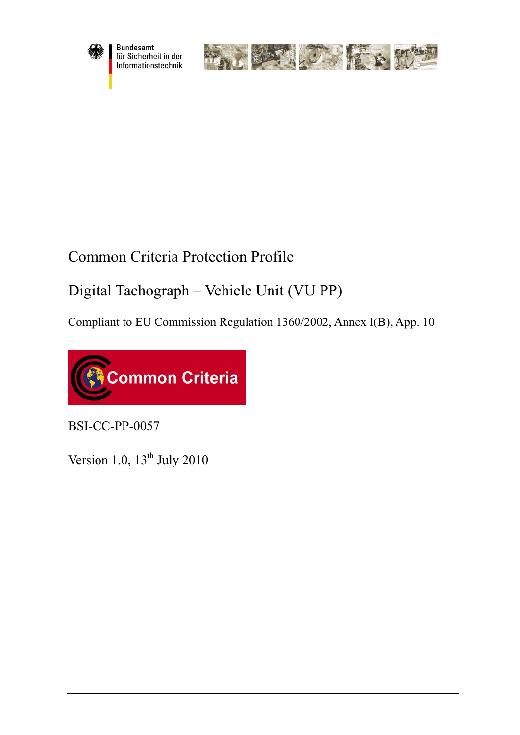Bundesamt für Sicherheit in der Informationstechnik

# Common Criteria Protection Profile

# Digital Tachograph – Vehicle Unit (VU PP)

Compliant to EU Commission Regulation 1360/2002, Annex I(B), App. 10

Common Criteria

BSI-CC-PP-0057

Version 1.0, 13th July 2010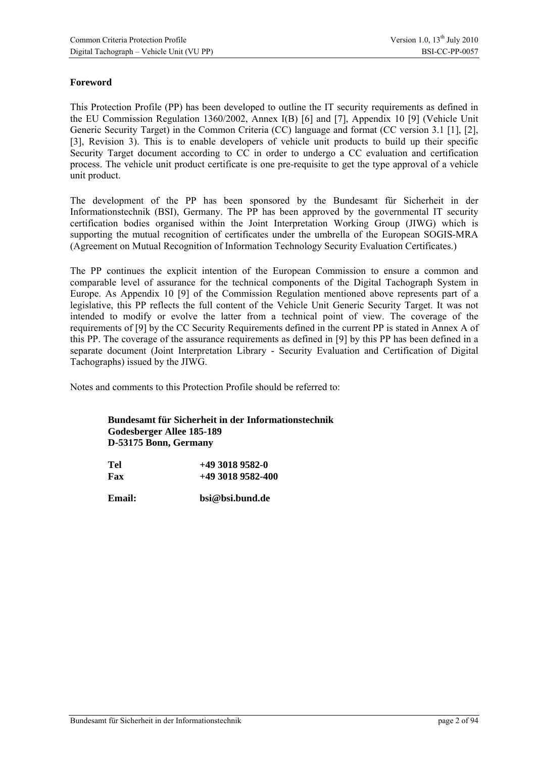## Foreword

This Protection Profile (PP) has been developed to outline the IT security requirements as defined in the EU Commission Regulation 1360/2002, Annex I(B) [6] and [7], Appendix 10 [9] (Vehicle Unit Generic Security Target) in the Common Criteria (CC) language and format (CC version 3.1 [1], [2], [3], Revision 3). This is to enable developers of vehicle unit products to build up their specific Security Target document according to CC in order to undergo a CC evaluation and certification process. The vehicle unit product certificate is one pre-requisite to get the type approval of a vehicle unit product.

The development of the PP has been sponsored by the Bundesamt für Sicherheit in der Informationstechnik (BSI), Germany. The PP has been approved by the governmental IT security certification bodies organised within the Joint Interpretation Working Group (JIWG) which is supporting the mutual recognition of certificates under the umbrella of the European SOGIS-MRA (Agreement on Mutual Recognition of Information Technology Security Evaluation Certificates.)

The PP continues the explicit intention of the European Commission to ensure a common and comparable level of assurance for the technical components of the Digital Tachograph System in Europe. As Appendix 10 [9] of the Commission Regulation mentioned above represents part of a legislative, this PP reflects the full content of the Vehicle Unit Generic Security Target. It was not intended to modify or evolve the latter from a technical point of view. The coverage of the requirements of [9] by the CC Security Requirements defined in the current PP is stated in Annex A of this PP. The coverage of the assurance requirements as defined in [9] by this PP has been defined in a separate document (Joint Interpretation Library - Security Evaluation and Certification of Digital Tachographs) issued by the JIWG.

Notes and comments to this Protection Profile should be referred to:

**Bundesamt für Sicherheit in der Informationstechnik**
**Godesberger Allee 185-189**
**D-53175 Bonn, Germany**

**Tel** **+49 3018 9582-0**
**Fax** **+49 3018 9582-400**

**Email:** **bsi@bsi.bund.de**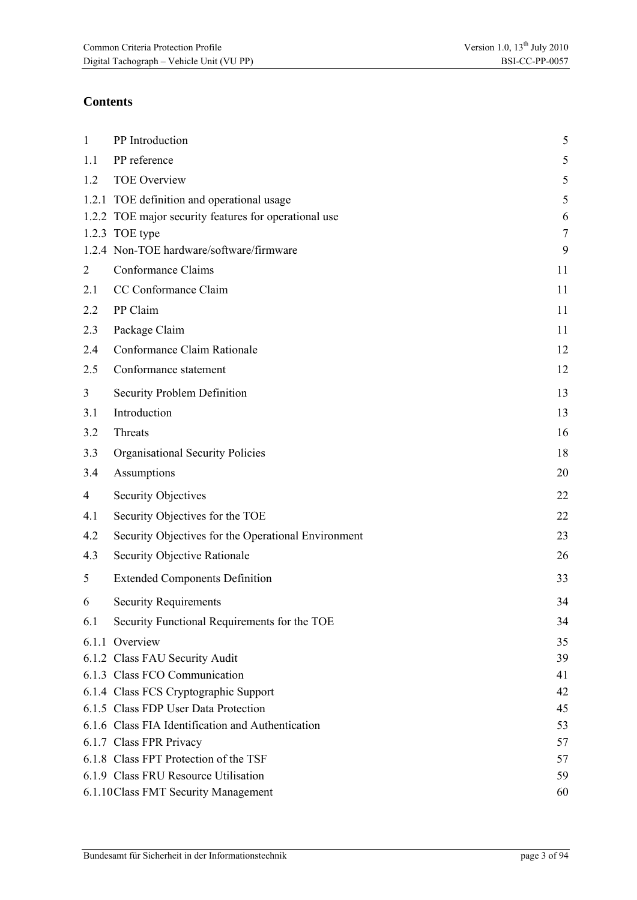## Contents

| | | |
|---|---|---|
| 1 | PP Introduction | 5 |
| 1.1 | PP reference | 5 |
| 1.2 | TOE Overview | 5 |
| 1.2.1 | TOE definition and operational usage | 5 |
| 1.2.2 | TOE major security features for operational use | 6 |
| 1.2.3 | TOE type | 7 |
| 1.2.4 | Non-TOE hardware/software/firmware | 9 |
| 2 | Conformance Claims | 11 |
| 2.1 | CC Conformance Claim | 11 |
| 2.2 | PP Claim | 11 |
| 2.3 | Package Claim | 11 |
| 2.4 | Conformance Claim Rationale | 12 |
| 2.5 | Conformance statement | 12 |
| 3 | Security Problem Definition | 13 |
| 3.1 | Introduction | 13 |
| 3.2 | Threats | 16 |
| 3.3 | Organisational Security Policies | 18 |
| 3.4 | Assumptions | 20 |
| 4 | Security Objectives | 22 |
| 4.1 | Security Objectives for the TOE | 22 |
| 4.2 | Security Objectives for the Operational Environment | 23 |
| 4.3 | Security Objective Rationale | 26 |
| 5 | Extended Components Definition | 33 |
| 6 | Security Requirements | 34 |
| 6.1 | Security Functional Requirements for the TOE | 34 |
| 6.1.1 | Overview | 35 |
| 6.1.2 | Class FAU Security Audit | 39 |
| 6.1.3 | Class FCO Communication | 41 |
| 6.1.4 | Class FCS Cryptographic Support | 42 |
| 6.1.5 | Class FDP User Data Protection | 45 |
| 6.1.6 | Class FIA Identification and Authentication | 53 |
| 6.1.7 | Class FPR Privacy | 57 |
| 6.1.8 | Class FPT Protection of the TSF | 57 |
| 6.1.9 | Class FRU Resource Utilisation | 59 |
| 6.1.10 | Class FMT Security Management | 60 |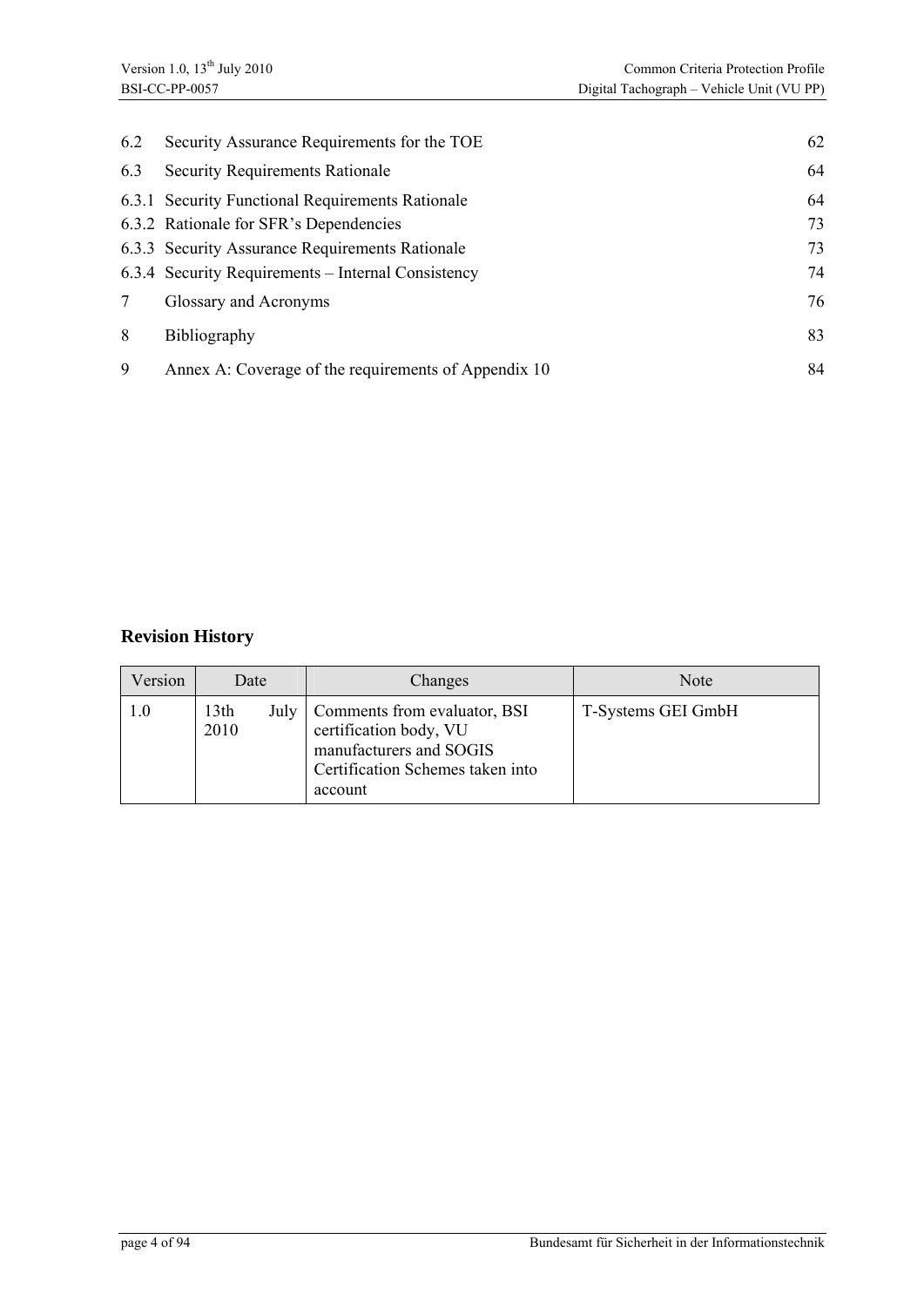| | | |
|---|---|---|
| 6.2 | Security Assurance Requirements for the TOE | 62 |
| 6.3 | Security Requirements Rationale | 64 |
| 6.3.1 | Security Functional Requirements Rationale | 64 |
| 6.3.2 | Rationale for SFR's Dependencies | 73 |
| 6.3.3 | Security Assurance Requirements Rationale | 73 |
| 6.3.4 | Security Requirements – Internal Consistency | 74 |
| 7 | Glossary and Acronyms | 76 |
| 8 | Bibliography | 83 |
| 9 | Annex A: Coverage of the requirements of Appendix 10 | 84 |

## Revision History

| Version | Date | Changes | Note |
|---|---|---|---|
| 1.0 | 13th July 2010 | Comments from evaluator, BSI certification body, VU manufacturers and SOGIS Certification Schemes taken into account | T-Systems GEI GmbH |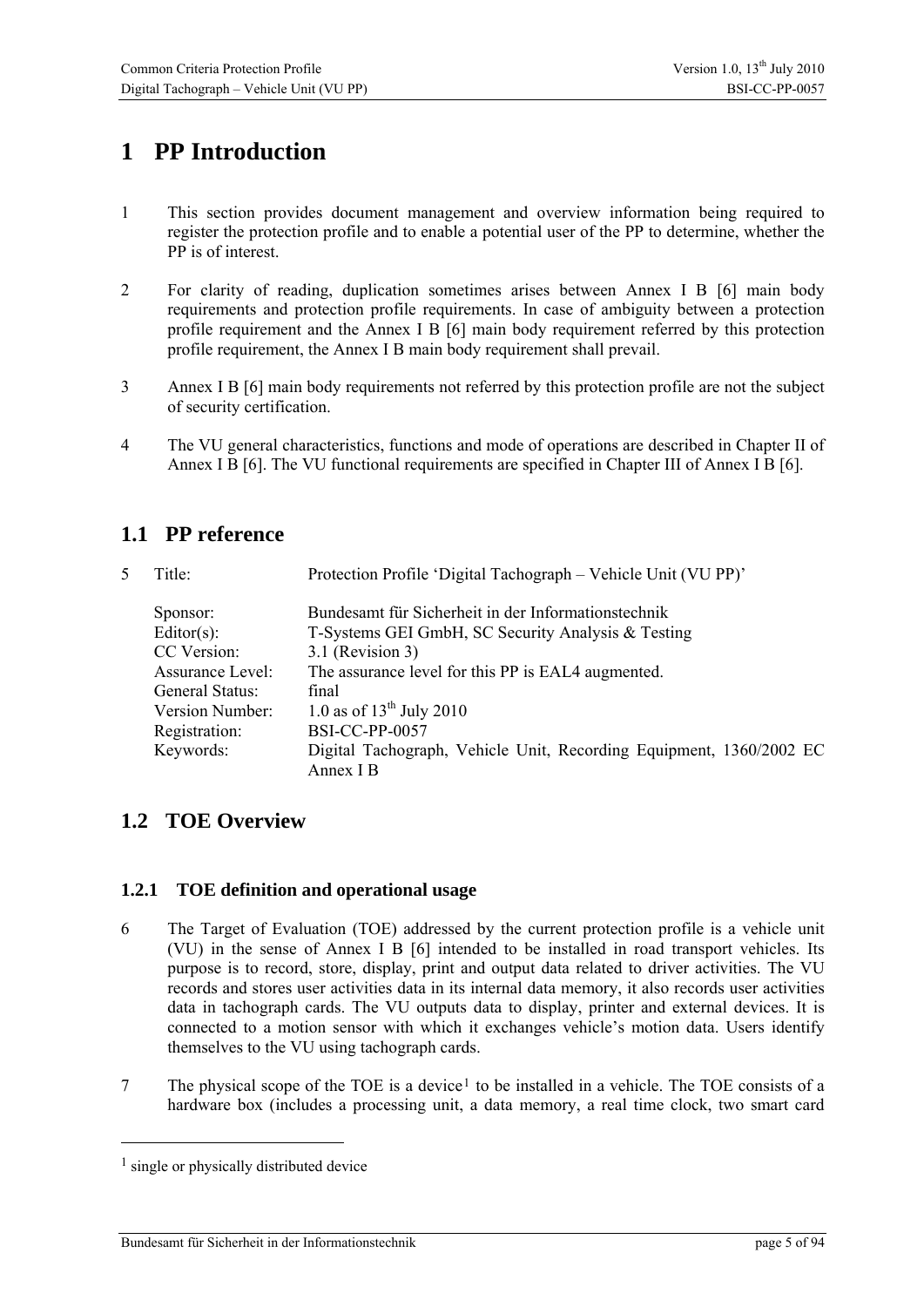# 1 PP Introduction

1 This section provides document management and overview information being required to register the protection profile and to enable a potential user of the PP to determine, whether the PP is of interest.

2 For clarity of reading, duplication sometimes arises between Annex I B [6] main body requirements and protection profile requirements. In case of ambiguity between a protection profile requirement and the Annex I B [6] main body requirement referred by this protection profile requirement, the Annex I B main body requirement shall prevail.

3 Annex I B [6] main body requirements not referred by this protection profile are not the subject of security certification.

4 The VU general characteristics, functions and mode of operations are described in Chapter II of Annex I B [6]. The VU functional requirements are specified in Chapter III of Annex I B [6].

## 1.1 PP reference

5

| | |
|---|---|
| Title: | Protection Profile 'Digital Tachograph – Vehicle Unit (VU PP)' |
| Sponsor: | Bundesamt für Sicherheit in der Informationstechnik |
| Editor(s): | T-Systems GEI GmbH, SC Security Analysis & Testing |
| CC Version: | 3.1 (Revision 3) |
| Assurance Level: | The assurance level for this PP is EAL4 augmented. |
| General Status: | final |
| Version Number: | 1.0 as of 13th July 2010 |
| Registration: | BSI-CC-PP-0057 |
| Keywords: | Digital Tachograph, Vehicle Unit, Recording Equipment, 1360/2002 EC Annex I B |

## 1.2 TOE Overview

### 1.2.1 TOE definition and operational usage

6 The Target of Evaluation (TOE) addressed by the current protection profile is a vehicle unit (VU) in the sense of Annex I B [6] intended to be installed in road transport vehicles. Its purpose is to record, store, display, print and output data related to driver activities. The VU records and stores user activities data in its internal data memory, it also records user activities data in tachograph cards. The VU outputs data to display, printer and external devices. It is connected to a motion sensor with which it exchanges vehicle's motion data. Users identify themselves to the VU using tachograph cards.

7 The physical scope of the TOE is a device[1] to be installed in a vehicle. The TOE consists of a hardware box (includes a processing unit, a data memory, a real time clock, two smart card

[1] single or physically distributed device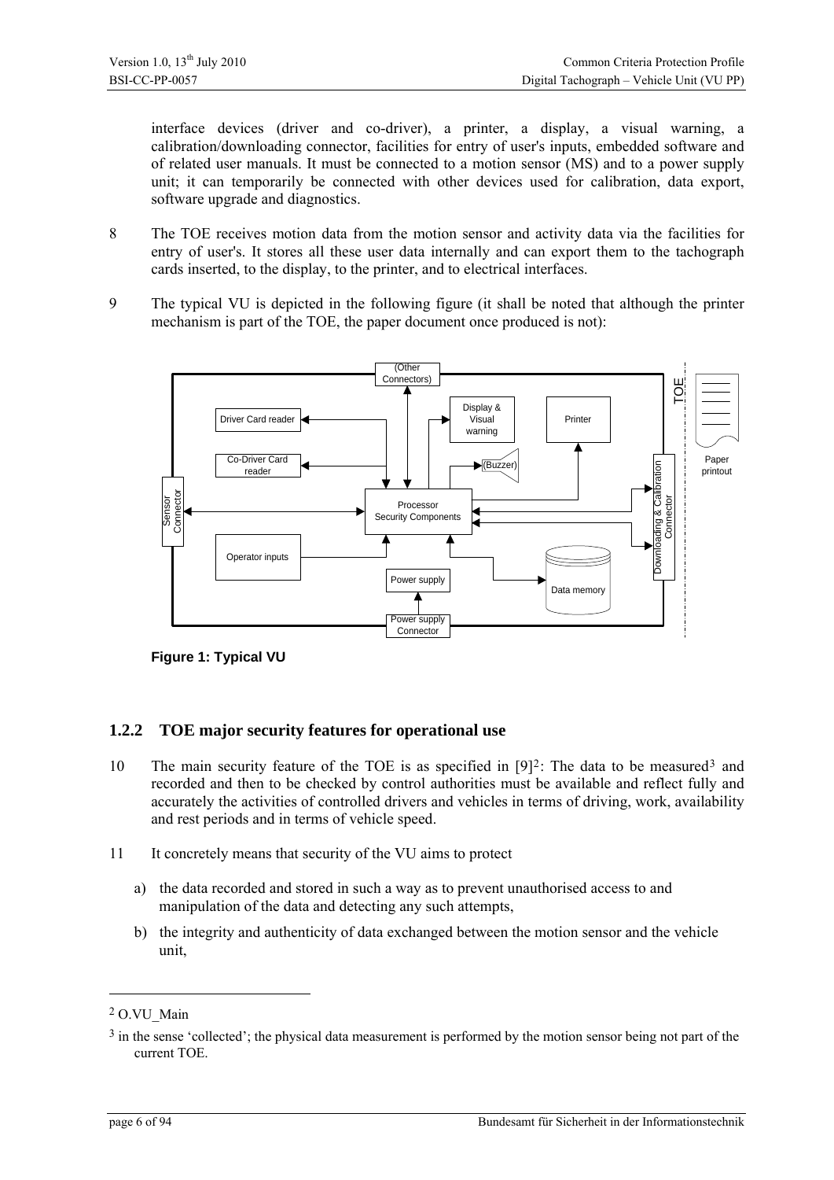interface devices (driver and co-driver), a printer, a display, a visual warning, a calibration/downloading connector, facilities for entry of user's inputs, embedded software and of related user manuals. It must be connected to a motion sensor (MS) and to a power supply unit; it can temporarily be connected with other devices used for calibration, data export, software upgrade and diagnostics.

8 The TOE receives motion data from the motion sensor and activity data via the facilities for entry of user's. It stores all these user data internally and can export them to the tachograph cards inserted, to the display, to the printer, and to electrical interfaces.

9 The typical VU is depicted in the following figure (it shall be noted that although the printer mechanism is part of the TOE, the paper document once produced is not):

**Figure 1: Typical VU**

### 1.2.2 TOE major security features for operational use

10 The main security feature of the TOE is as specified in [9][2]: The data to be measured[3] and recorded and then to be checked by control authorities must be available and reflect fully and accurately the activities of controlled drivers and vehicles in terms of driving, work, availability and rest periods and in terms of vehicle speed.

11 It concretely means that security of the VU aims to protect

a) the data recorded and stored in such a way as to prevent unauthorised access to and manipulation of the data and detecting any such attempts,

b) the integrity and authenticity of data exchanged between the motion sensor and the vehicle unit,

---

[2] O.VU_Main

[3] in the sense 'collected'; the physical data measurement is performed by the motion sensor being not part of the current TOE.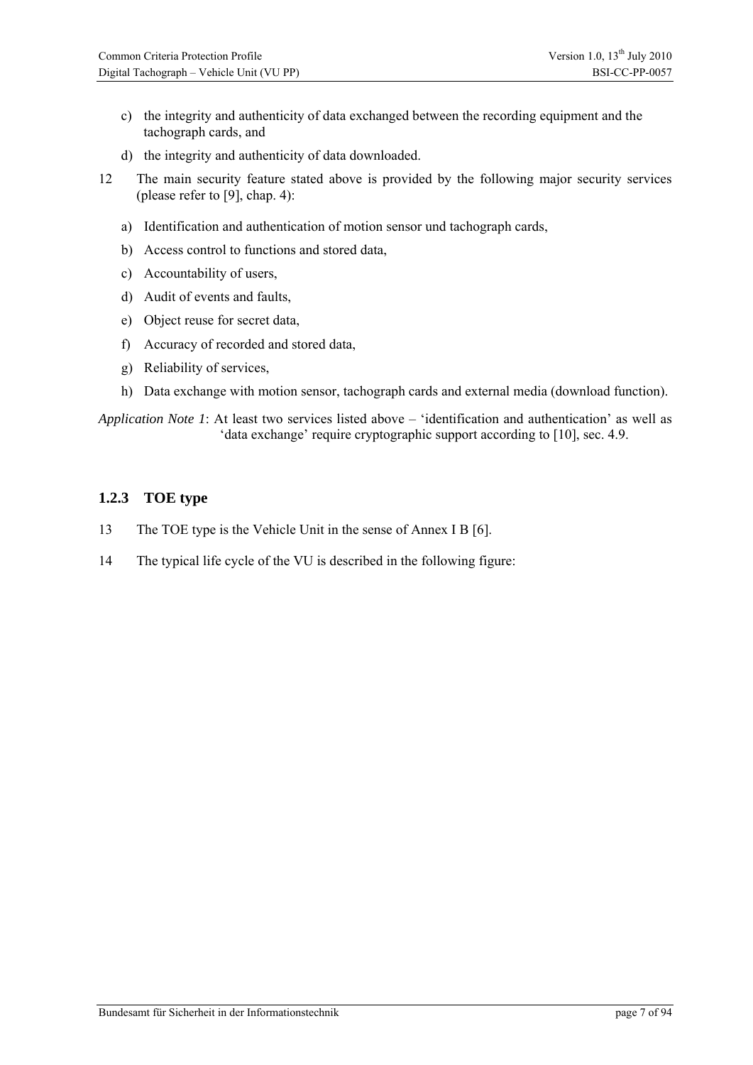c) the integrity and authenticity of data exchanged between the recording equipment and the tachograph cards, and

d) the integrity and authenticity of data downloaded.

12 The main security feature stated above is provided by the following major security services (please refer to [9], chap. 4):

a) Identification and authentication of motion sensor und tachograph cards,

b) Access control to functions and stored data,

c) Accountability of users,

d) Audit of events and faults,

e) Object reuse for secret data,

f) Accuracy of recorded and stored data,

g) Reliability of services,

h) Data exchange with motion sensor, tachograph cards and external media (download function).

*Application Note 1*: At least two services listed above – 'identification and authentication' as well as 'data exchange' require cryptographic support according to [10], sec. 4.9.

### 1.2.3 TOE type

13 The TOE type is the Vehicle Unit in the sense of Annex I B [6].

14 The typical life cycle of the VU is described in the following figure: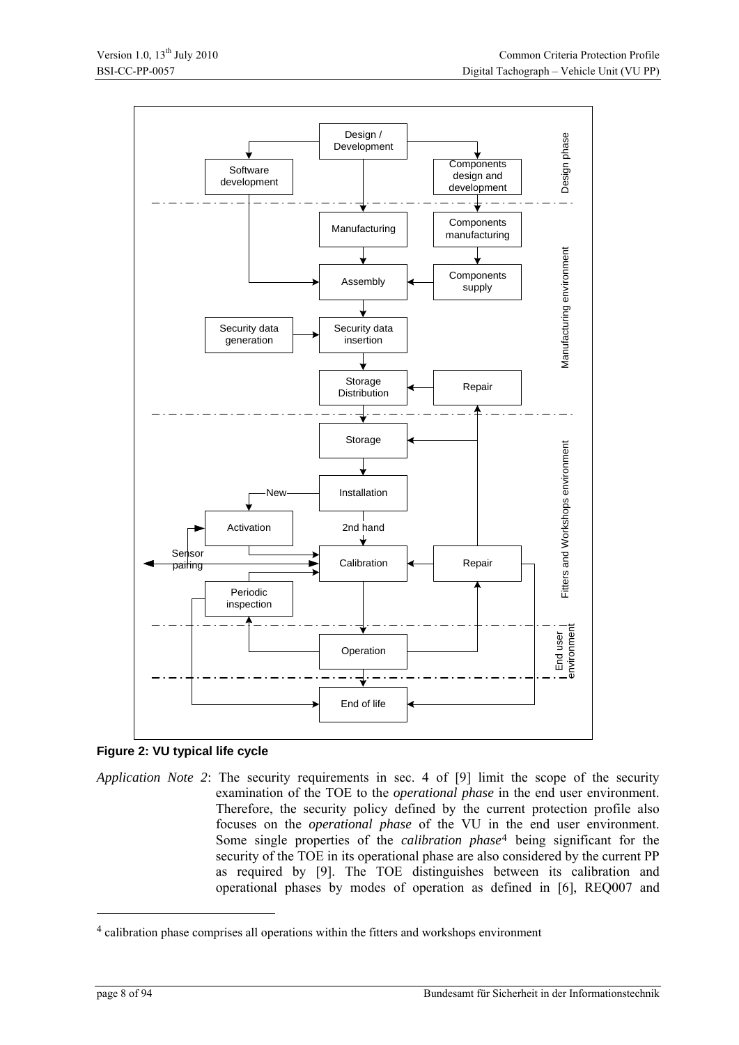**Figure 2: VU typical life cycle**

*Application Note 2*: The security requirements in sec. 4 of [9] limit the scope of the security examination of the TOE to the *operational phase* in the end user environment. Therefore, the security policy defined by the current protection profile also focuses on the *operational phase* of the VU in the end user environment. Some single properties of the *calibration phase*[4] being significant for the security of the TOE in its operational phase are also considered by the current PP as required by [9]. The TOE distinguishes between its calibration and operational phases by modes of operation as defined in [6], REQ007 and

[4] calibration phase comprises all operations within the fitters and workshops environment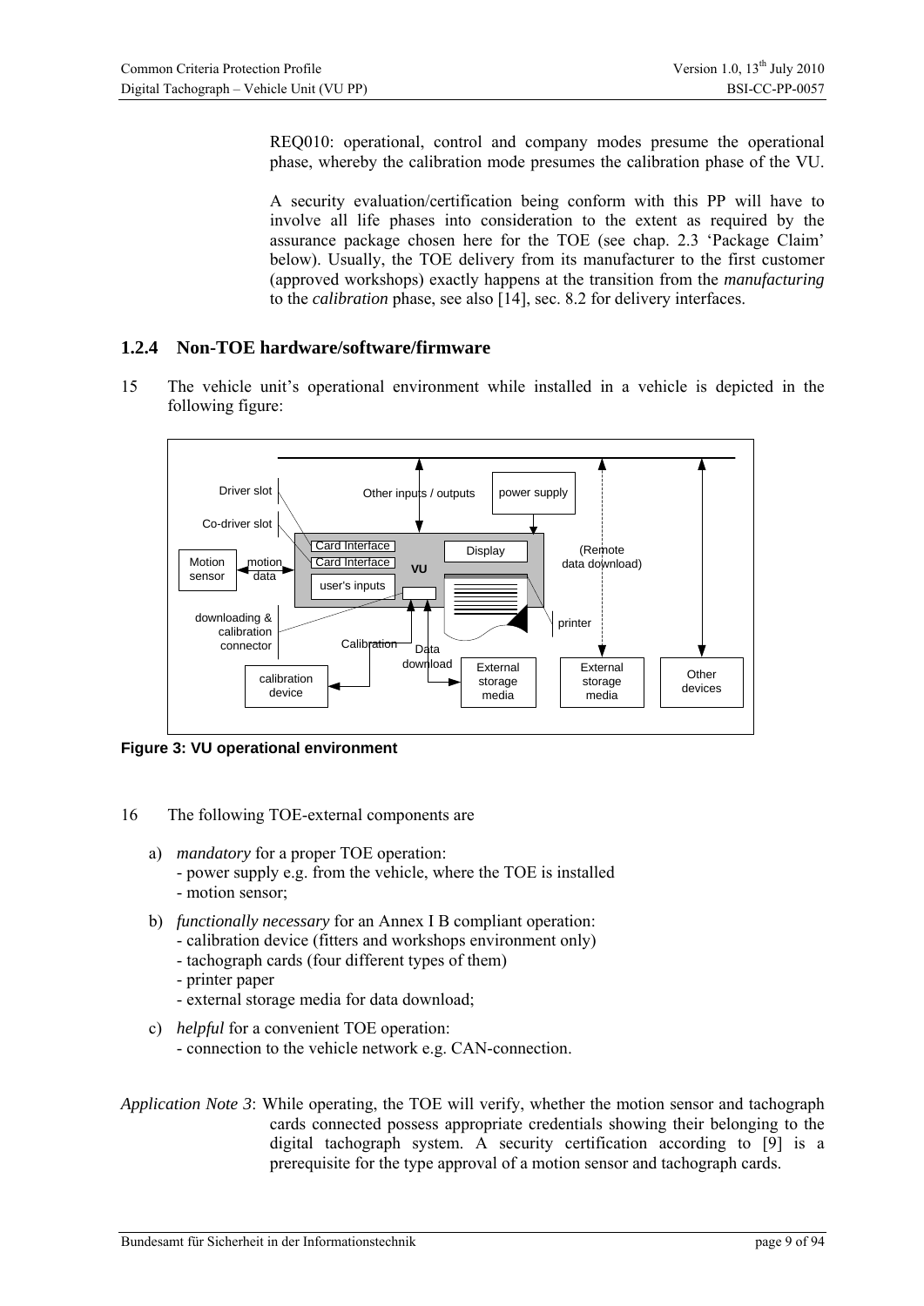REQ010: operational, control and company modes presume the operational phase, whereby the calibration mode presumes the calibration phase of the VU.

A security evaluation/certification being conform with this PP will have to involve all life phases into consideration to the extent as required by the assurance package chosen here for the TOE (see chap. 2.3 'Package Claim' below). Usually, the TOE delivery from its manufacturer to the first customer (approved workshops) exactly happens at the transition from the *manufacturing* to the *calibration* phase, see also [14], sec. 8.2 for delivery interfaces.

### 1.2.4 Non-TOE hardware/software/firmware

15 The vehicle unit's operational environment while installed in a vehicle is depicted in the following figure:

**Figure 3: VU operational environment**

16 The following TOE-external components are

a) *mandatory* for a proper TOE operation:
 - power supply e.g. from the vehicle, where the TOE is installed
 - motion sensor;

b) *functionally necessary* for an Annex I B compliant operation:
 - calibration device (fitters and workshops environment only)
 - tachograph cards (four different types of them)
 - printer paper
 - external storage media for data download;

c) *helpful* for a convenient TOE operation:
 - connection to the vehicle network e.g. CAN-connection.

*Application Note 3*: While operating, the TOE will verify, whether the motion sensor and tachograph cards connected possess appropriate credentials showing their belonging to the digital tachograph system. A security certification according to [9] is a prerequisite for the type approval of a motion sensor and tachograph cards.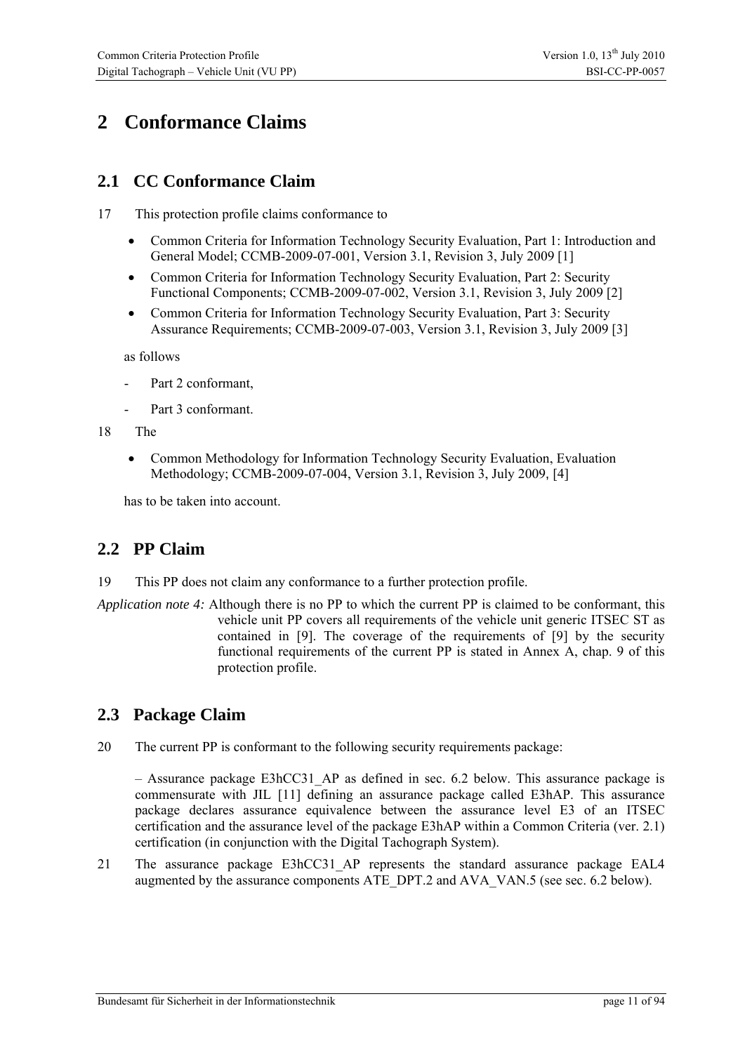# 2 Conformance Claims

## 2.1 CC Conformance Claim

17 This protection profile claims conformance to

- Common Criteria for Information Technology Security Evaluation, Part 1: Introduction and General Model; CCMB-2009-07-001, Version 3.1, Revision 3, July 2009 [1]
- Common Criteria for Information Technology Security Evaluation, Part 2: Security Functional Components; CCMB-2009-07-002, Version 3.1, Revision 3, July 2009 [2]
- Common Criteria for Information Technology Security Evaluation, Part 3: Security Assurance Requirements; CCMB-2009-07-003, Version 3.1, Revision 3, July 2009 [3]

as follows

- Part 2 conformant,
- Part 3 conformant.

18 The

- Common Methodology for Information Technology Security Evaluation, Evaluation Methodology; CCMB-2009-07-004, Version 3.1, Revision 3, July 2009, [4]

has to be taken into account.

## 2.2 PP Claim

19 This PP does not claim any conformance to a further protection profile.

*Application note 4:* Although there is no PP to which the current PP is claimed to be conformant, this vehicle unit PP covers all requirements of the vehicle unit generic ITSEC ST as contained in [9]. The coverage of the requirements of [9] by the security functional requirements of the current PP is stated in Annex A, chap. 9 of this protection profile.

## 2.3 Package Claim

20 The current PP is conformant to the following security requirements package:

– Assurance package E3hCC31_AP as defined in sec. 6.2 below. This assurance package is commensurate with JIL [11] defining an assurance package called E3hAP. This assurance package declares assurance equivalence between the assurance level E3 of an ITSEC certification and the assurance level of the package E3hAP within a Common Criteria (ver. 2.1) certification (in conjunction with the Digital Tachograph System).

21 The assurance package E3hCC31_AP represents the standard assurance package EAL4 augmented by the assurance components ATE_DPT.2 and AVA_VAN.5 (see sec. 6.2 below).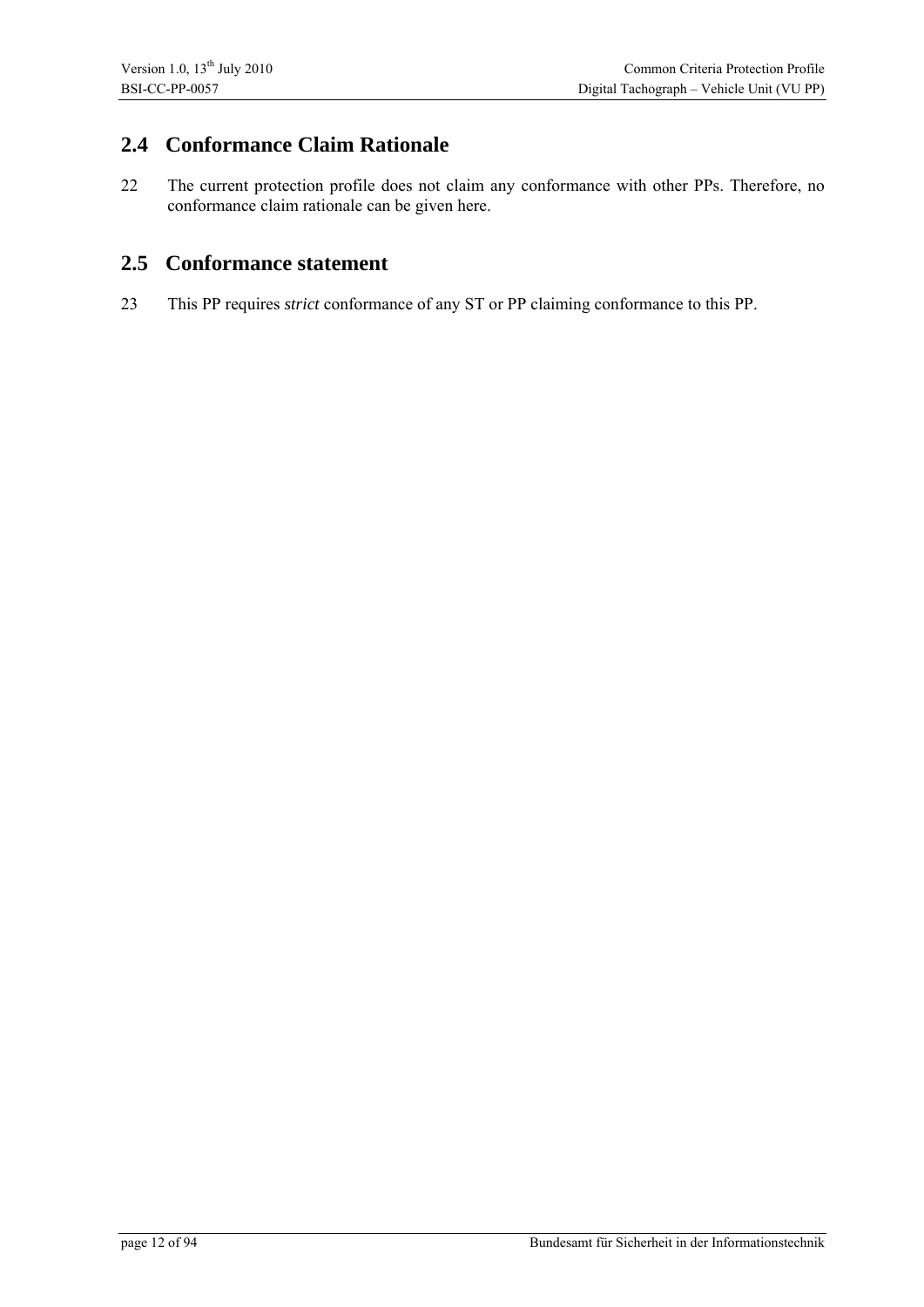## 2.4 Conformance Claim Rationale

22 The current protection profile does not claim any conformance with other PPs. Therefore, no conformance claim rationale can be given here.

## 2.5 Conformance statement

23 This PP requires *strict* conformance of any ST or PP claiming conformance to this PP.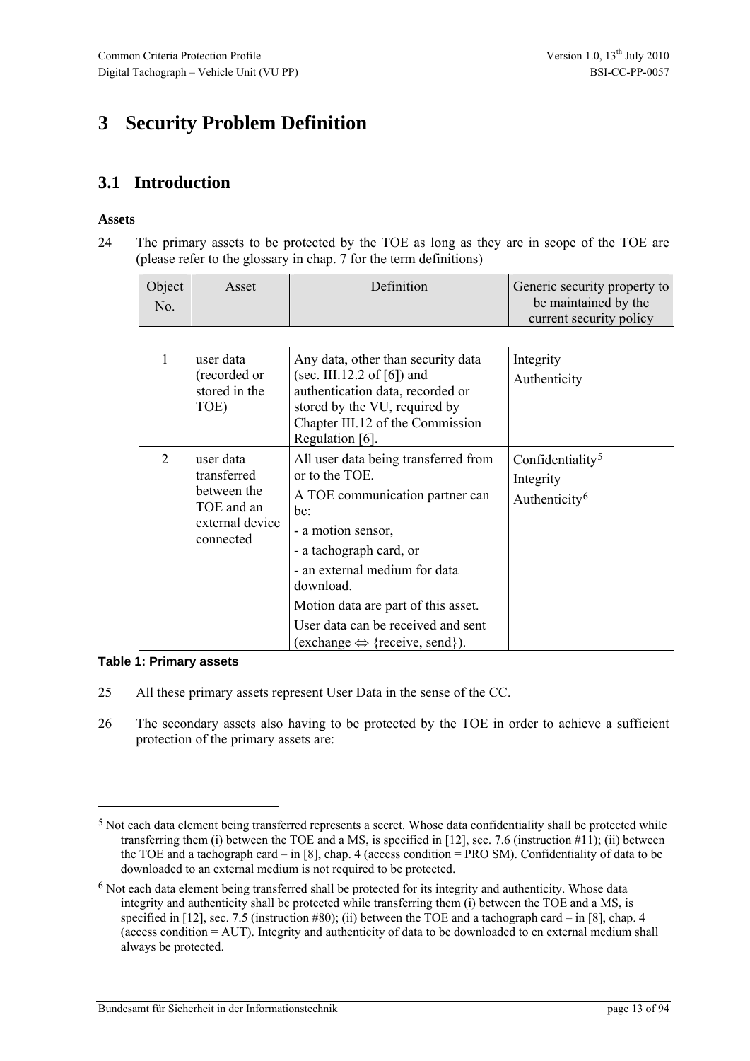# 3 Security Problem Definition

## 3.1 Introduction

**Assets**

24 The primary assets to be protected by the TOE as long as they are in scope of the TOE are (please refer to the glossary in chap. 7 for the term definitions)

| Object No. | Asset | Definition | Generic security property to be maintained by the current security policy |
|---|---|---|---|
| | | | |
| 1 | user data (recorded or stored in the TOE) | Any data, other than security data (sec. III.12.2 of [6]) and authentication data, recorded or stored by the VU, required by Chapter III.12 of the Commission Regulation [6]. | Integrity<br>Authenticity |
| 2 | user data transferred between the TOE and an external device connected | All user data being transferred from or to the TOE.<br>A TOE communication partner can be:<br>- a motion sensor,<br>- a tachograph card, or<br>- an external medium for data download.<br>Motion data are part of this asset.<br>User data can be received and sent (exchange ⇔ {receive, send}). | Confidentiality[5]<br>Integrity<br>Authenticity[6] |

**Table 1: Primary assets**

25 All these primary assets represent User Data in the sense of the CC.

26 The secondary assets also having to be protected by the TOE in order to achieve a sufficient protection of the primary assets are:

---

[5] Not each data element being transferred represents a secret. Whose data confidentiality shall be protected while transferring them (i) between the TOE and a MS, is specified in [12], sec. 7.6 (instruction #11); (ii) between the TOE and a tachograph card – in [8], chap. 4 (access condition = PRO SM). Confidentiality of data to be downloaded to an external medium is not required to be protected.

[6] Not each data element being transferred shall be protected for its integrity and authenticity. Whose data integrity and authenticity shall be protected while transferring them (i) between the TOE and a MS, is specified in [12], sec. 7.5 (instruction #80); (ii) between the TOE and a tachograph card – in [8], chap. 4 (access condition = AUT). Integrity and authenticity of data to be downloaded to en external medium shall always be protected.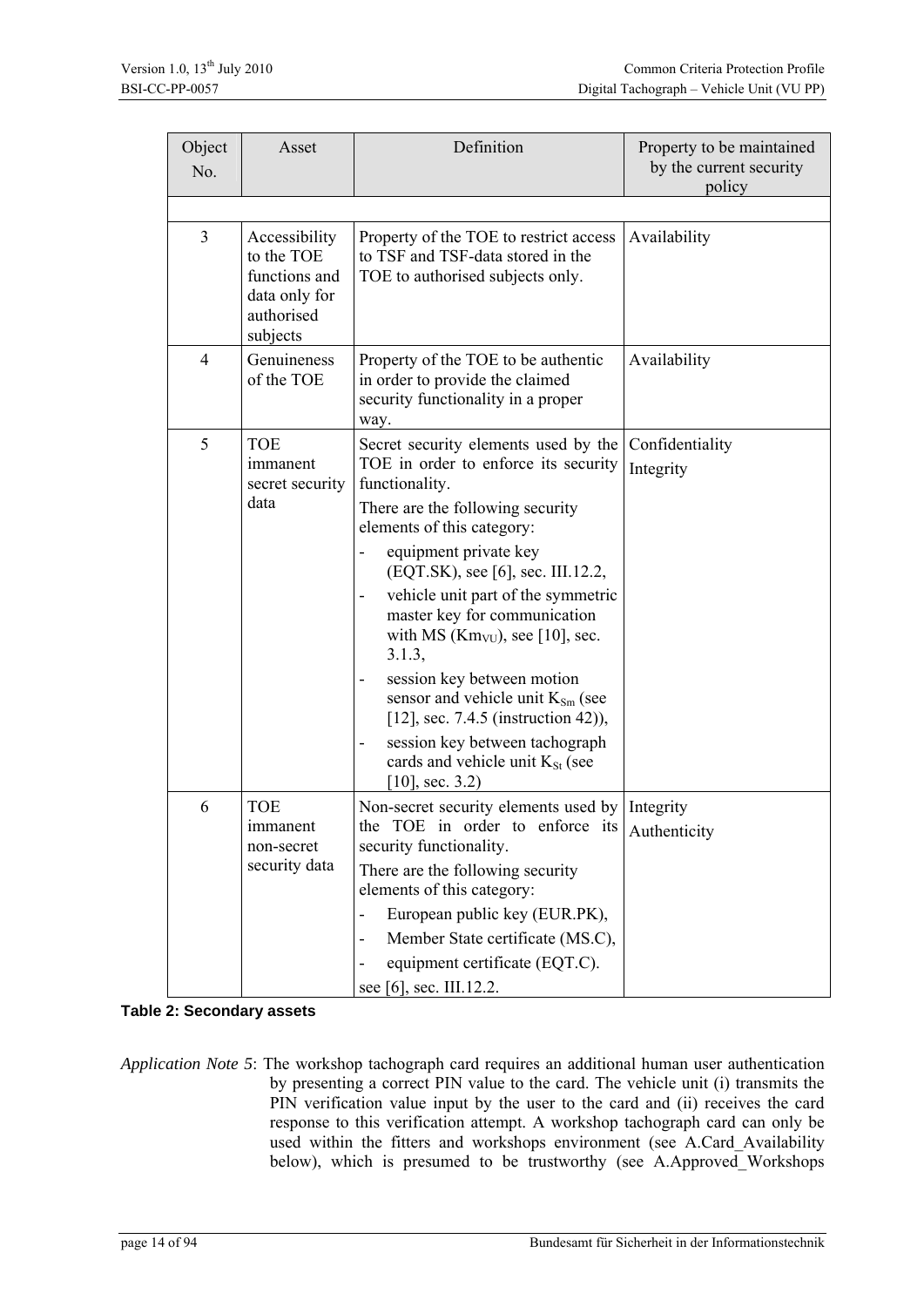| Object No. | Asset | Definition | Property to be maintained by the current security policy |
|---|---|---|---|
| | | | |
| 3 | Accessibility to the TOE functions and data only for authorised subjects | Property of the TOE to restrict access to TSF and TSF-data stored in the TOE to authorised subjects only. | Availability |
| 4 | Genuineness of the TOE | Property of the TOE to be authentic in order to provide the claimed security functionality in a proper way. | Availability |
| 5 | TOE immanent secret security data | Secret security elements used by the TOE in order to enforce its security functionality.<br>There are the following security elements of this category:<br>- equipment private key (EQT.SK), see [6], sec. III.12.2,<br>- vehicle unit part of the symmetric master key for communication with MS ($Km_{VU}$), see [10], sec. 3.1.3,<br>- session key between motion sensor and vehicle unit $K_{Sm}$ (see [12], sec. 7.4.5 (instruction 42)),<br>- session key between tachograph cards and vehicle unit $K_{St}$ (see [10], sec. 3.2) | Confidentiality<br>Integrity |
| 6 | TOE immanent non-secret security data | Non-secret security elements used by the TOE in order to enforce its security functionality.<br>There are the following security elements of this category:<br>- European public key (EUR.PK),<br>- Member State certificate (MS.C),<br>- equipment certificate (EQT.C).<br>see [6], sec. III.12.2. | Integrity<br>Authenticity |

**Table 2: Secondary assets**

*Application Note 5*: The workshop tachograph card requires an additional human user authentication by presenting a correct PIN value to the card. The vehicle unit (i) transmits the PIN verification value input by the user to the card and (ii) receives the card response to this verification attempt. A workshop tachograph card can only be used within the fitters and workshops environment (see A.Card_Availability below), which is presumed to be trustworthy (see A.Approved_Workshops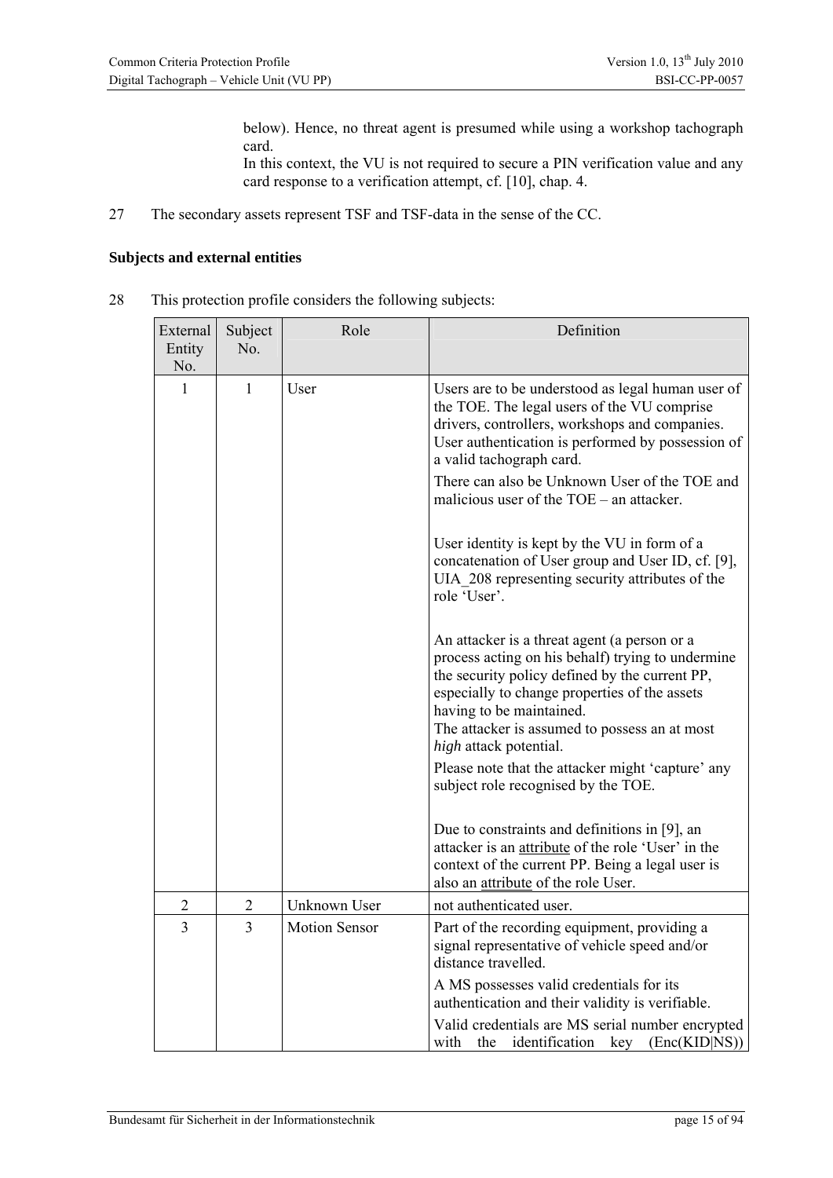below). Hence, no threat agent is presumed while using a workshop tachograph card.
In this context, the VU is not required to secure a PIN verification value and any card response to a verification attempt, cf. [10], chap. 4.

27 The secondary assets represent TSF and TSF-data in the sense of the CC.

### Subjects and external entities

28 This protection profile considers the following subjects:

| External Entity No. | Subject No. | Role | Definition |
|---|---|---|---|
| 1 | 1 | User | Users are to be understood as legal human user of the TOE. The legal users of the VU comprise drivers, controllers, workshops and companies. User authentication is performed by possession of a valid tachograph card.<br>There can also be Unknown User of the TOE and malicious user of the TOE – an attacker.<br><br>User identity is kept by the VU in form of a concatenation of User group and User ID, cf. [9], UIA_208 representing security attributes of the role 'User'.<br><br>An attacker is a threat agent (a person or a process acting on his behalf) trying to undermine the security policy defined by the current PP, especially to change properties of the assets having to be maintained.<br>The attacker is assumed to possess an at most *high* attack potential.<br>Please note that the attacker might 'capture' any subject role recognised by the TOE.<br><br>Due to constraints and definitions in [9], an attacker is an attribute of the role 'User' in the context of the current PP. Being a legal user is also an attribute of the role User. |
| 2 | 2 | Unknown User | not authenticated user. |
| 3 | 3 | Motion Sensor | Part of the recording equipment, providing a signal representative of vehicle speed and/or distance travelled.<br>A MS possesses valid credentials for its authentication and their validity is verifiable.<br>Valid credentials are MS serial number encrypted with the identification key (Enc(KID\|NS)) |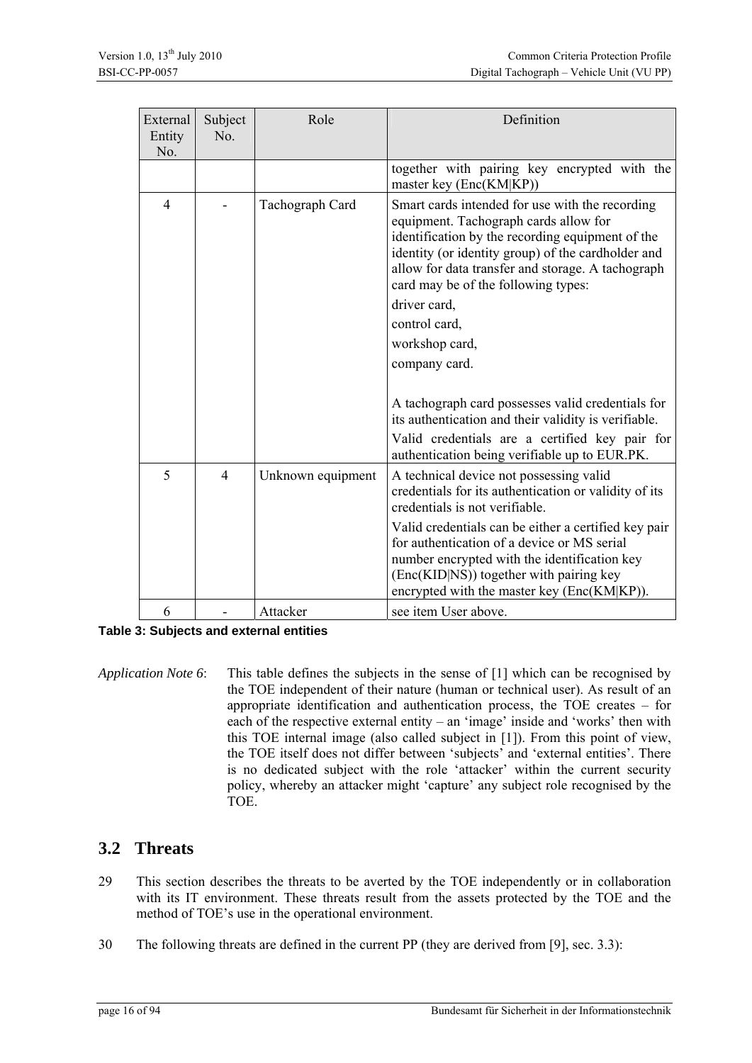| External Entity No. | Subject No. | Role | Definition |
|---|---|---|---|
| | | | together with pairing key encrypted with the master key (Enc(KM\|KP)) |
| 4 | - | Tachograph Card | Smart cards intended for use with the recording equipment. Tachograph cards allow for identification by the recording equipment of the identity (or identity group) of the cardholder and allow for data transfer and storage. A tachograph card may be of the following types:<br>driver card,<br>control card,<br>workshop card,<br>company card.<br><br>A tachograph card possesses valid credentials for its authentication and their validity is verifiable.<br>Valid credentials are a certified key pair for authentication being verifiable up to EUR.PK. |
| 5 | 4 | Unknown equipment | A technical device not possessing valid credentials for its authentication or validity of its credentials is not verifiable.<br>Valid credentials can be either a certified key pair for authentication of a device or MS serial number encrypted with the identification key (Enc(KID\|NS)) together with pairing key encrypted with the master key (Enc(KM\|KP)). |
| 6 | - | Attacker | see item User above. |

**Table 3: Subjects and external entities**

*Application Note 6*: This table defines the subjects in the sense of [1] which can be recognised by the TOE independent of their nature (human or technical user). As result of an appropriate identification and authentication process, the TOE creates – for each of the respective external entity – an 'image' inside and 'works' then with this TOE internal image (also called subject in [1]). From this point of view, the TOE itself does not differ between 'subjects' and 'external entities'. There is no dedicated subject with the role 'attacker' within the current security policy, whereby an attacker might 'capture' any subject role recognised by the TOE.

## 3.2 Threats

29 This section describes the threats to be averted by the TOE independently or in collaboration with its IT environment. These threats result from the assets protected by the TOE and the method of TOE's use in the operational environment.

30 The following threats are defined in the current PP (they are derived from [9], sec. 3.3):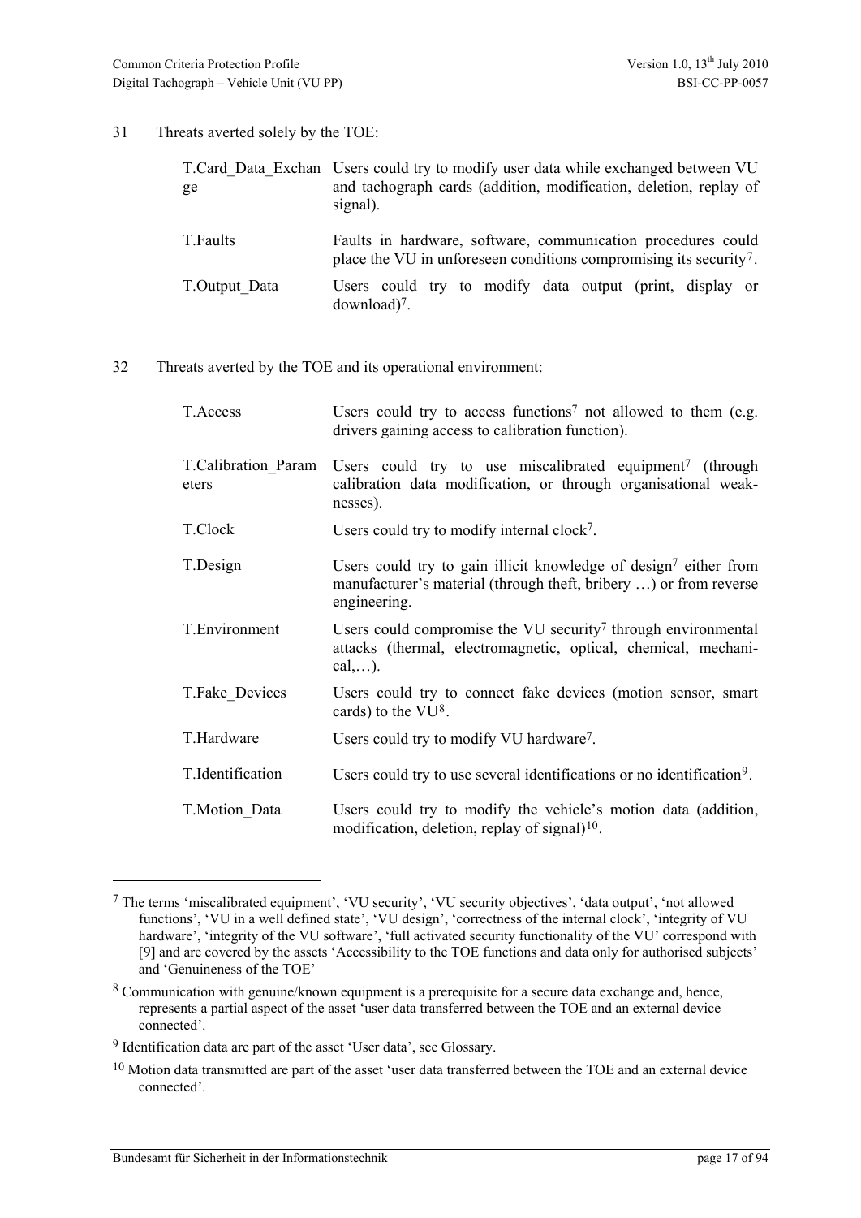31 Threats averted solely by the TOE:

| | |
|---|---|
| T.Card_Data_Exchange | Users could try to modify user data while exchanged between VU and tachograph cards (addition, modification, deletion, replay of signal). |
| T.Faults | Faults in hardware, software, communication procedures could place the VU in unforeseen conditions compromising its security[7]. |
| T.Output_Data | Users could try to modify data output (print, display or download)[7]. |

32 Threats averted by the TOE and its operational environment:

| | |
|---|---|
| T.Access | Users could try to access functions[7] not allowed to them (e.g. drivers gaining access to calibration function). |
| T.Calibration_Parameters | Users could try to use miscalibrated equipment[7] (through calibration data modification, or through organisational weaknesses). |
| T.Clock | Users could try to modify internal clock[7]. |
| T.Design | Users could try to gain illicit knowledge of design[7] either from manufacturer's material (through theft, bribery …) or from reverse engineering. |
| T.Environment | Users could compromise the VU security[7] through environmental attacks (thermal, electromagnetic, optical, chemical, mechanical,…). |
| T.Fake_Devices | Users could try to connect fake devices (motion sensor, smart cards) to the VU[8]. |
| T.Hardware | Users could try to modify VU hardware[7]. |
| T.Identification | Users could try to use several identifications or no identification[9]. |
| T.Motion_Data | Users could try to modify the vehicle's motion data (addition, modification, deletion, replay of signal)[10]. |

---

[7] The terms 'miscalibrated equipment', 'VU security', 'VU security objectives', 'data output', 'not allowed functions', 'VU in a well defined state', 'VU design', 'correctness of the internal clock', 'integrity of VU hardware', 'integrity of the VU software', 'full activated security functionality of the VU' correspond with [9] and are covered by the assets 'Accessibility to the TOE functions and data only for authorised subjects' and 'Genuineness of the TOE'

[8] Communication with genuine/known equipment is a prerequisite for a secure data exchange and, hence, represents a partial aspect of the asset 'user data transferred between the TOE and an external device connected'.

[9] Identification data are part of the asset 'User data', see Glossary.

[10] Motion data transmitted are part of the asset 'user data transferred between the TOE and an external device connected'.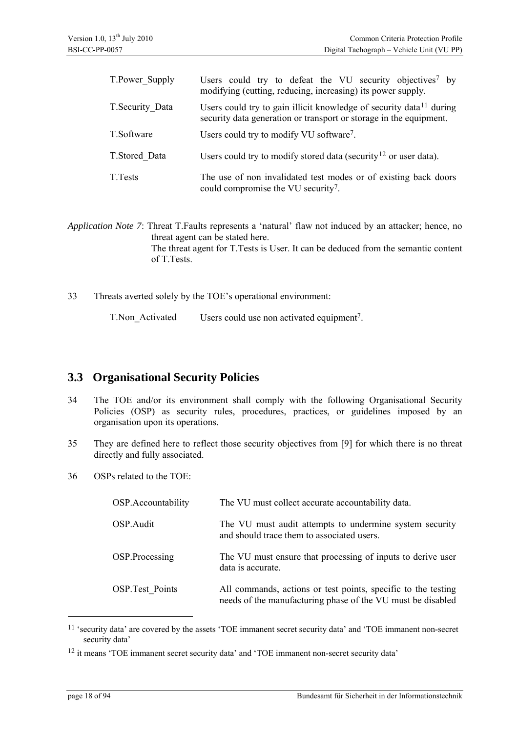| | |
|---|---|
| T.Power_Supply | Users could try to defeat the VU security objectives[7] by modifying (cutting, reducing, increasing) its power supply. |
| T.Security_Data | Users could try to gain illicit knowledge of security data[11] during security data generation or transport or storage in the equipment. |
| T.Software | Users could try to modify VU software[7]. |
| T.Stored_Data | Users could try to modify stored data (security[12] or user data). |
| T.Tests | The use of non invalidated test modes or of existing back doors could compromise the VU security[7]. |

*Application Note 7*: Threat T.Faults represents a 'natural' flaw not induced by an attacker; hence, no threat agent can be stated here.
The threat agent for T.Tests is User. It can be deduced from the semantic content of T.Tests.

33 Threats averted solely by the TOE's operational environment:

| | |
|---|---|
| T.Non_Activated | Users could use non activated equipment[7]. |

## 3.3 Organisational Security Policies

34 The TOE and/or its environment shall comply with the following Organisational Security Policies (OSP) as security rules, procedures, practices, or guidelines imposed by an organisation upon its operations.

35 They are defined here to reflect those security objectives from [9] for which there is no threat directly and fully associated.

36 OSPs related to the TOE:

| | |
|---|---|
| OSP.Accountability | The VU must collect accurate accountability data. |
| OSP.Audit | The VU must audit attempts to undermine system security and should trace them to associated users. |
| OSP.Processing | The VU must ensure that processing of inputs to derive user data is accurate. |
| OSP.Test_Points | All commands, actions or test points, specific to the testing needs of the manufacturing phase of the VU must be disabled |

[11] 'security data' are covered by the assets 'TOE immanent secret security data' and 'TOE immanent non-secret security data'

[12] it means 'TOE immanent secret security data' and 'TOE immanent non-secret security data'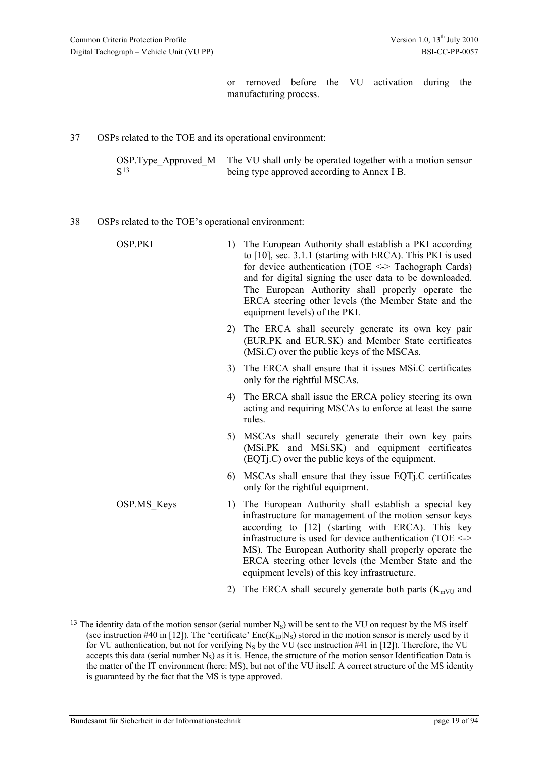or removed before the VU activation during the manufacturing process.

37 OSPs related to the TOE and its operational environment:

| | |
|---|---|
| OSP.Type_Approved_MS[13] | The VU shall only be operated together with a motion sensor being type approved according to Annex I B. |

38 OSPs related to the TOE's operational environment:

| | |
|---|---|
| OSP.PKI | 1) The European Authority shall establish a PKI according to [10], sec. 3.1.1 (starting with ERCA). This PKI is used for device authentication (TOE <-> Tachograph Cards) and for digital signing the user data to be downloaded. The European Authority shall properly operate the ERCA steering other levels (the Member State and the equipment levels) of the PKI. |
| | 2) The ERCA shall securely generate its own key pair (EUR.PK and EUR.SK) and Member State certificates (MSi.C) over the public keys of the MSCAs. |
| | 3) The ERCA shall ensure that it issues MSi.C certificates only for the rightful MSCAs. |
| | 4) The ERCA shall issue the ERCA policy steering its own acting and requiring MSCAs to enforce at least the same rules. |
| | 5) MSCAs shall securely generate their own key pairs (MSi.PK and MSi.SK) and equipment certificates (EQTj.C) over the public keys of the equipment. |
| | 6) MSCAs shall ensure that they issue EQTj.C certificates only for the rightful equipment. |
| OSP.MS_Keys | 1) The European Authority shall establish a special key infrastructure for management of the motion sensor keys according to [12] (starting with ERCA). This key infrastructure is used for device authentication (TOE <-> MS). The European Authority shall properly operate the ERCA steering other levels (the Member State and the equipment levels) of this key infrastructure. |
| | 2) The ERCA shall securely generate both parts ($K_{mVU}$ and |

[13] The identity data of the motion sensor (serial number $N_S$) will be sent to the VU on request by the MS itself (see instruction #40 in [12]). The 'certificate' $Enc(K_{ID}|N_S)$ stored in the motion sensor is merely used by it for VU authentication, but not for verifying $N_S$ by the VU (see instruction #41 in [12]). Therefore, the VU accepts this data (serial number $N_S$) as it is. Hence, the structure of the motion sensor Identification Data is the matter of the IT environment (here: MS), but not of the VU itself. A correct structure of the MS identity is guaranteed by the fact that the MS is type approved.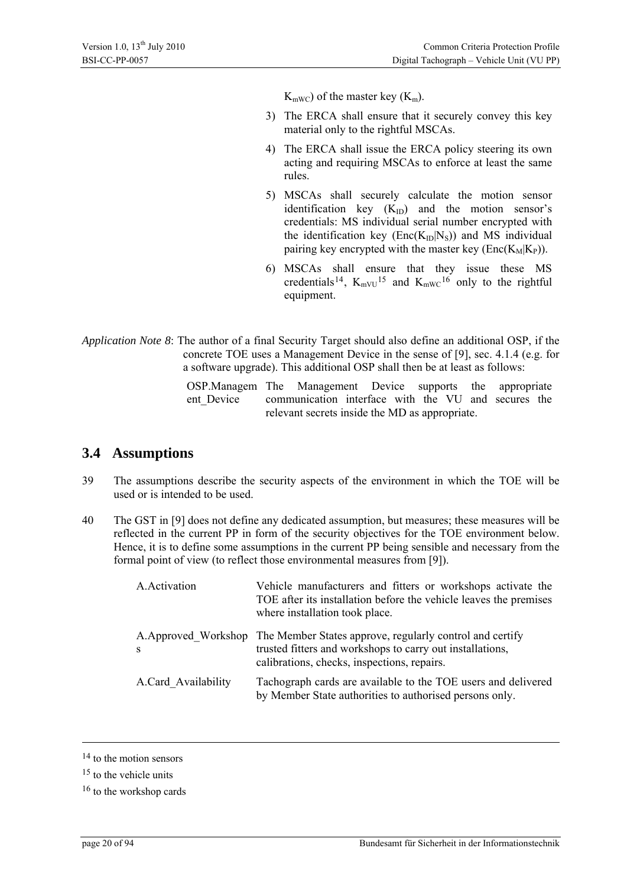$K_{mWC}$) of the master key ($K_m$).

3) The ERCA shall ensure that it securely convey this key material only to the rightful MSCAs.

4) The ERCA shall issue the ERCA policy steering its own acting and requiring MSCAs to enforce at least the same rules.

5) MSCAs shall securely calculate the motion sensor identification key ($K_{ID}$) and the motion sensor's credentials: MS individual serial number encrypted with the identification key ($Enc(K_{ID}|N_S)$) and MS individual pairing key encrypted with the master key ($Enc(K_M|K_P)$).

6) MSCAs shall ensure that they issue these MS credentials[14], $K_{mVU}$[15] and $K_{mWC}$[16] only to the rightful equipment.

*Application Note 8*: The author of a final Security Target should also define an additional OSP, if the concrete TOE uses a Management Device in the sense of [9], sec. 4.1.4 (e.g. for a software upgrade). This additional OSP shall then be at least as follows:

| | |
|---|---|
| OSP.Management_Device | The Management Device supports the appropriate communication interface with the VU and secures the relevant secrets inside the MD as appropriate. |

## 3.4 Assumptions

39 The assumptions describe the security aspects of the environment in which the TOE will be used or is intended to be used.

40 The GST in [9] does not define any dedicated assumption, but measures; these measures will be reflected in the current PP in form of the security objectives for the TOE environment below. Hence, it is to define some assumptions in the current PP being sensible and necessary from the formal point of view (to reflect those environmental measures from [9]).

| | |
|---|---|
| A.Activation | Vehicle manufacturers and fitters or workshops activate the TOE after its installation before the vehicle leaves the premises where installation took place. |
| A.Approved_Workshops | The Member States approve, regularly control and certify trusted fitters and workshops to carry out installations, calibrations, checks, inspections, repairs. |
| A.Card_Availability | Tachograph cards are available to the TOE users and delivered by Member State authorities to authorised persons only. |

[14] to the motion sensors

[15] to the vehicle units

[16] to the workshop cards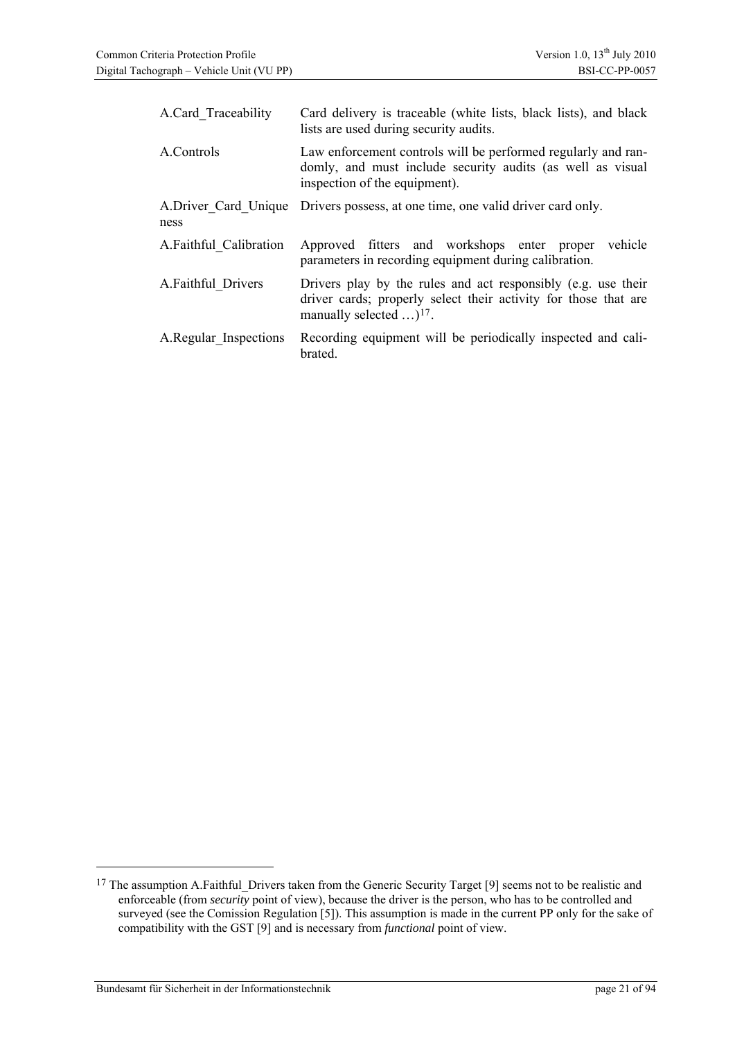| | |
|---|---|
| A.Card_Traceability | Card delivery is traceable (white lists, black lists), and black lists are used during security audits. |
| A.Controls | Law enforcement controls will be performed regularly and randomly, and must include security audits (as well as visual inspection of the equipment). |
| A.Driver_Card_Uniqueness | Drivers possess, at one time, one valid driver card only. |
| A.Faithful_Calibration | Approved fitters and workshops enter proper vehicle parameters in recording equipment during calibration. |
| A.Faithful_Drivers | Drivers play by the rules and act responsibly (e.g. use their driver cards; properly select their activity for those that are manually selected …)[17]. |
| A.Regular_Inspections | Recording equipment will be periodically inspected and calibrated. |

[17] The assumption A.Faithful_Drivers taken from the Generic Security Target [9] seems not to be realistic and enforceable (from *security* point of view), because the driver is the person, who has to be controlled and surveyed (see the Comission Regulation [5]). This assumption is made in the current PP only for the sake of compatibility with the GST [9] and is necessary from *functional* point of view.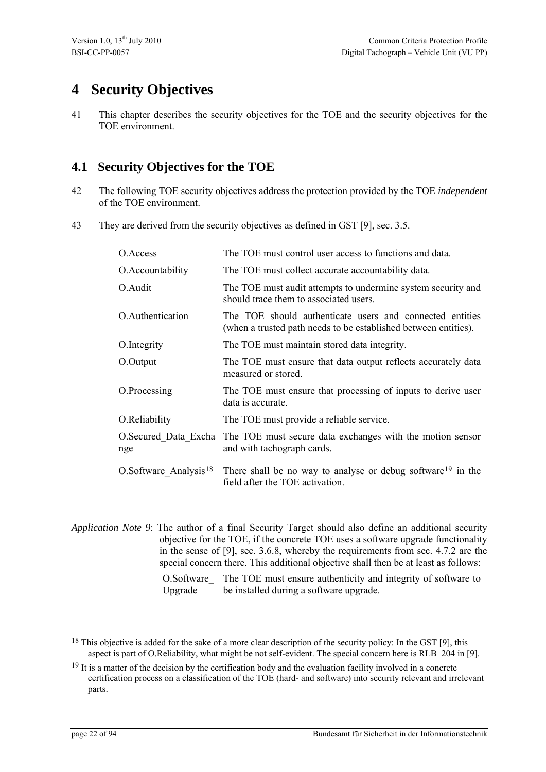# 4 Security Objectives

41 This chapter describes the security objectives for the TOE and the security objectives for the TOE environment.

## 4.1 Security Objectives for the TOE

42 The following TOE security objectives address the protection provided by the TOE *independent* of the TOE environment.

43 They are derived from the security objectives as defined in GST [9], sec. 3.5.

| | |
|---|---|
| O.Access | The TOE must control user access to functions and data. |
| O.Accountability | The TOE must collect accurate accountability data. |
| O.Audit | The TOE must audit attempts to undermine system security and should trace them to associated users. |
| O.Authentication | The TOE should authenticate users and connected entities (when a trusted path needs to be established between entities). |
| O.Integrity | The TOE must maintain stored data integrity. |
| O.Output | The TOE must ensure that data output reflects accurately data measured or stored. |
| O.Processing | The TOE must ensure that processing of inputs to derive user data is accurate. |
| O.Reliability | The TOE must provide a reliable service. |
| O.Secured_Data_Exchange | The TOE must secure data exchanges with the motion sensor and with tachograph cards. |
| O.Software_Analysis[18] | There shall be no way to analyse or debug software[19] in the field after the TOE activation. |

*Application Note 9*: The author of a final Security Target should also define an additional security objective for the TOE, if the concrete TOE uses a software upgrade functionality in the sense of [9], sec. 3.6.8, whereby the requirements from sec. 4.7.2 are the special concern there. This additional objective shall then be at least as follows:

| | |
|---|---|
| O.Software_Upgrade | The TOE must ensure authenticity and integrity of software to be installed during a software upgrade. |

[18] This objective is added for the sake of a more clear description of the security policy: In the GST [9], this aspect is part of O.Reliability, what might be not self-evident. The special concern here is RLB_204 in [9].

[19] It is a matter of the decision by the certification body and the evaluation facility involved in a concrete certification process on a classification of the TOE (hard- and software) into security relevant and irrelevant parts.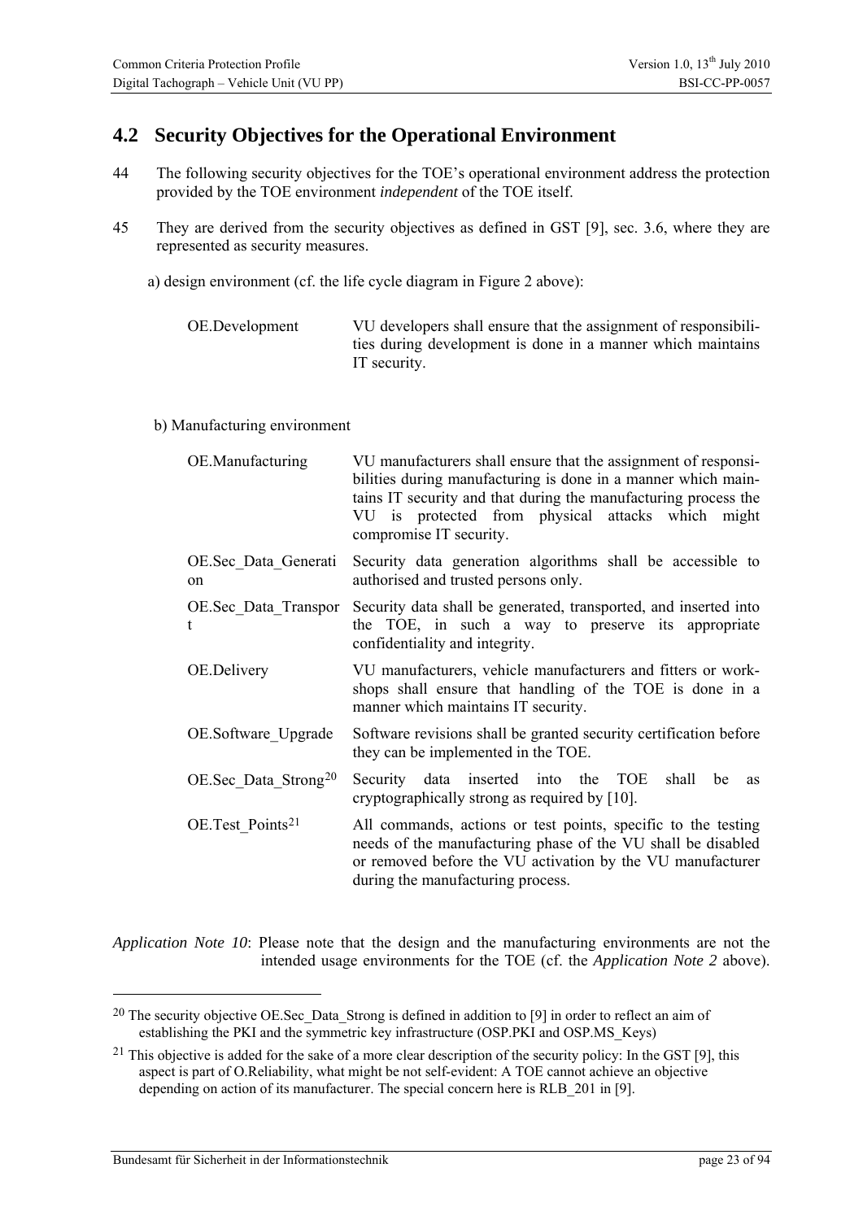## 4.2 Security Objectives for the Operational Environment

44 The following security objectives for the TOE's operational environment address the protection provided by the TOE environment *independent* of the TOE itself.

45 They are derived from the security objectives as defined in GST [9], sec. 3.6, where they are represented as security measures.

a) design environment (cf. the life cycle diagram in Figure 2 above):

| | |
|---|---|
| OE.Development | VU developers shall ensure that the assignment of responsibilities during development is done in a manner which maintains IT security. |

b) Manufacturing environment

| | |
|---|---|
| OE.Manufacturing | VU manufacturers shall ensure that the assignment of responsibilities during manufacturing is done in a manner which maintains IT security and that during the manufacturing process the VU is protected from physical attacks which might compromise IT security. |
| OE.Sec_Data_Generation | Security data generation algorithms shall be accessible to authorised and trusted persons only. |
| OE.Sec_Data_Transport | Security data shall be generated, transported, and inserted into the TOE, in such a way to preserve its appropriate confidentiality and integrity. |
| OE.Delivery | VU manufacturers, vehicle manufacturers and fitters or workshops shall ensure that handling of the TOE is done in a manner which maintains IT security. |
| OE.Software_Upgrade | Software revisions shall be granted security certification before they can be implemented in the TOE. |
| OE.Sec_Data_Strong[20] | Security data inserted into the TOE shall be as cryptographically strong as required by [10]. |
| OE.Test_Points[21] | All commands, actions or test points, specific to the testing needs of the manufacturing phase of the VU shall be disabled or removed before the VU activation by the VU manufacturer during the manufacturing process. |

*Application Note 10*: Please note that the design and the manufacturing environments are not the intended usage environments for the TOE (cf. the *Application Note 2* above).

[20] The security objective OE.Sec_Data_Strong is defined in addition to [9] in order to reflect an aim of establishing the PKI and the symmetric key infrastructure (OSP.PKI and OSP.MS_Keys)

[21] This objective is added for the sake of a more clear description of the security policy: In the GST [9], this aspect is part of O.Reliability, what might be not self-evident: A TOE cannot achieve an objective depending on action of its manufacturer. The special concern here is RLB_201 in [9].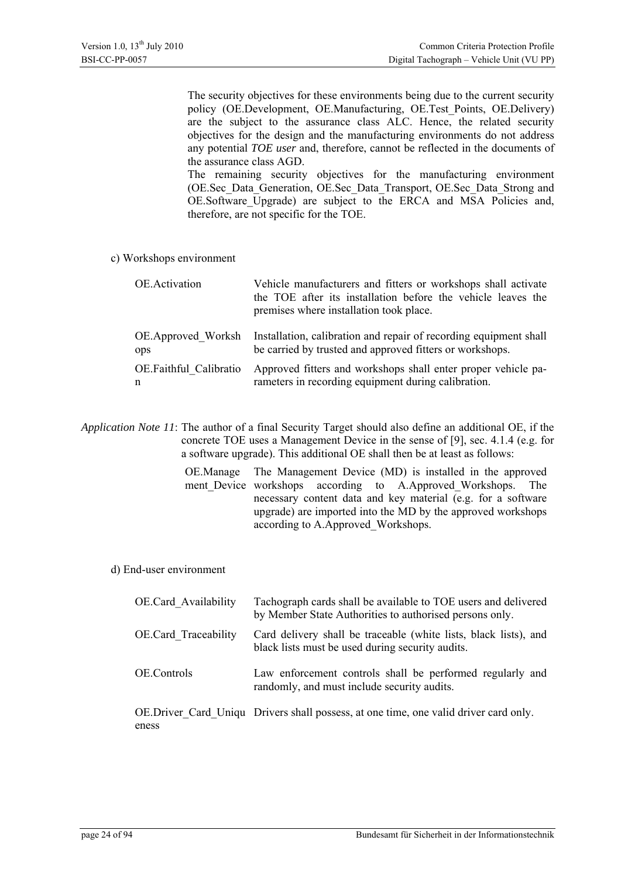The security objectives for these environments being due to the current security policy (OE.Development, OE.Manufacturing, OE.Test_Points, OE.Delivery) are the subject to the assurance class ALC. Hence, the related security objectives for the design and the manufacturing environments do not address any potential *TOE user* and, therefore, cannot be reflected in the documents of the assurance class AGD.

The remaining security objectives for the manufacturing environment (OE.Sec_Data_Generation, OE.Sec_Data_Transport, OE.Sec_Data_Strong and OE.Software_Upgrade) are subject to the ERCA and MSA Policies and, therefore, are not specific for the TOE.

c) Workshops environment

| | |
|---|---|
| OE.Activation | Vehicle manufacturers and fitters or workshops shall activate the TOE after its installation before the vehicle leaves the premises where installation took place. |
| OE.Approved_Workshops | Installation, calibration and repair of recording equipment shall be carried by trusted and approved fitters or workshops. |
| OE.Faithful_Calibration | Approved fitters and workshops shall enter proper vehicle parameters in recording equipment during calibration. |

*Application Note 11*: The author of a final Security Target should also define an additional OE, if the concrete TOE uses a Management Device in the sense of [9], sec. 4.1.4 (e.g. for a software upgrade). This additional OE shall then be at least as follows:

| | |
|---|---|
| OE.Management_Device | The Management Device (MD) is installed in the approved workshops according to A.Approved_Workshops. The necessary content data and key material (e.g. for a software upgrade) are imported into the MD by the approved workshops according to A.Approved_Workshops. |

d) End-user environment

| | |
|---|---|
| OE.Card_Availability | Tachograph cards shall be available to TOE users and delivered by Member State Authorities to authorised persons only. |
| OE.Card_Traceability | Card delivery shall be traceable (white lists, black lists), and black lists must be used during security audits. |
| OE.Controls | Law enforcement controls shall be performed regularly and randomly, and must include security audits. |
| OE.Driver_Card_Uniqueness | Drivers shall possess, at one time, one valid driver card only. |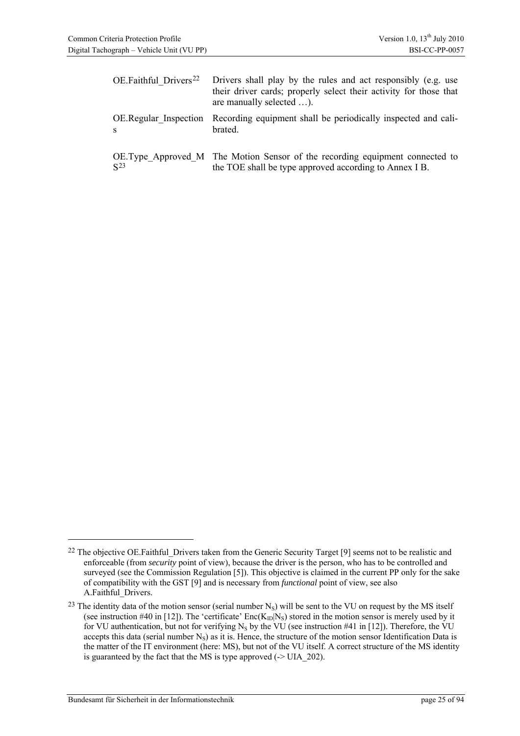| | |
|---|---|
| OE.Faithful_Drivers[22] | Drivers shall play by the rules and act responsibly (e.g. use their driver cards; properly select their activity for those that are manually selected …). |
| OE.Regular_Inspections | Recording equipment shall be periodically inspected and calibrated. |
| OE.Type_Approved_MS[23] | The Motion Sensor of the recording equipment connected to the TOE shall be type approved according to Annex I B. |

---

[22] The objective OE.Faithful_Drivers taken from the Generic Security Target [9] seems not to be realistic and enforceable (from *security* point of view), because the driver is the person, who has to be controlled and surveyed (see the Commission Regulation [5]). This objective is claimed in the current PP only for the sake of compatibility with the GST [9] and is necessary from *functional* point of view, see also A.Faithful_Drivers.

[23] The identity data of the motion sensor (serial number $N_S$) will be sent to the VU on request by the MS itself (see instruction #40 in [12]). The 'certificate' $Enc(K_{ID}|N_S)$ stored in the motion sensor is merely used by it for VU authentication, but not for verifying $N_S$ by the VU (see instruction #41 in [12]). Therefore, the VU accepts this data (serial number $N_S$) as it is. Hence, the structure of the motion sensor Identification Data is the matter of the IT environment (here: MS), but not of the VU itself. A correct structure of the MS identity is guaranteed by the fact that the MS is type approved (-> UIA_202).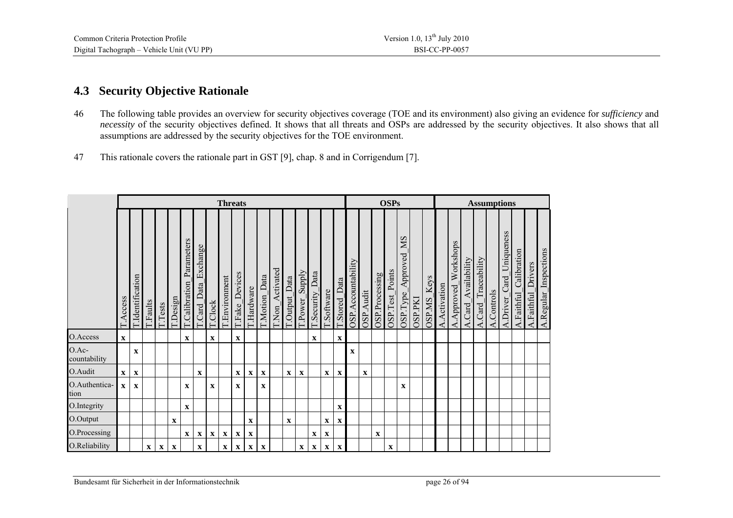## 4.3 Security Objective Rationale

46 The following table provides an overview for security objectives coverage (TOE and its environment) also giving an evidence for *sufficiency* and *necessity* of the security objectives defined. It shows that all threats and OSPs are addressed by the security objectives. It also shows that all assumptions are addressed by the security objectives for the TOE environment.

47 This rationale covers the rationale part in GST [9], chap. 8 and in Corrigendum [7].

| | Threats | | | | | | | | | | | | | | | | | | OSPs | | | | | | | Assumptions | | | | | | | | |
|---|---|---|---|---|---|---|---|---|---|---|---|---|---|---|---|---|---|---|---|---|---|---|---|---|---|---|---|---|---|---|---|---|---|---|
| | T.Access | T.Identification | T.Faults | T.Tests | T.Design | T.Calibration_Parameters | T.Card_Data_Exchange | T.Clock | T.Environment | T.Fake_Devices | T.Hardware | T.Motion_Data | T.Non_Activated | T.Output_Data | T.Power_Supply | T.Security_Data | T.Software | T.Stored_Data | OSP.Accountability | OSP.Audit | OSP.Processing | OSP.Test_Points | OSP.Type_Approved_MS | OSP.PKI | OSP.MS_Keys | A.Activation | A.Approved_Workshops | A.Card_Availability | A.Card_Traceability | A.Controls | A.Driver_Card_Uniqueness | A.Faithful_Calibration | A.Faithful_Drivers | A.Regular_Inspections |
| O.Access | x | | | | | x | | x | | x | | | | | | x | | x | | | | | | | | | | | | | | | | |
| O.Accountability | | x | | | | | | | | | | | | | | | | | x | | | | | | | | | | | | | | | |
| O.Audit | x | x | | | | | x | | | x | x | x | | x | x | | x | x | | x | | | | | | | | | | | | | | |
| O.Authentication | x | x | | | | x | | x | | x | | x | | | | | | | | | | | x | | | | | | | | | | | |
| O.Integrity | | | | | | x | | | | | | | | | | | | x | | | | | | | | | | | | | | | | |
| O.Output | | | | | x | | | | | | x | | | x | | | x | x | | | | | | | | | | | | | | | | |
| O.Processing | | | | | | x | x | x | x | x | x | | | | | x | x | | | | x | | | | | | | | | | | | | |
| O.Reliability | | | x | x | x | | x | | x | x | x | x | | | x | x | x | x | | | | x | | | | | | | | | | | | |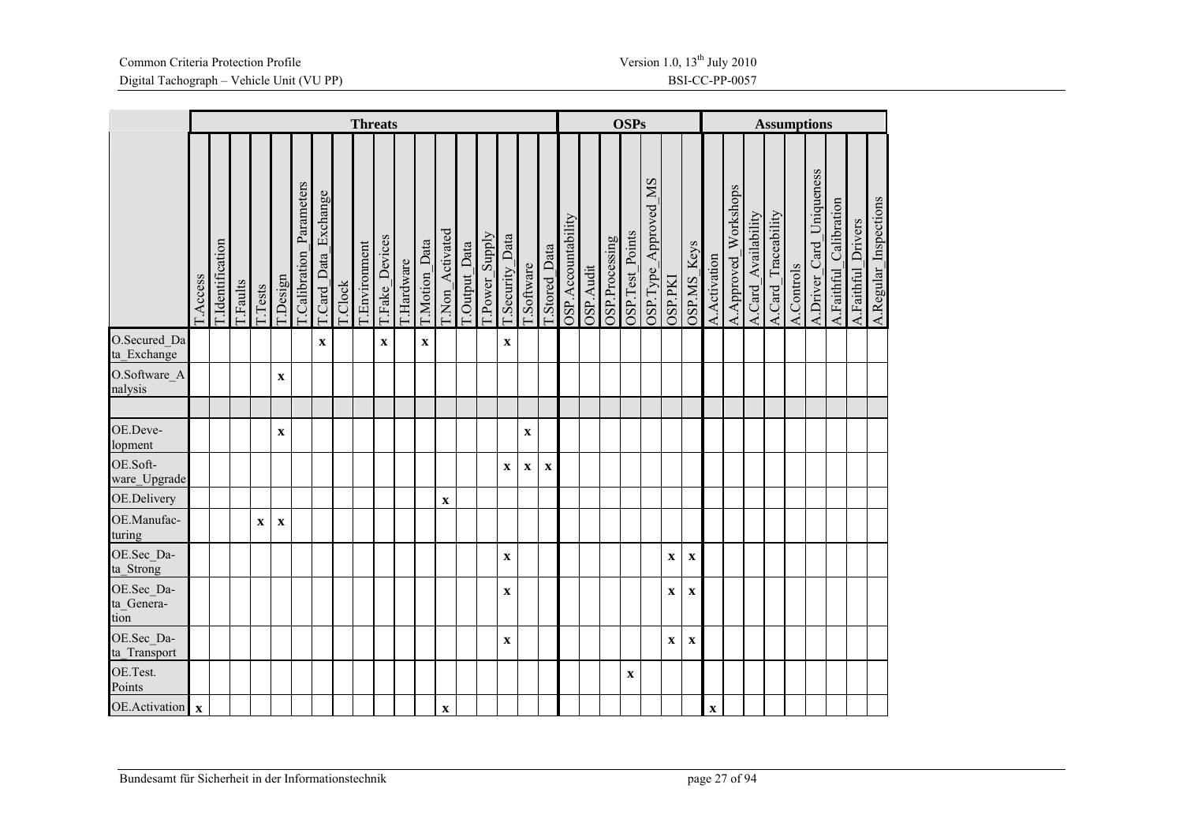| | Threats | | | | | | | | | | | | | | | | | | OSPs | | | | | | | Assumptions | | | | | | | | |
|---|---|---|---|---|---|---|---|---|---|---|---|---|---|---|---|---|---|---|---|---|---|---|---|---|---|---|---|---|---|---|---|---|---|---|
| | T.Access | T.Identification | T.Faults | T.Tests | T.Design | T.Calibration_Parameters | T.Card_Data_Exchange | T.Clock | T.Environment | T.Fake_Devices | T.Hardware | T.Motion_Data | T.Non_Activated | T.Output_Data | T.Power_Supply | T.Security_Data | T.Software | T.Stored_Data | OSP.Accountability | OSP.Audit | OSP.Processing | OSP.Test_Points | OSP.Type_Approved_MS | OSP.PKI | OSP.MS_Keys | A.Activation | A.Approved_Workshops | A.Card_Availability | A.Card_Traceability | A.Controls | A.Driver_Card_Uniqueness | A.Faithful_Calibration | A.Faithful_Drivers | A.Regular_Inspections |
| O.Secured_Data_Exchange | | | | | | | x | | | x | | x | | | | x | | | | | | | | | | | | | | | | | | |
| O.Software_Analysis | | | | | x | | | | | | | | | | | | | | | | | | | | | | | | | | | | | |
| | | | | | | | | | | | | | | | | | | | | | | | | | | | | | | | | | | |
| OE.Development | | | | | x | | | | | | | | | | | | x | | | | | | | | | | | | | | | | | |
| OE.Software_Upgrade | | | | | | | | | | | | | | | | x | x | x | | | | | | | | | | | | | | | | |
| OE.Delivery | | | | | | | | | | | | | x | | | | | | | | | | | | | | | | | | | | | |
| OE.Manufacturing | | | | x | x | | | | | | | | | | | | | | | | | | | | | | | | | | | | | |
| OE.Sec_Data_Strong | | | | | | | | | | | | | | | | x | | | | | | | | x | x | | | | | | | | | |
| OE.Sec_Data_Generation | | | | | | | | | | | | | | | | x | | | | | | | | x | x | | | | | | | | | |
| OE.Sec_Data_Transport | | | | | | | | | | | | | | | | x | | | | | | | | x | x | | | | | | | | | |
| OE.Test.Points | | | | | | | | | | | | | | | | | | | | | | x | | | | | | | | | | | | |
| OE.Activation | x | | | | | | | | | | | | x | | | | | | | | | | | | | x | | | | | | | | |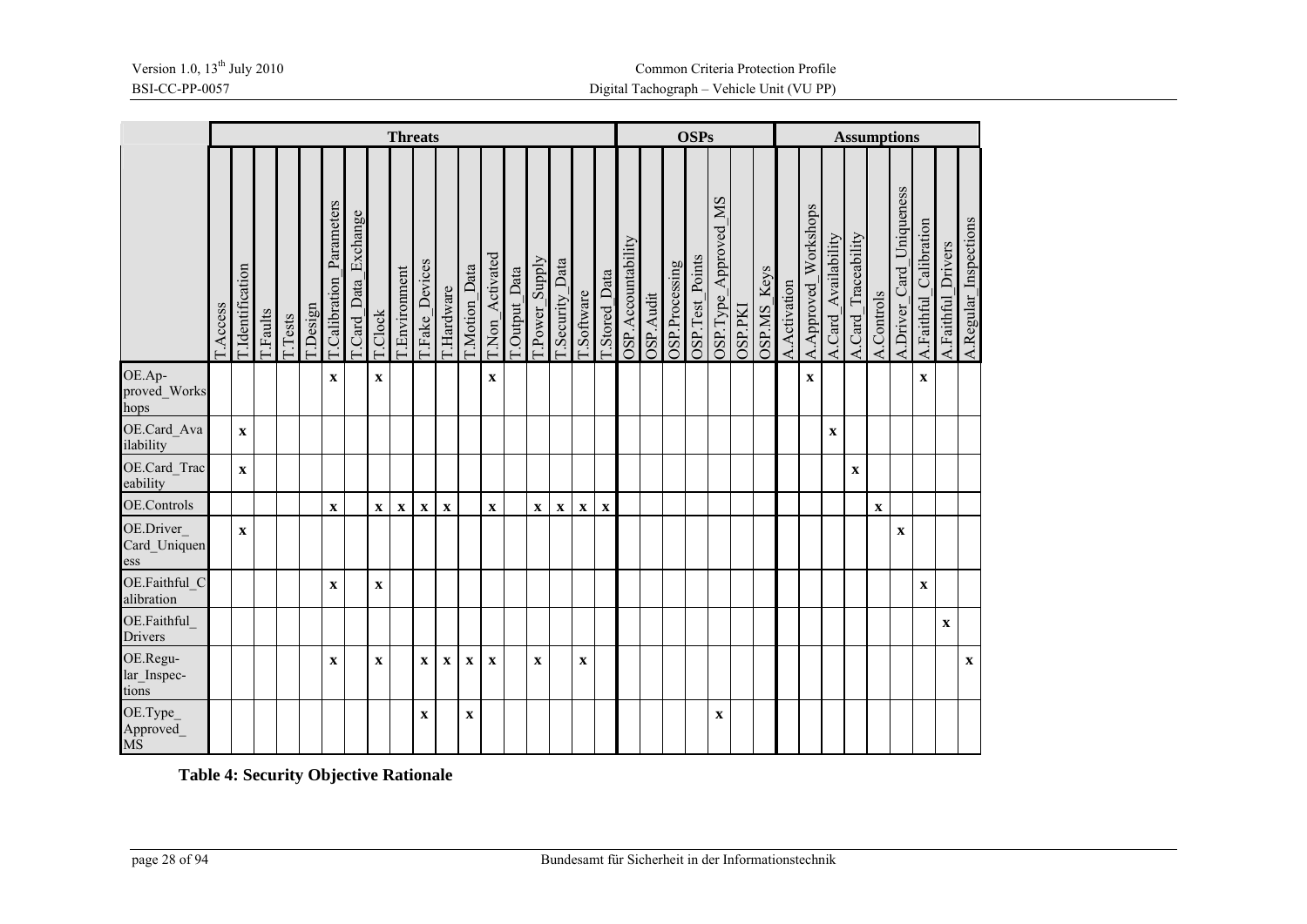| | Threats | | | | | | | | | | | | | | | | | | OSPs | | | | | | | Assumptions | | | | | | | | |
|---|---|---|---|---|---|---|---|---|---|---|---|---|---|---|---|---|---|---|---|---|---|---|---|---|---|---|---|---|---|---|---|---|---|---|
| | T.Access | T.Identification | T.Faults | T.Tests | T.Design | T.Calibration_Parameters | T.Card_Data_Exchange | T.Clock | T.Environment | T.Fake_Devices | T.Hardware | T.Motion_Data | T.Non_Activated | T.Output_Data | T.Power_Supply | T.Security_Data | T.Software | T.Stored_Data | OSP.Accountability | OSP.Audit | OSP.Processing | OSP.Test_Points | OSP.Type_Approved_MS | OSP.PKI | OSP.MS_Keys | A.Activation | A.Approved_Workshops | A.Card_Availability | A.Card_Traceability | A.Controls | A.Driver_Card_Uniqueness | A.Faithful_Calibration | A.Faithful_Drivers | A.Regular_Inspections |
| OE.Approved_Workshops | | | | | | x | | x | | | | | x | | | | | | | | | | | | | | x | | | | | x | | |
| OE.Card_Availability | | x | | | | | | | | | | | | | | | | | | | | | | | | | | x | | | | | | |
| OE.Card_Traceability | | x | | | | | | | | | | | | | | | | | | | | | | | | | | | x | | | | | |
| OE.Controls | | | | | | x | | x | x | x | x | | x | | x | x | x | x | | | | | | | | | | | | x | | | | |
| OE.Driver_Card_Uniqueness | | x | | | | | | | | | | | | | | | | | | | | | | | | | | | | | x | | | |
| OE.Faithful_Calibration | | | | | | x | | x | | | | | | | | | | | | | | | | | | | | | | | | x | | |
| OE.Faithful_Drivers | | | | | | | | | | | | | | | | | | | | | | | | | | | | | | | | | x | |
| OE.Regular_Inspections | | | | | | x | | x | | x | x | x | x | | x | | x | | | | | | | | | | | | | | | | | x |
| OE.Type_Approved_MS | | | | | | | | | | x | | x | | | | | | | | | | | x | | | | | | | | | | | |

**Table 4: Security Objective Rationale**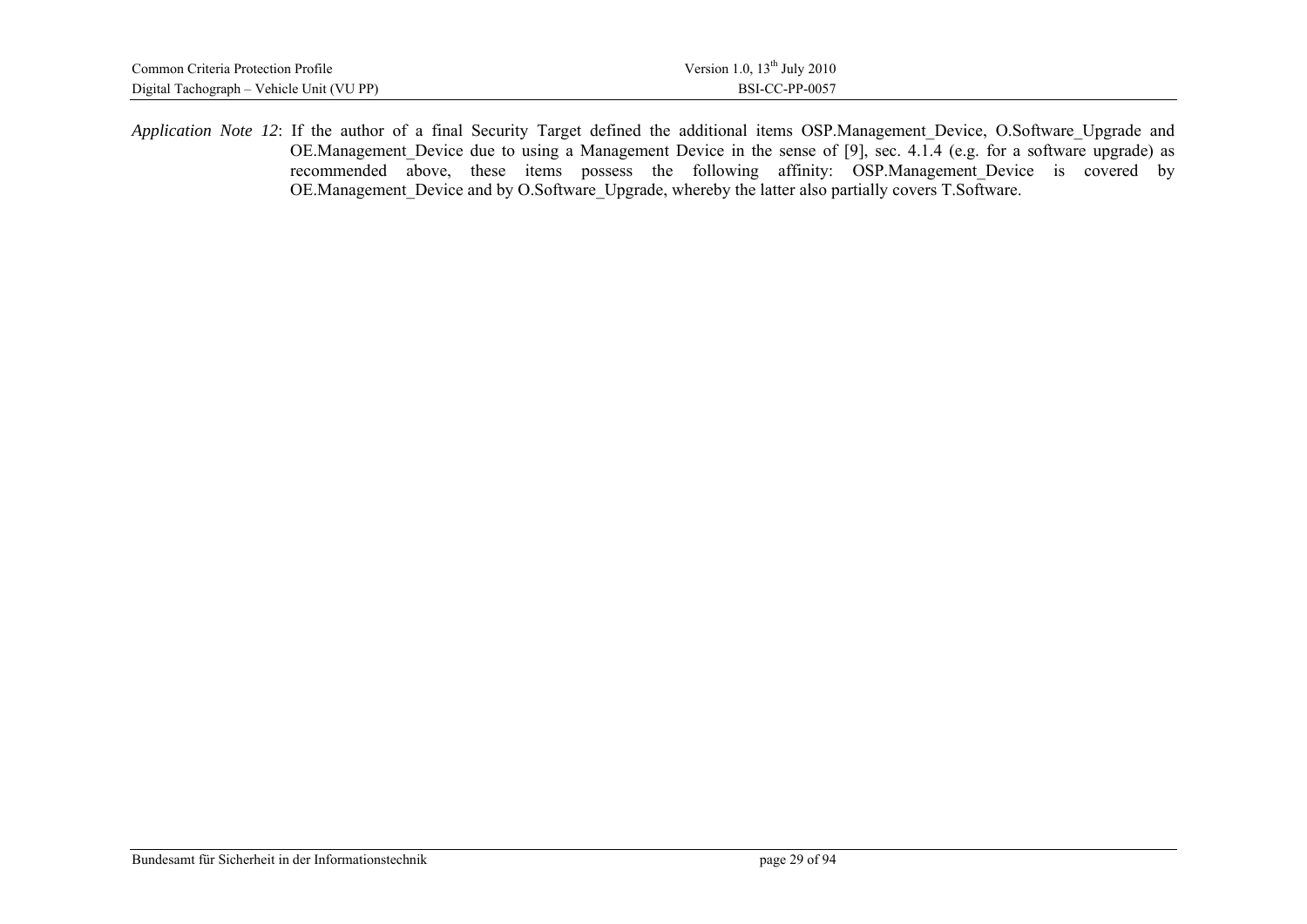*Application Note 12*: If the author of a final Security Target defined the additional items OSP.Management_Device, O.Software_Upgrade and OE.Management_Device due to using a Management Device in the sense of [9], sec. 4.1.4 (e.g. for a software upgrade) as recommended above, these items possess the following affinity: OSP.Management_Device is covered by OE.Management_Device and by O.Software_Upgrade, whereby the latter also partially covers T.Software.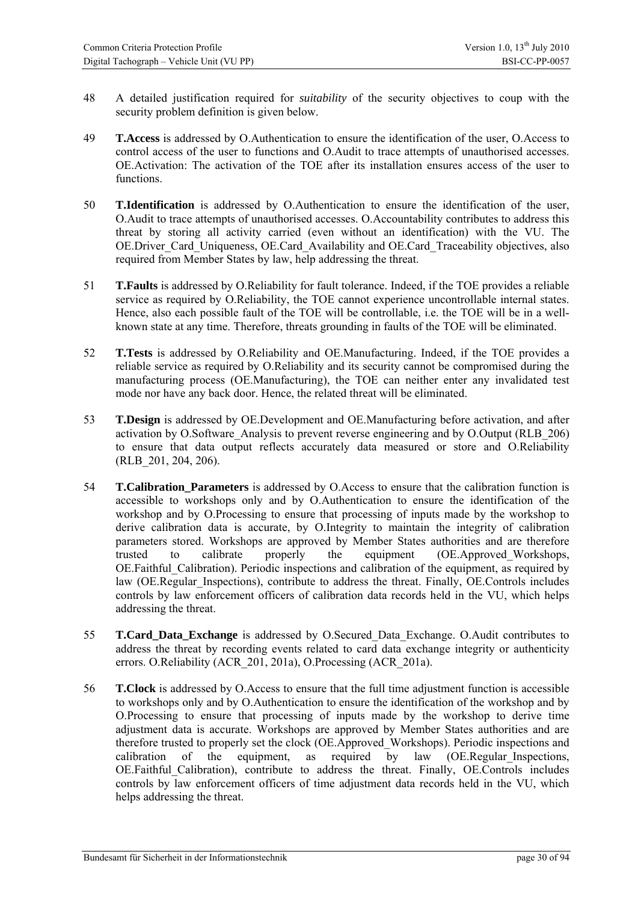48 A detailed justification required for *suitability* of the security objectives to coup with the security problem definition is given below.

49 **T.Access** is addressed by O.Authentication to ensure the identification of the user, O.Access to control access of the user to functions and O.Audit to trace attempts of unauthorised accesses. OE.Activation: The activation of the TOE after its installation ensures access of the user to functions.

50 **T.Identification** is addressed by O.Authentication to ensure the identification of the user, O.Audit to trace attempts of unauthorised accesses. O.Accountability contributes to address this threat by storing all activity carried (even without an identification) with the VU. The OE.Driver_Card_Uniqueness, OE.Card_Availability and OE.Card_Traceability objectives, also required from Member States by law, help addressing the threat.

51 **T.Faults** is addressed by O.Reliability for fault tolerance. Indeed, if the TOE provides a reliable service as required by O.Reliability, the TOE cannot experience uncontrollable internal states. Hence, also each possible fault of the TOE will be controllable, i.e. the TOE will be in a well-known state at any time. Therefore, threats grounding in faults of the TOE will be eliminated.

52 **T.Tests** is addressed by O.Reliability and OE.Manufacturing. Indeed, if the TOE provides a reliable service as required by O.Reliability and its security cannot be compromised during the manufacturing process (OE.Manufacturing), the TOE can neither enter any invalidated test mode nor have any back door. Hence, the related threat will be eliminated.

53 **T.Design** is addressed by OE.Development and OE.Manufacturing before activation, and after activation by O.Software_Analysis to prevent reverse engineering and by O.Output (RLB_206) to ensure that data output reflects accurately data measured or store and O.Reliability (RLB_201, 204, 206).

54 **T.Calibration_Parameters** is addressed by O.Access to ensure that the calibration function is accessible to workshops only and by O.Authentication to ensure the identification of the workshop and by O.Processing to ensure that processing of inputs made by the workshop to derive calibration data is accurate, by O.Integrity to maintain the integrity of calibration parameters stored. Workshops are approved by Member States authorities and are therefore trusted to calibrate properly the equipment (OE.Approved_Workshops, OE.Faithful_Calibration). Periodic inspections and calibration of the equipment, as required by law (OE.Regular_Inspections), contribute to address the threat. Finally, OE.Controls includes controls by law enforcement officers of calibration data records held in the VU, which helps addressing the threat.

55 **T.Card_Data_Exchange** is addressed by O.Secured_Data_Exchange. O.Audit contributes to address the threat by recording events related to card data exchange integrity or authenticity errors. O.Reliability (ACR_201, 201a), O.Processing (ACR_201a).

56 **T.Clock** is addressed by O.Access to ensure that the full time adjustment function is accessible to workshops only and by O.Authentication to ensure the identification of the workshop and by O.Processing to ensure that processing of inputs made by the workshop to derive time adjustment data is accurate. Workshops are approved by Member States authorities and are therefore trusted to properly set the clock (OE.Approved_Workshops). Periodic inspections and calibration of the equipment, as required by law (OE.Regular_Inspections, OE.Faithful_Calibration), contribute to address the threat. Finally, OE.Controls includes controls by law enforcement officers of time adjustment data records held in the VU, which helps addressing the threat.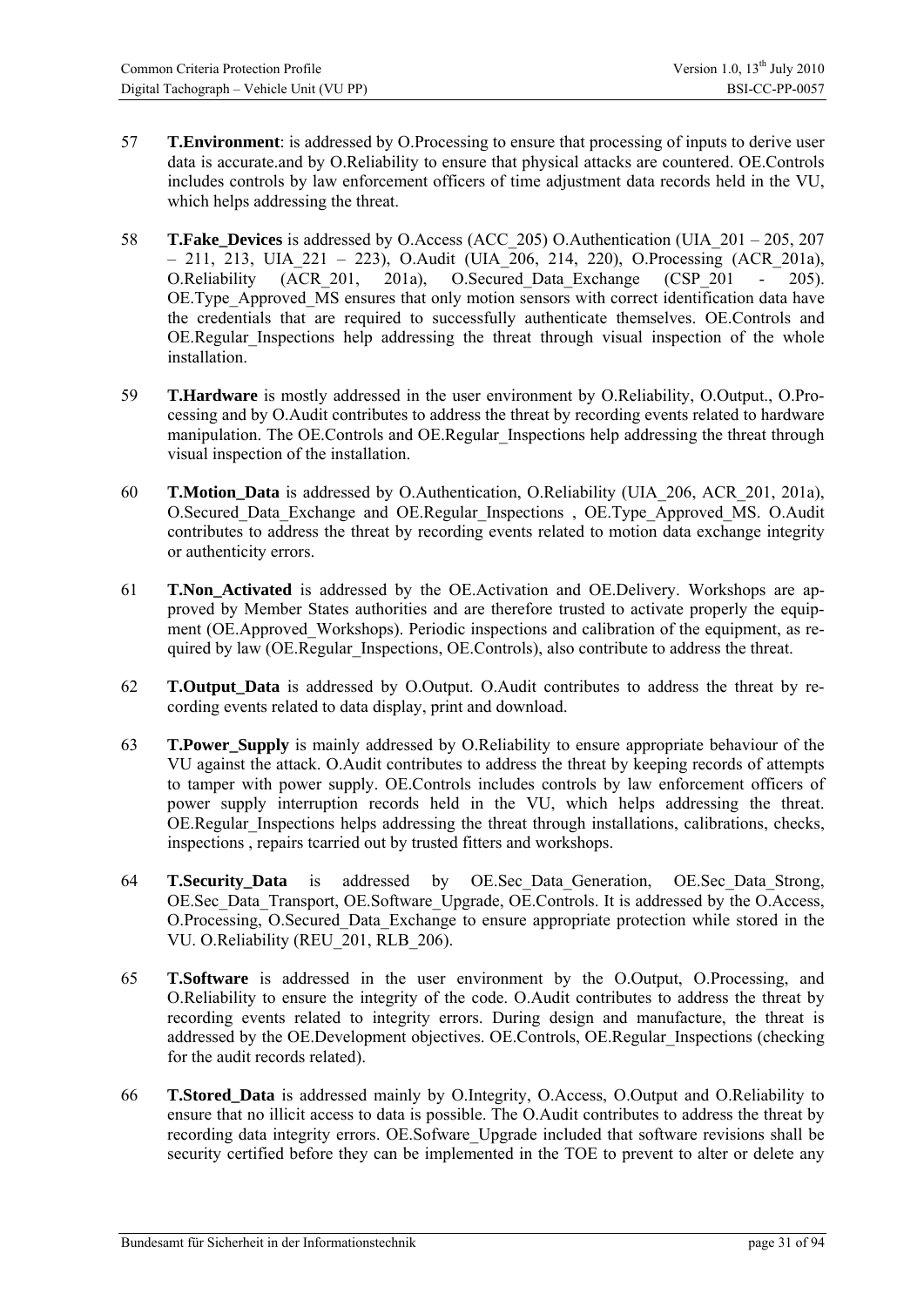57 **T.Environment**: is addressed by O.Processing to ensure that processing of inputs to derive user data is accurate.and by O.Reliability to ensure that physical attacks are countered. OE.Controls includes controls by law enforcement officers of time adjustment data records held in the VU, which helps addressing the threat.

58 **T.Fake_Devices** is addressed by O.Access (ACC_205) O.Authentication (UIA_201 – 205, 207 – 211, 213, UIA_221 – 223), O.Audit (UIA_206, 214, 220), O.Processing (ACR_201a), O.Reliability (ACR_201, 201a), O.Secured_Data_Exchange (CSP_201 - 205). OE.Type_Approved_MS ensures that only motion sensors with correct identification data have the credentials that are required to successfully authenticate themselves. OE.Controls and OE.Regular_Inspections help addressing the threat through visual inspection of the whole installation.

59 **T.Hardware** is mostly addressed in the user environment by O.Reliability, O.Output., O.Processing and by O.Audit contributes to address the threat by recording events related to hardware manipulation. The OE.Controls and OE.Regular_Inspections help addressing the threat through visual inspection of the installation.

60 **T.Motion_Data** is addressed by O.Authentication, O.Reliability (UIA_206, ACR_201, 201a), O.Secured_Data_Exchange and OE.Regular_Inspections , OE.Type_Approved_MS. O.Audit contributes to address the threat by recording events related to motion data exchange integrity or authenticity errors.

61 **T.Non_Activated** is addressed by the OE.Activation and OE.Delivery. Workshops are approved by Member States authorities and are therefore trusted to activate properly the equipment (OE.Approved_Workshops). Periodic inspections and calibration of the equipment, as required by law (OE.Regular_Inspections, OE.Controls), also contribute to address the threat.

62 **T.Output_Data** is addressed by O.Output. O.Audit contributes to address the threat by recording events related to data display, print and download.

63 **T.Power_Supply** is mainly addressed by O.Reliability to ensure appropriate behaviour of the VU against the attack. O.Audit contributes to address the threat by keeping records of attempts to tamper with power supply. OE.Controls includes controls by law enforcement officers of power supply interruption records held in the VU, which helps addressing the threat. OE.Regular_Inspections helps addressing the threat through installations, calibrations, checks, inspections , repairs tcarried out by trusted fitters and workshops.

64 **T.Security_Data** is addressed by OE.Sec_Data_Generation, OE.Sec_Data_Strong, OE.Sec_Data_Transport, OE.Software_Upgrade, OE.Controls. It is addressed by the O.Access, O.Processing, O.Secured_Data_Exchange to ensure appropriate protection while stored in the VU. O.Reliability (REU_201, RLB_206).

65 **T.Software** is addressed in the user environment by the O.Output, O.Processing, and O.Reliability to ensure the integrity of the code. O.Audit contributes to address the threat by recording events related to integrity errors. During design and manufacture, the threat is addressed by the OE.Development objectives. OE.Controls, OE.Regular_Inspections (checking for the audit records related).

66 **T.Stored_Data** is addressed mainly by O.Integrity, O.Access, O.Output and O.Reliability to ensure that no illicit access to data is possible. The O.Audit contributes to address the threat by recording data integrity errors. OE.Sofware_Upgrade included that software revisions shall be security certified before they can be implemented in the TOE to prevent to alter or delete any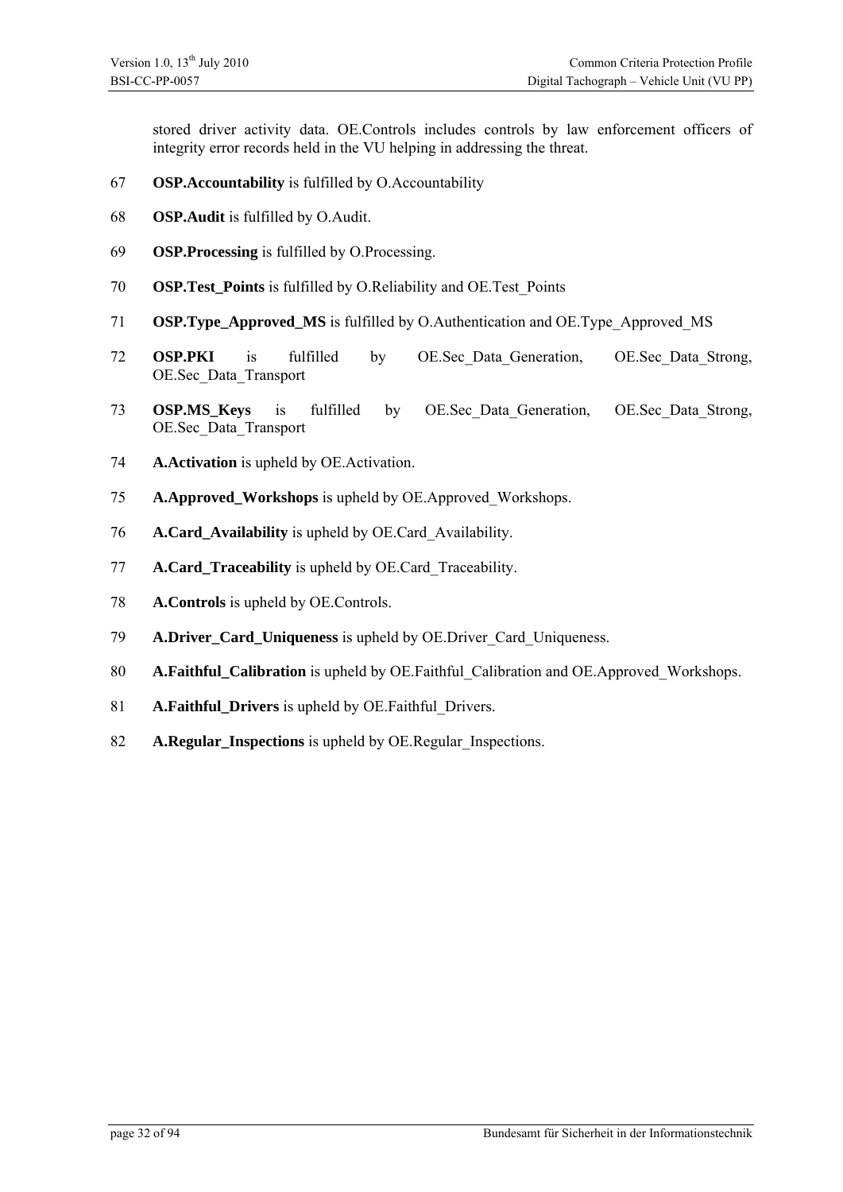stored driver activity data. OE.Controls includes controls by law enforcement officers of integrity error records held in the VU helping in addressing the threat.

67 **OSP.Accountability** is fulfilled by O.Accountability

68 **OSP.Audit** is fulfilled by O.Audit.

69 **OSP.Processing** is fulfilled by O.Processing.

70 **OSP.Test_Points** is fulfilled by O.Reliability and OE.Test_Points

71 **OSP.Type_Approved_MS** is fulfilled by O.Authentication and OE.Type_Approved_MS

72 **OSP.PKI** is fulfilled by OE.Sec_Data_Generation, OE.Sec_Data_Strong, OE.Sec_Data_Transport

73 **OSP.MS_Keys** is fulfilled by OE.Sec_Data_Generation, OE.Sec_Data_Strong, OE.Sec_Data_Transport

74 **A.Activation** is upheld by OE.Activation.

75 **A.Approved_Workshops** is upheld by OE.Approved_Workshops.

76 **A.Card_Availability** is upheld by OE.Card_Availability.

77 **A.Card_Traceability** is upheld by OE.Card_Traceability.

78 **A.Controls** is upheld by OE.Controls.

79 **A.Driver_Card_Uniqueness** is upheld by OE.Driver_Card_Uniqueness.

80 **A.Faithful_Calibration** is upheld by OE.Faithful_Calibration and OE.Approved_Workshops.

81 **A.Faithful_Drivers** is upheld by OE.Faithful_Drivers.

82 **A.Regular_Inspections** is upheld by OE.Regular_Inspections.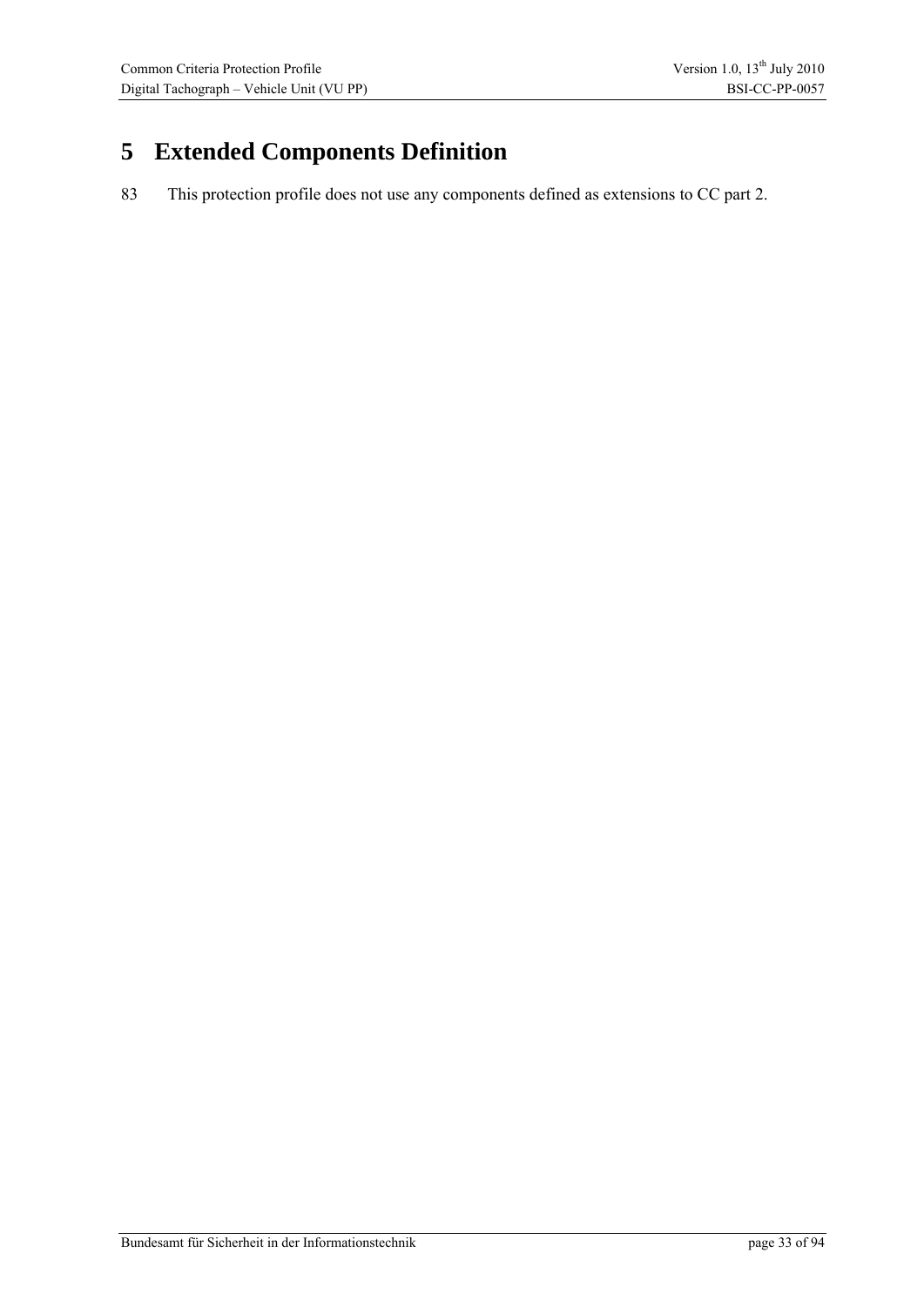# 5 Extended Components Definition

83 This protection profile does not use any components defined as extensions to CC part 2.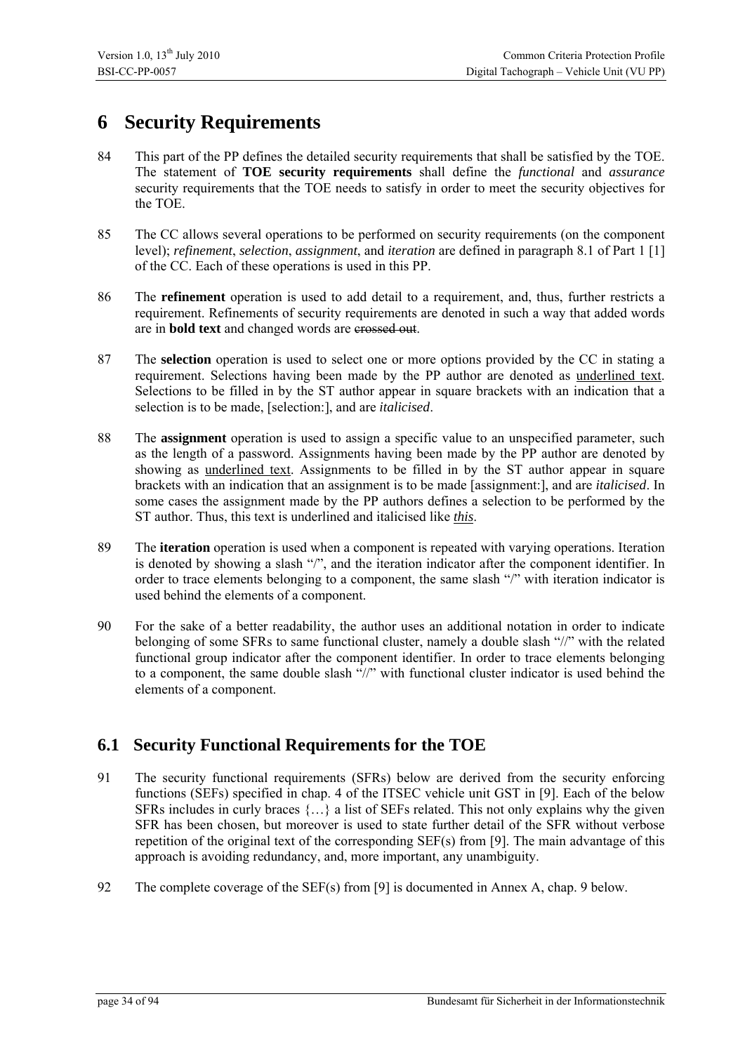# 6 Security Requirements

84 This part of the PP defines the detailed security requirements that shall be satisfied by the TOE. The statement of **TOE security requirements** shall define the *functional* and *assurance* security requirements that the TOE needs to satisfy in order to meet the security objectives for the TOE.

85 The CC allows several operations to be performed on security requirements (on the component level); *refinement*, *selection*, *assignment*, and *iteration* are defined in paragraph 8.1 of Part 1 [1] of the CC. Each of these operations is used in this PP.

86 The **refinement** operation is used to add detail to a requirement, and, thus, further restricts a requirement. Refinements of security requirements are denoted in such a way that added words are in **bold text** and changed words are ~~crossed out~~.

87 The **selection** operation is used to select one or more options provided by the CC in stating a requirement. Selections having been made by the PP author are denoted as <u>underlined text</u>. Selections to be filled in by the ST author appear in square brackets with an indication that a selection is to be made, [selection:], and are *italicised*.

88 The **assignment** operation is used to assign a specific value to an unspecified parameter, such as the length of a password. Assignments having been made by the PP author are denoted by showing as <u>underlined text</u>. Assignments to be filled in by the ST author appear in square brackets with an indication that an assignment is to be made [assignment:], and are *italicised*. In some cases the assignment made by the PP authors defines a selection to be performed by the ST author. Thus, this text is underlined and italicised like <u>*this*</u>.

89 The **iteration** operation is used when a component is repeated with varying operations. Iteration is denoted by showing a slash "/", and the iteration indicator after the component identifier. In order to trace elements belonging to a component, the same slash "/" with iteration indicator is used behind the elements of a component.

90 For the sake of a better readability, the author uses an additional notation in order to indicate belonging of some SFRs to same functional cluster, namely a double slash "//" with the related functional group indicator after the component identifier. In order to trace elements belonging to a component, the same double slash "//" with functional cluster indicator is used behind the elements of a component.

## 6.1 Security Functional Requirements for the TOE

91 The security functional requirements (SFRs) below are derived from the security enforcing functions (SEFs) specified in chap. 4 of the ITSEC vehicle unit GST in [9]. Each of the below SFRs includes in curly braces {…} a list of SEFs related. This not only explains why the given SFR has been chosen, but moreover is used to state further detail of the SFR without verbose repetition of the original text of the corresponding SEF(s) from [9]. The main advantage of this approach is avoiding redundancy, and, more important, any unambiguity.

92 The complete coverage of the SEF(s) from [9] is documented in Annex A, chap. 9 below.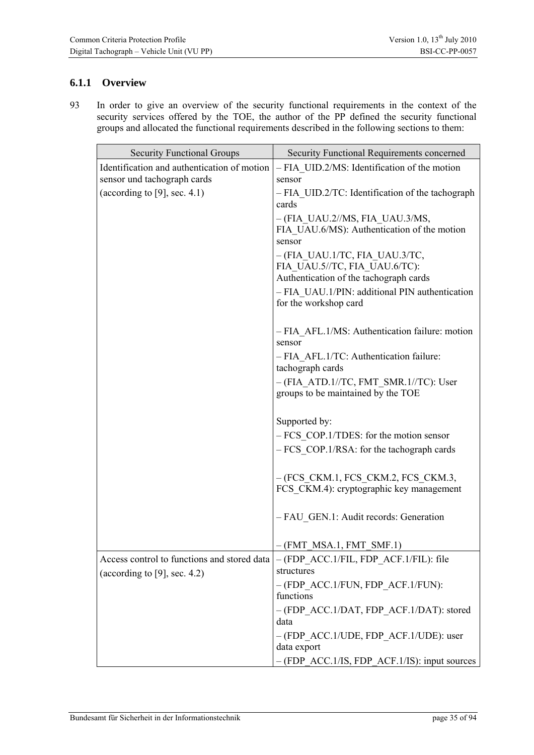### 6.1.1 Overview

93 In order to give an overview of the security functional requirements in the context of the security services offered by the TOE, the author of the PP defined the security functional groups and allocated the functional requirements described in the following sections to them:

| Security Functional Groups | Security Functional Requirements concerned |
|---|---|
| Identification and authentication of motion sensor und tachograph cards<br>(according to [9], sec. 4.1) | – FIA_UID.2/MS: Identification of the motion sensor<br>– FIA_UID.2/TC: Identification of the tachograph cards<br>– (FIA_UAU.2//MS, FIA_UAU.3/MS, FIA_UAU.6/MS): Authentication of the motion sensor<br>– (FIA_UAU.1/TC, FIA_UAU.3/TC, FIA_UAU.5//TC, FIA_UAU.6/TC): Authentication of the tachograph cards<br>– FIA_UAU.1/PIN: additional PIN authentication for the workshop card<br><br>– FIA_AFL.1/MS: Authentication failure: motion sensor<br>– FIA_AFL.1/TC: Authentication failure: tachograph cards<br>– (FIA_ATD.1//TC, FMT_SMR.1//TC): User groups to be maintained by the TOE<br><br>Supported by:<br>– FCS_COP.1/TDES: for the motion sensor<br>– FCS_COP.1/RSA: for the tachograph cards<br><br>– (FCS_CKM.1, FCS_CKM.2, FCS_CKM.3, FCS_CKM.4): cryptographic key management<br><br>– FAU_GEN.1: Audit records: Generation<br><br>– (FMT_MSA.1, FMT_SMF.1) |
| Access control to functions and stored data<br>(according to [9], sec. 4.2) | – (FDP_ACC.1/FIL, FDP_ACF.1/FIL): file structures<br>– (FDP_ACC.1/FUN, FDP_ACF.1/FUN): functions<br>– (FDP_ACC.1/DAT, FDP_ACF.1/DAT): stored data<br>– (FDP_ACC.1/UDE, FDP_ACF.1/UDE): user data export<br>– (FDP_ACC.1/IS, FDP_ACF.1/IS): input sources |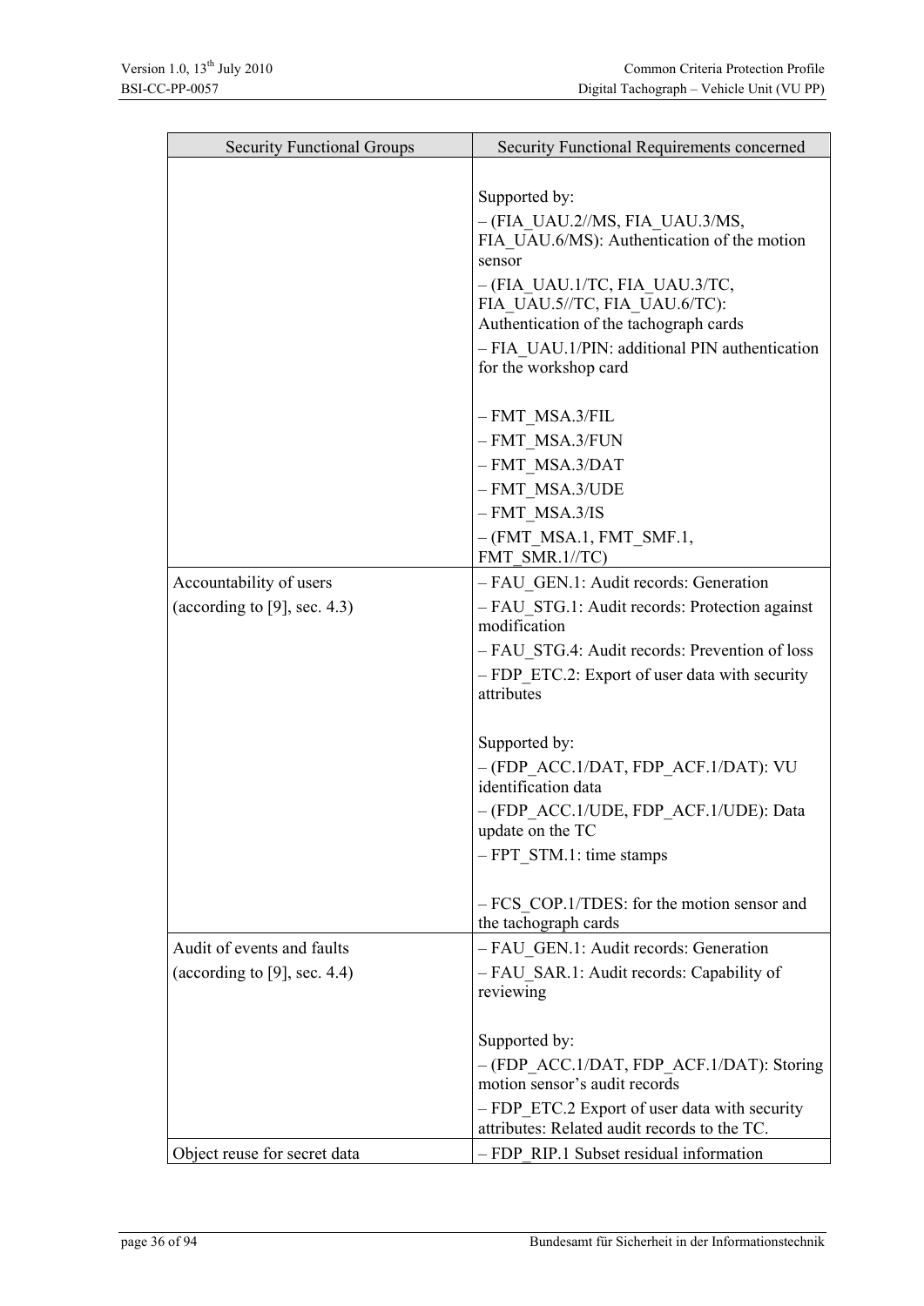| Security Functional Groups | Security Functional Requirements concerned |
|---|---|
| | Supported by:<br>– (FIA_UAU.2//MS, FIA_UAU.3/MS, FIA_UAU.6/MS): Authentication of the motion sensor<br>– (FIA_UAU.1/TC, FIA_UAU.3/TC, FIA_UAU.5//TC, FIA_UAU.6/TC): Authentication of the tachograph cards<br>– FIA_UAU.1/PIN: additional PIN authentication for the workshop card<br><br>– FMT_MSA.3/FIL<br>– FMT_MSA.3/FUN<br>– FMT_MSA.3/DAT<br>– FMT_MSA.3/UDE<br>– FMT_MSA.3/IS<br>– (FMT_MSA.1, FMT_SMF.1, FMT_SMR.1//TC) |
| Accountability of users<br>(according to [9], sec. 4.3) | – FAU_GEN.1: Audit records: Generation<br>– FAU_STG.1: Audit records: Protection against modification<br>– FAU_STG.4: Audit records: Prevention of loss<br>– FDP_ETC.2: Export of user data with security attributes<br><br>Supported by:<br>– (FDP_ACC.1/DAT, FDP_ACF.1/DAT): VU identification data<br>– (FDP_ACC.1/UDE, FDP_ACF.1/UDE): Data update on the TC<br>– FPT_STM.1: time stamps<br><br>– FCS_COP.1/TDES: for the motion sensor and the tachograph cards |
| Audit of events and faults<br>(according to [9], sec. 4.4) | – FAU_GEN.1: Audit records: Generation<br>– FAU_SAR.1: Audit records: Capability of reviewing<br><br>Supported by:<br>– (FDP_ACC.1/DAT, FDP_ACF.1/DAT): Storing motion sensor's audit records<br>– FDP_ETC.2 Export of user data with security attributes: Related audit records to the TC. |
| Object reuse for secret data | – FDP_RIP.1 Subset residual information |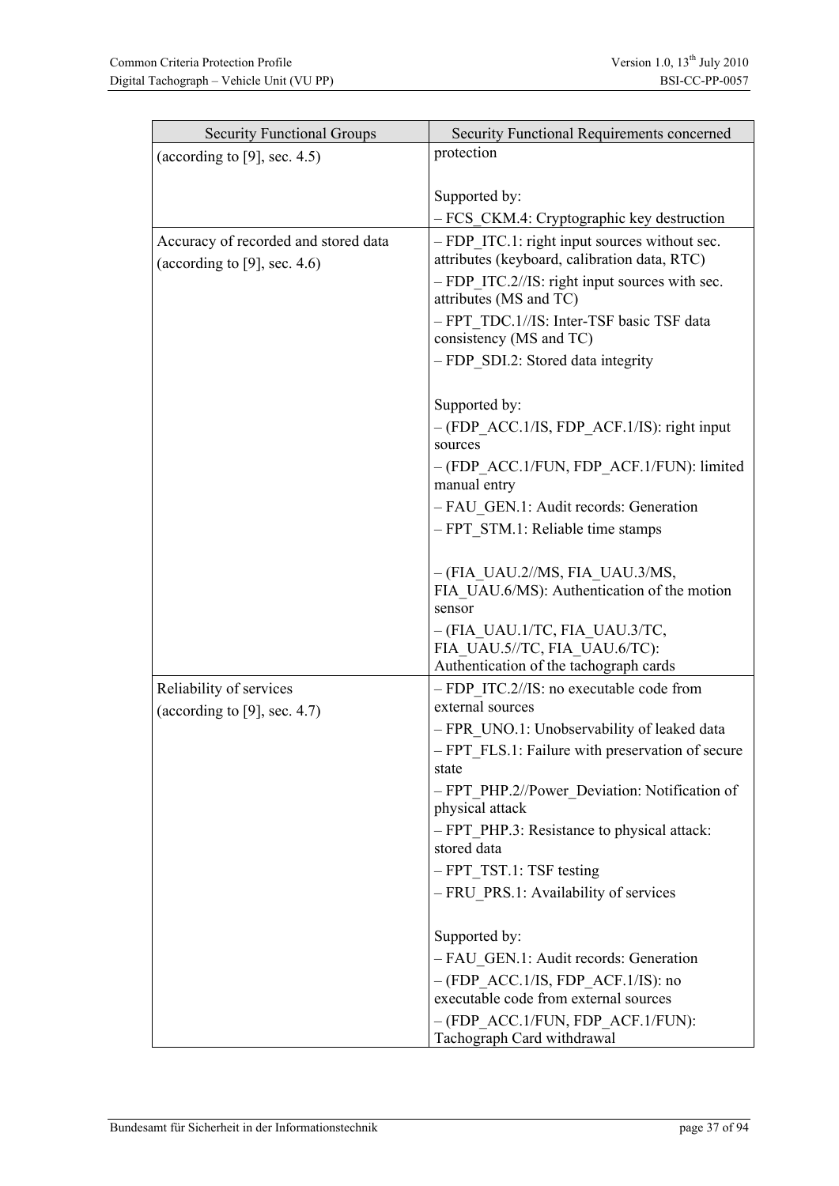| Security Functional Groups | Security Functional Requirements concerned |
| --- | --- |
| (according to [9], sec. 4.5) | protection<br><br>Supported by:<br>– FCS_CKM.4: Cryptographic key destruction |
| Accuracy of recorded and stored data<br>(according to [9], sec. 4.6) | – FDP_ITC.1: right input sources without sec. attributes (keyboard, calibration data, RTC)<br>– FDP_ITC.2//IS: right input sources with sec. attributes (MS and TC)<br>– FPT_TDC.1//IS: Inter-TSF basic TSF data consistency (MS and TC)<br>– FDP_SDI.2: Stored data integrity<br><br>Supported by:<br>– (FDP_ACC.1/IS, FDP_ACF.1/IS): right input sources<br>– (FDP_ACC.1/FUN, FDP_ACF.1/FUN): limited manual entry<br>– FAU_GEN.1: Audit records: Generation<br>– FPT_STM.1: Reliable time stamps<br><br>– (FIA_UAU.2//MS, FIA_UAU.3/MS, FIA_UAU.6/MS): Authentication of the motion sensor<br>– (FIA_UAU.1/TC, FIA_UAU.3/TC, FIA_UAU.5//TC, FIA_UAU.6/TC): Authentication of the tachograph cards |
| Reliability of services<br>(according to [9], sec. 4.7) | – FDP_ITC.2//IS: no executable code from external sources<br>– FPR_UNO.1: Unobservability of leaked data<br>– FPT_FLS.1: Failure with preservation of secure state<br>– FPT_PHP.2//Power_Deviation: Notification of physical attack<br>– FPT_PHP.3: Resistance to physical attack: stored data<br>– FPT_TST.1: TSF testing<br>– FRU_PRS.1: Availability of services<br><br>Supported by:<br>– FAU_GEN.1: Audit records: Generation<br>– (FDP_ACC.1/IS, FDP_ACF.1/IS): no executable code from external sources<br>– (FDP_ACC.1/FUN, FDP_ACF.1/FUN): Tachograph Card withdrawal |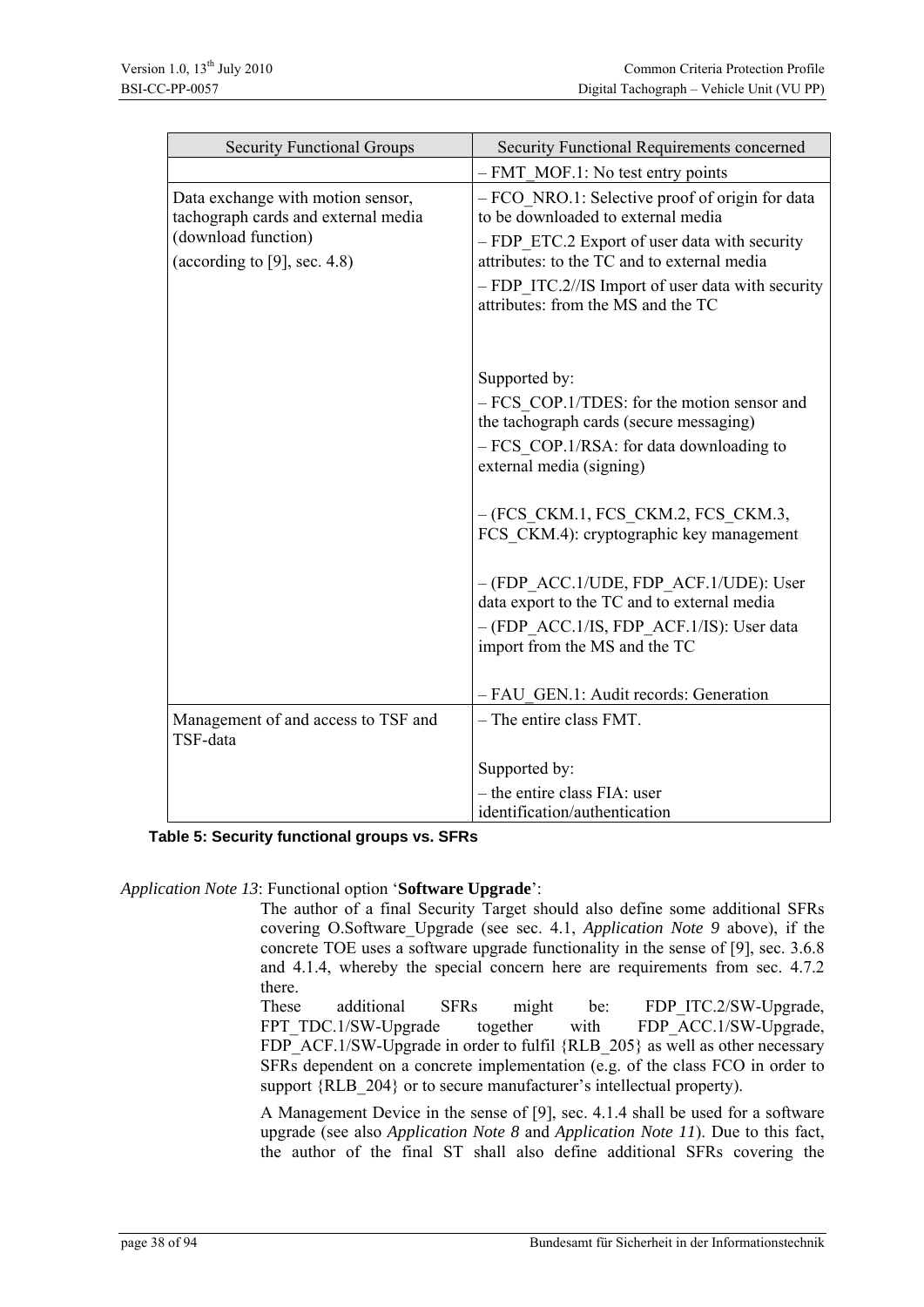| Security Functional Groups | Security Functional Requirements concerned |
|---|---|
| | – FMT_MOF.1: No test entry points |
| Data exchange with motion sensor, tachograph cards and external media (download function)<br><br>(according to [9], sec. 4.8) | – FCO_NRO.1: Selective proof of origin for data to be downloaded to external media<br><br>– FDP_ETC.2 Export of user data with security attributes: to the TC and to external media<br><br>– FDP_ITC.2//IS Import of user data with security attributes: from the MS and the TC<br><br>Supported by:<br><br>– FCS_COP.1/TDES: for the motion sensor and the tachograph cards (secure messaging)<br><br>– FCS_COP.1/RSA: for data downloading to external media (signing)<br><br>– (FCS_CKM.1, FCS_CKM.2, FCS_CKM.3, FCS_CKM.4): cryptographic key management<br><br>– (FDP_ACC.1/UDE, FDP_ACF.1/UDE): User data export to the TC and to external media<br><br>– (FDP_ACC.1/IS, FDP_ACF.1/IS): User data import from the MS and the TC<br><br>– FAU_GEN.1: Audit records: Generation |
| Management of and access to TSF and TSF-data | – The entire class FMT.<br><br>Supported by:<br><br>– the entire class FIA: user identification/authentication |

**Table 5: Security functional groups vs. SFRs**

*Application Note 13*: Functional option '**Software Upgrade**':

The author of a final Security Target should also define some additional SFRs covering O.Software_Upgrade (see sec. 4.1, *Application Note 9* above), if the concrete TOE uses a software upgrade functionality in the sense of [9], sec. 3.6.8 and 4.1.4, whereby the special concern here are requirements from sec. 4.7.2 there.
These additional SFRs might be: FDP_ITC.2/SW-Upgrade, FPT_TDC.1/SW-Upgrade together with FDP_ACC.1/SW-Upgrade, FDP_ACF.1/SW-Upgrade in order to fulfil {RLB_205} as well as other necessary SFRs dependent on a concrete implementation (e.g. of the class FCO in order to support {RLB_204} or to secure manufacturer's intellectual property).

A Management Device in the sense of [9], sec. 4.1.4 shall be used for a software upgrade (see also *Application Note 8* and *Application Note 11*). Due to this fact, the author of the final ST shall also define additional SFRs covering the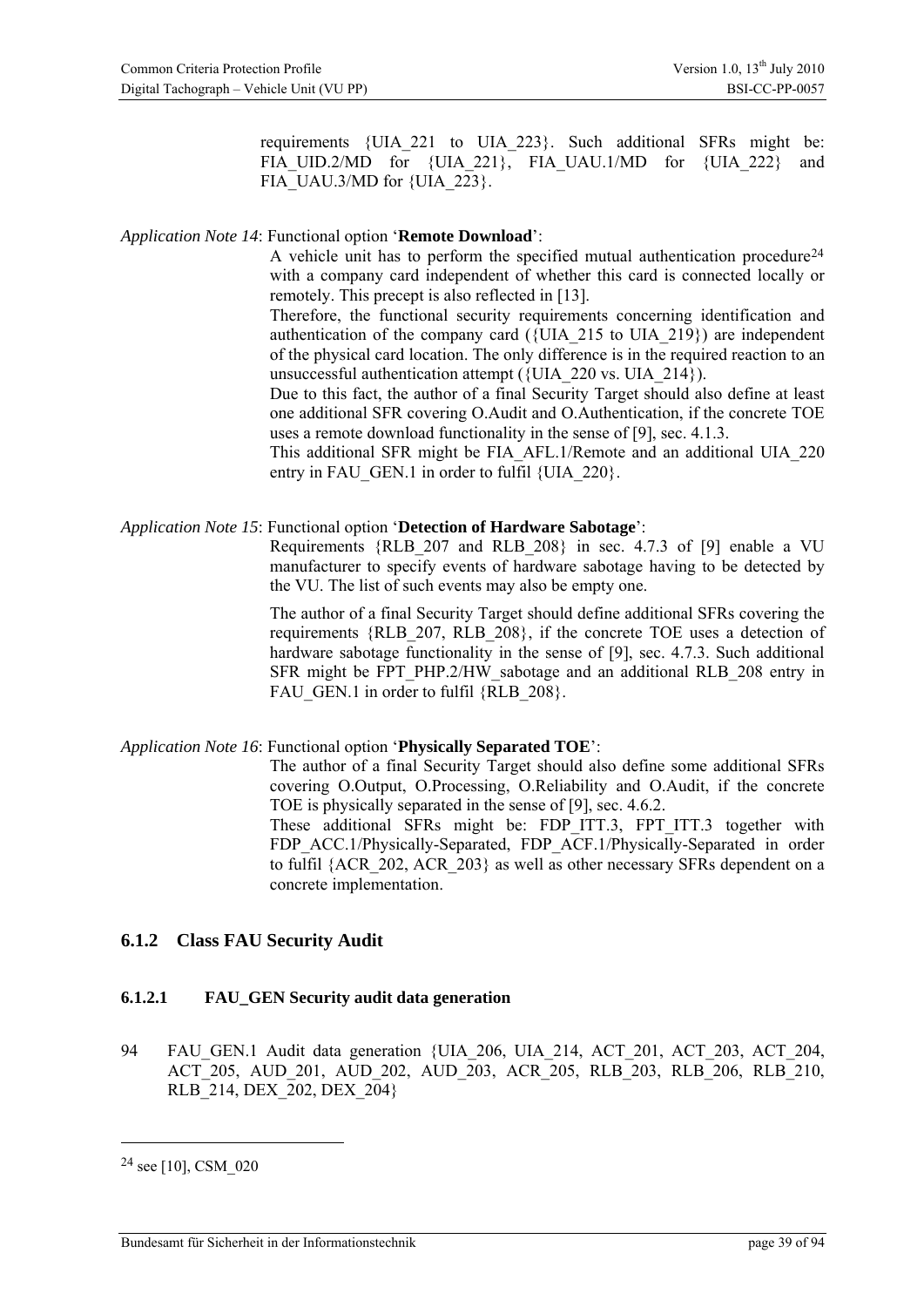requirements {UIA_221 to UIA_223}. Such additional SFRs might be: FIA_UID.2/MD for {UIA_221}, FIA_UAU.1/MD for {UIA_222} and FIA_UAU.3/MD for {UIA_223}.

*Application Note 14*: Functional option '**Remote Download**':

A vehicle unit has to perform the specified mutual authentication procedure[24] with a company card independent of whether this card is connected locally or remotely. This precept is also reflected in [13].

Therefore, the functional security requirements concerning identification and authentication of the company card ({UIA_215 to UIA_219}) are independent of the physical card location. The only difference is in the required reaction to an unsuccessful authentication attempt ({UIA_220 vs. UIA_214}).

Due to this fact, the author of a final Security Target should also define at least one additional SFR covering O.Audit and O.Authentication, if the concrete TOE uses a remote download functionality in the sense of [9], sec. 4.1.3.

This additional SFR might be FIA_AFL.1/Remote and an additional UIA_220 entry in FAU_GEN.1 in order to fulfil {UIA_220}.

*Application Note 15*: Functional option '**Detection of Hardware Sabotage**':

Requirements {RLB_207 and RLB_208} in sec. 4.7.3 of [9] enable a VU manufacturer to specify events of hardware sabotage having to be detected by the VU. The list of such events may also be empty one.

The author of a final Security Target should define additional SFRs covering the requirements {RLB_207, RLB_208}, if the concrete TOE uses a detection of hardware sabotage functionality in the sense of [9], sec. 4.7.3. Such additional SFR might be FPT_PHP.2/HW_sabotage and an additional RLB_208 entry in FAU_GEN.1 in order to fulfil {RLB_208}.

*Application Note 16*: Functional option '**Physically Separated TOE**':

The author of a final Security Target should also define some additional SFRs covering O.Output, O.Processing, O.Reliability and O.Audit, if the concrete TOE is physically separated in the sense of [9], sec. 4.6.2.

These additional SFRs might be: FDP_ITT.3, FPT_ITT.3 together with FDP_ACC.1/Physically-Separated, FDP_ACF.1/Physically-Separated in order to fulfil {ACR_202, ACR_203} as well as other necessary SFRs dependent on a concrete implementation.

### 6.1.2 Class FAU Security Audit

#### 6.1.2.1 FAU_GEN Security audit data generation

94 FAU_GEN.1 Audit data generation {UIA_206, UIA_214, ACT_201, ACT_203, ACT_204, ACT_205, AUD_201, AUD_202, AUD_203, ACR_205, RLB_203, RLB_206, RLB_210, RLB_214, DEX_202, DEX_204}

---

[24] see [10], CSM_020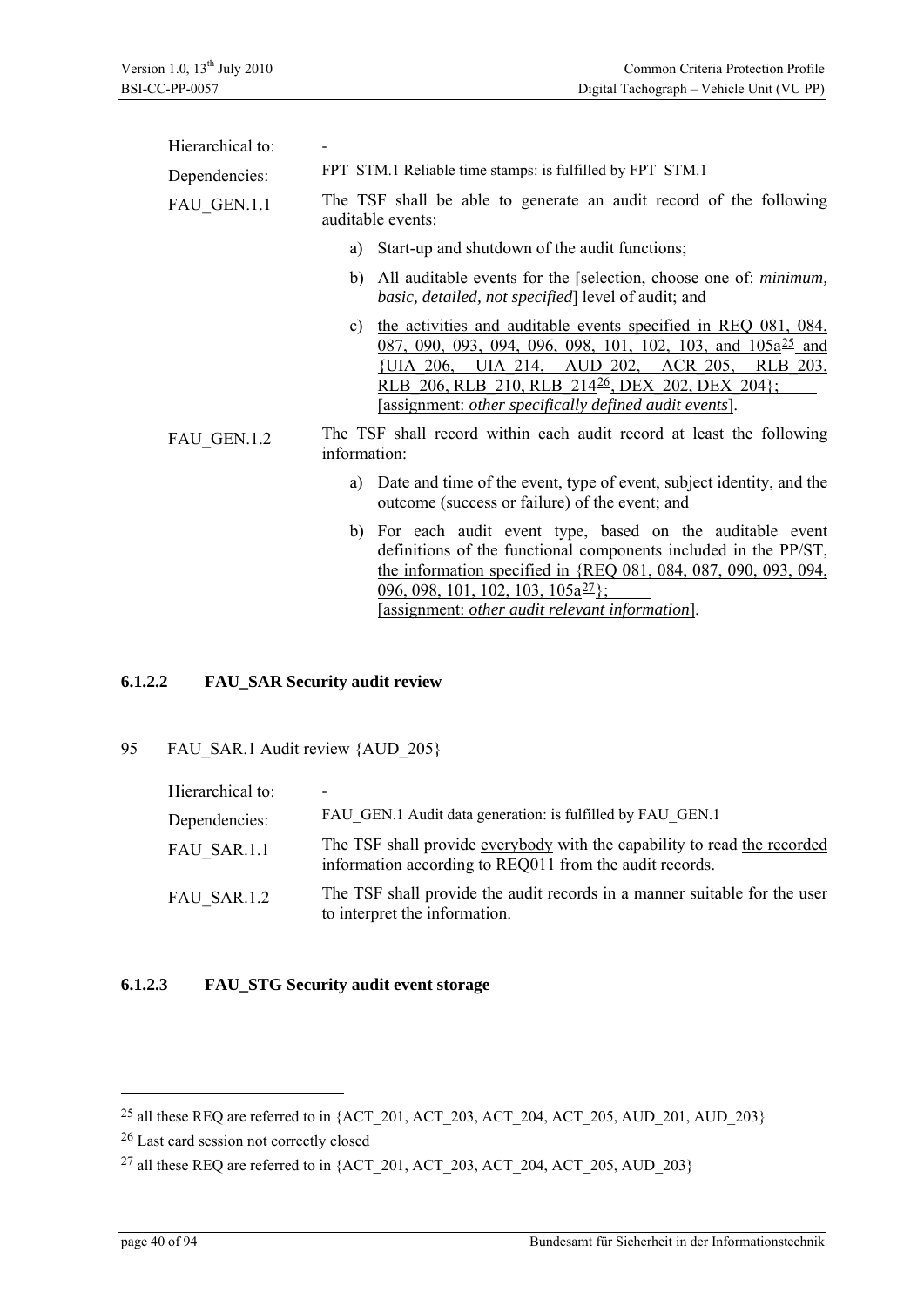| | |
|---|---|
| Hierarchical to: | - |
| Dependencies: | FPT_STM.1 Reliable time stamps: is fulfilled by FPT_STM.1 |
| FAU_GEN.1.1 | The TSF shall be able to generate an audit record of the following auditable events: |

a) Start-up and shutdown of the audit functions;

b) All auditable events for the [selection, choose one of: *minimum, basic, detailed, not specified*] level of audit; and

c) the activities and auditable events specified in REQ 081, 084, 087, 090, 093, 094, 096, 098, 101, 102, 103, and 105a[25] and {UIA_206, UIA_214, AUD_202, ACR_205, RLB_203, RLB_206, RLB_210, RLB_214[26], DEX_202, DEX_204}; [assignment: *other specifically defined audit events*].

FAU_GEN.1.2 The TSF shall record within each audit record at least the following information:

a) Date and time of the event, type of event, subject identity, and the outcome (success or failure) of the event; and

b) For each audit event type, based on the auditable event definitions of the functional components included in the PP/ST, the information specified in {REQ 081, 084, 087, 090, 093, 094, 096, 098, 101, 102, 103, 105a[27]}; [assignment: *other audit relevant information*].

### 6.1.2.2 FAU_SAR Security audit review

95 FAU_SAR.1 Audit review {AUD_205}

| | |
|---|---|
| Hierarchical to: | - |
| Dependencies: | FAU_GEN.1 Audit data generation: is fulfilled by FAU_GEN.1 |
| FAU_SAR.1.1 | The TSF shall provide everybody with the capability to read the recorded information according to REQ011 from the audit records. |
| FAU_SAR.1.2 | The TSF shall provide the audit records in a manner suitable for the user to interpret the information. |

### 6.1.2.3 FAU_STG Security audit event storage

---

[25] all these REQ are referred to in {ACT_201, ACT_203, ACT_204, ACT_205, AUD_201, AUD_203}

[26] Last card session not correctly closed

[27] all these REQ are referred to in {ACT_201, ACT_203, ACT_204, ACT_205, AUD_203}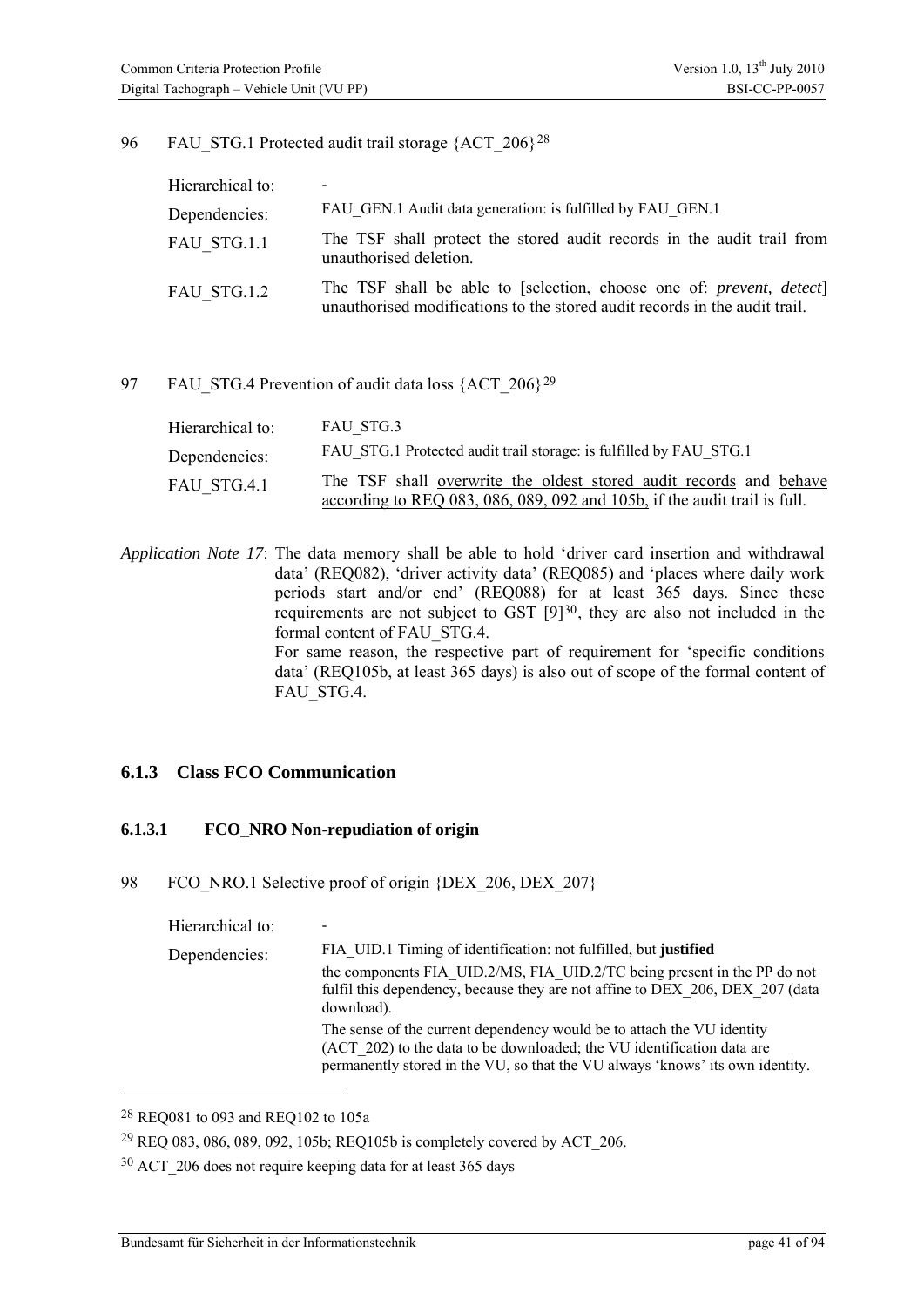96 FAU_STG.1 Protected audit trail storage {ACT_206}[28]

| | |
|---|---|
| Hierarchical to: | - |
| Dependencies: | FAU_GEN.1 Audit data generation: is fulfilled by FAU_GEN.1 |
| FAU_STG.1.1 | The TSF shall protect the stored audit records in the audit trail from unauthorised deletion. |
| FAU_STG.1.2 | The TSF shall be able to [selection, choose one of: *prevent, detect*] unauthorised modifications to the stored audit records in the audit trail. |

97 FAU_STG.4 Prevention of audit data loss {ACT_206}[29]

| | |
|---|---|
| Hierarchical to: | FAU_STG.3 |
| Dependencies: | FAU_STG.1 Protected audit trail storage: is fulfilled by FAU_STG.1 |
| FAU_STG.4.1 | The TSF shall <u>overwrite the oldest stored audit records</u> and <u>behave according to REQ 083, 086, 089, 092 and 105b,</u> if the audit trail is full. |

*Application Note 17*: The data memory shall be able to hold 'driver card insertion and withdrawal data' (REQ082), 'driver activity data' (REQ085) and 'places where daily work periods start and/or end' (REQ088) for at least 365 days. Since these requirements are not subject to GST [9][30], they are also not included in the formal content of FAU_STG.4.
For same reason, the respective part of requirement for 'specific conditions data' (REQ105b, at least 365 days) is also out of scope of the formal content of FAU_STG.4.

### 6.1.3 Class FCO Communication

#### 6.1.3.1 FCO_NRO Non-repudiation of origin

98 FCO_NRO.1 Selective proof of origin {DEX_206, DEX_207}

| | |
|---|---|
| Hierarchical to: | - |
| Dependencies: | FIA_UID.1 Timing of identification: not fulfilled, but **justified**<br>the components FIA_UID.2/MS, FIA_UID.2/TC being present in the PP do not fulfil this dependency, because they are not affine to DEX_206, DEX_207 (data download).<br>The sense of the current dependency would be to attach the VU identity (ACT_202) to the data to be downloaded; the VU identification data are permanently stored in the VU, so that the VU always 'knows' its own identity. |

---

[28] REQ081 to 093 and REQ102 to 105a

[29] REQ 083, 086, 089, 092, 105b; REQ105b is completely covered by ACT_206.

[30] ACT_206 does not require keeping data for at least 365 days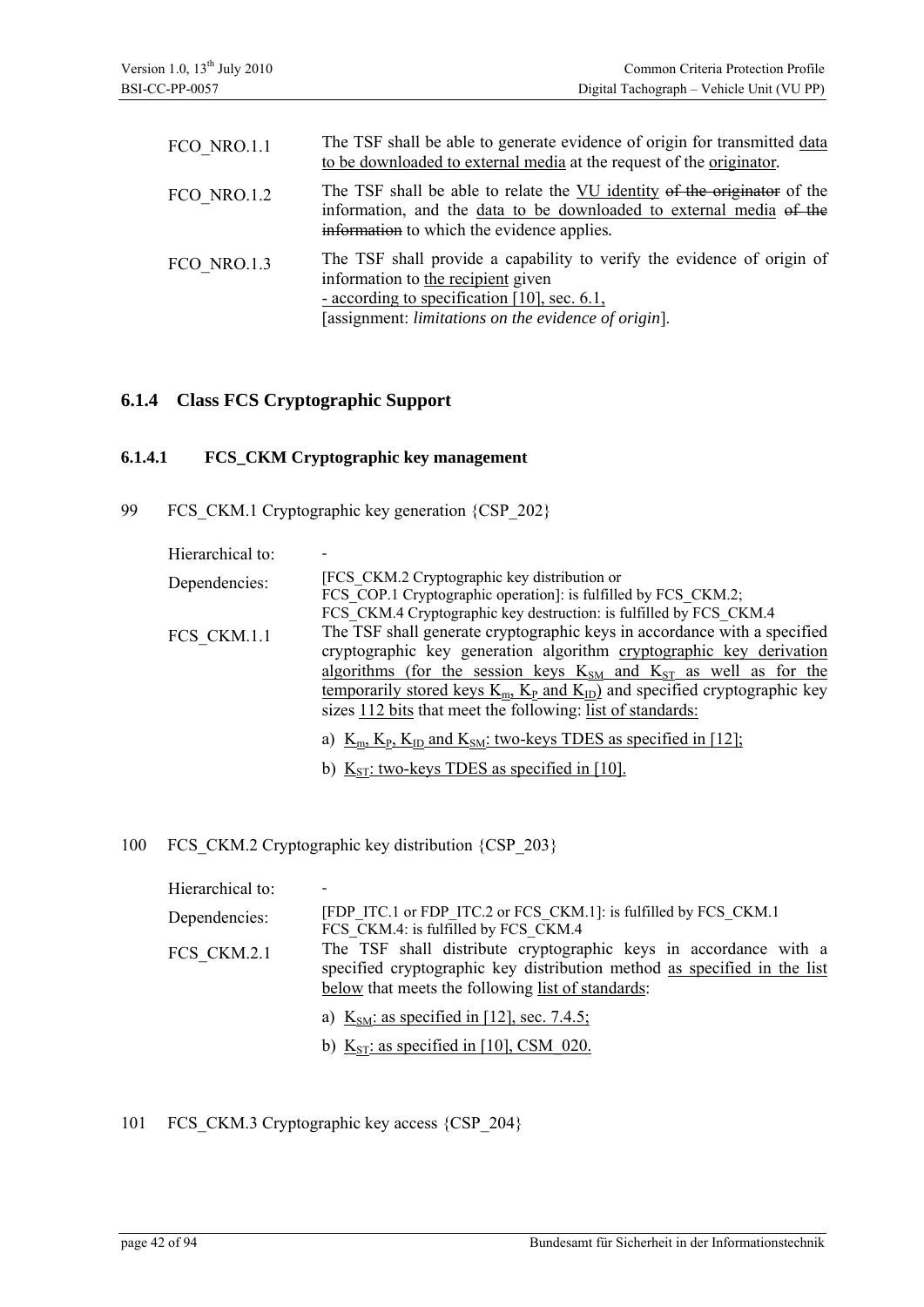| | |
|---|---|
| FCO_NRO.1.1 | The TSF shall be able to generate evidence of origin for transmitted data to be downloaded to external media at the request of the originator. |
| FCO_NRO.1.2 | The TSF shall be able to relate the VU identity ~~of the originator~~ of the information, and the data to be downloaded to external media ~~of the information~~ to which the evidence applies. |
| FCO_NRO.1.3 | The TSF shall provide a capability to verify the evidence of origin of information to the recipient given<br>- according to specification [10], sec. 6.1,<br>[assignment: *limitations on the evidence of origin*]. |

### 6.1.4 Class FCS Cryptographic Support

#### 6.1.4.1 FCS_CKM Cryptographic key management

99 FCS_CKM.1 Cryptographic key generation {CSP_202}

| | |
|---|---|
| Hierarchical to: | - |
| Dependencies: | [FCS_CKM.2 Cryptographic key distribution or FCS_COP.1 Cryptographic operation]: is fulfilled by FCS_CKM.2; FCS_CKM.4 Cryptographic key destruction: is fulfilled by FCS_CKM.4 |
| FCS_CKM.1.1 | The TSF shall generate cryptographic keys in accordance with a specified cryptographic key generation algorithm cryptographic key derivation algorithms (for the session keys $K_{SM}$ and $K_{ST}$ as well as for the temporarily stored keys $K_m$, $K_P$ and $K_{ID}$) and specified cryptographic key sizes 112 bits that meet the following: list of standards:<br>a) $K_m$, $K_P$, $K_{ID}$ and $K_{SM}$: two-keys TDES as specified in [12];<br>b) $K_{ST}$: two-keys TDES as specified in [10]. |

100 FCS_CKM.2 Cryptographic key distribution {CSP_203}

| | |
|---|---|
| Hierarchical to: | - |
| Dependencies: | [FDP_ITC.1 or FDP_ITC.2 or FCS_CKM.1]: is fulfilled by FCS_CKM.1 FCS_CKM.4: is fulfilled by FCS_CKM.4 |
| FCS_CKM.2.1 | The TSF shall distribute cryptographic keys in accordance with a specified cryptographic key distribution method as specified in the list below that meets the following list of standards:<br>a) $K_{SM}$: as specified in [12], sec. 7.4.5;<br>b) $K_{ST}$: as specified in [10], CSM_020. |

101 FCS_CKM.3 Cryptographic key access {CSP_204}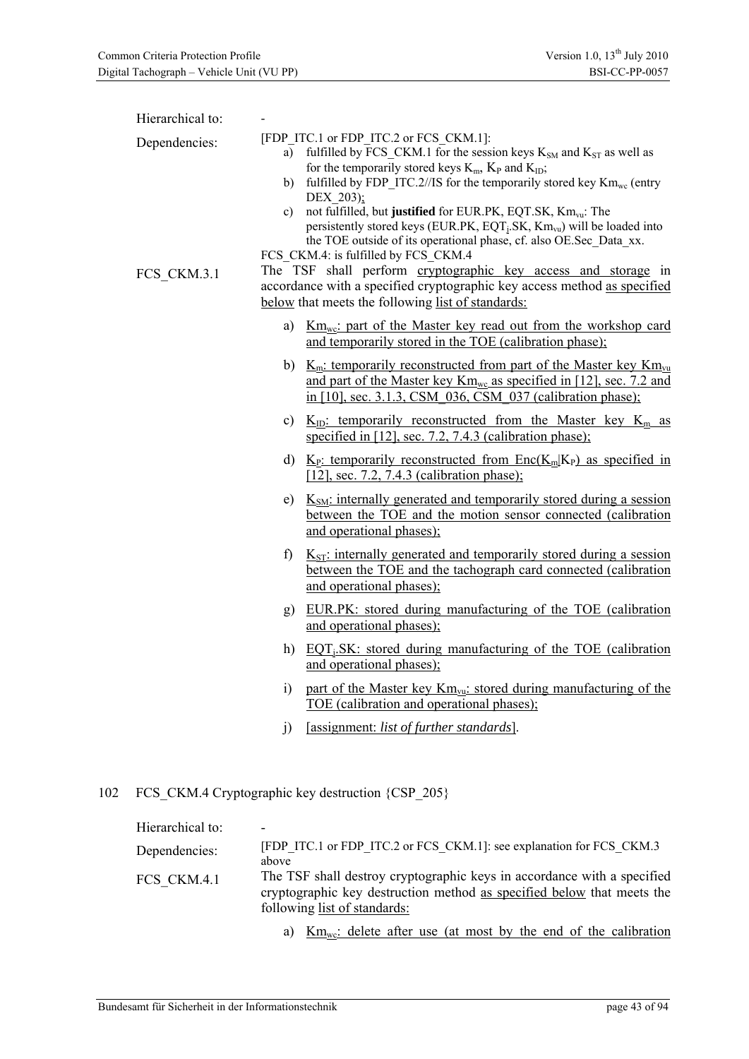Hierarchical to: -

Dependencies: [FDP_ITC.1 or FDP_ITC.2 or FCS_CKM.1]:

a) fulfilled by FCS_CKM.1 for the session keys $K_{SM}$ and $K_{ST}$ as well as for the temporarily stored keys $K_m$, $K_P$ and $K_{ID}$;

b) fulfilled by FDP_ITC.2//IS for the temporarily stored key $Km_{wc}$ (entry DEX_203);

c) not fulfilled, but **justified** for EUR.PK, EQT.SK, $Km_{vu}$: The persistently stored keys (EUR.PK, $EQT_j$.SK, $Km_{vu}$) will be loaded into the TOE outside of its operational phase, cf. also OE.Sec_Data_xx.

FCS_CKM.4: is fulfilled by FCS_CKM.4

FCS_CKM.3.1 The TSF shall perform cryptographic key access and storage in accordance with a specified cryptographic key access method as specified below that meets the following list of standards:

a) $Km_{wc}$: part of the Master key read out from the workshop card and temporarily stored in the TOE (calibration phase);

b) $K_m$: temporarily reconstructed from part of the Master key $Km_{vu}$ and part of the Master key $Km_{wc}$ as specified in [12], sec. 7.2 and in [10], sec. 3.1.3, CSM_036, CSM_037 (calibration phase);

c) $K_{ID}$: temporarily reconstructed from the Master key $K_m$ as specified in [12], sec. 7.2, 7.4.3 (calibration phase);

d) $K_P$: temporarily reconstructed from $Enc(K_m|K_P)$ as specified in [12], sec. 7.2, 7.4.3 (calibration phase);

e) $K_{SM}$: internally generated and temporarily stored during a session between the TOE and the motion sensor connected (calibration and operational phases);

f) $K_{ST}$: internally generated and temporarily stored during a session between the TOE and the tachograph card connected (calibration and operational phases);

g) EUR.PK: stored during manufacturing of the TOE (calibration and operational phases);

h) $EQT_j$.SK: stored during manufacturing of the TOE (calibration and operational phases);

i) part of the Master key $Km_{vu}$: stored during manufacturing of the TOE (calibration and operational phases);

j) [assignment: *list of further standards*].

102 FCS_CKM.4 Cryptographic key destruction {CSP_205}

Hierarchical to: -

Dependencies: [FDP_ITC.1 or FDP_ITC.2 or FCS_CKM.1]: see explanation for FCS_CKM.3 above

FCS_CKM.4.1 The TSF shall destroy cryptographic keys in accordance with a specified cryptographic key destruction method as specified below that meets the following list of standards:

a) $Km_{wc}$: delete after use (at most by the end of the calibration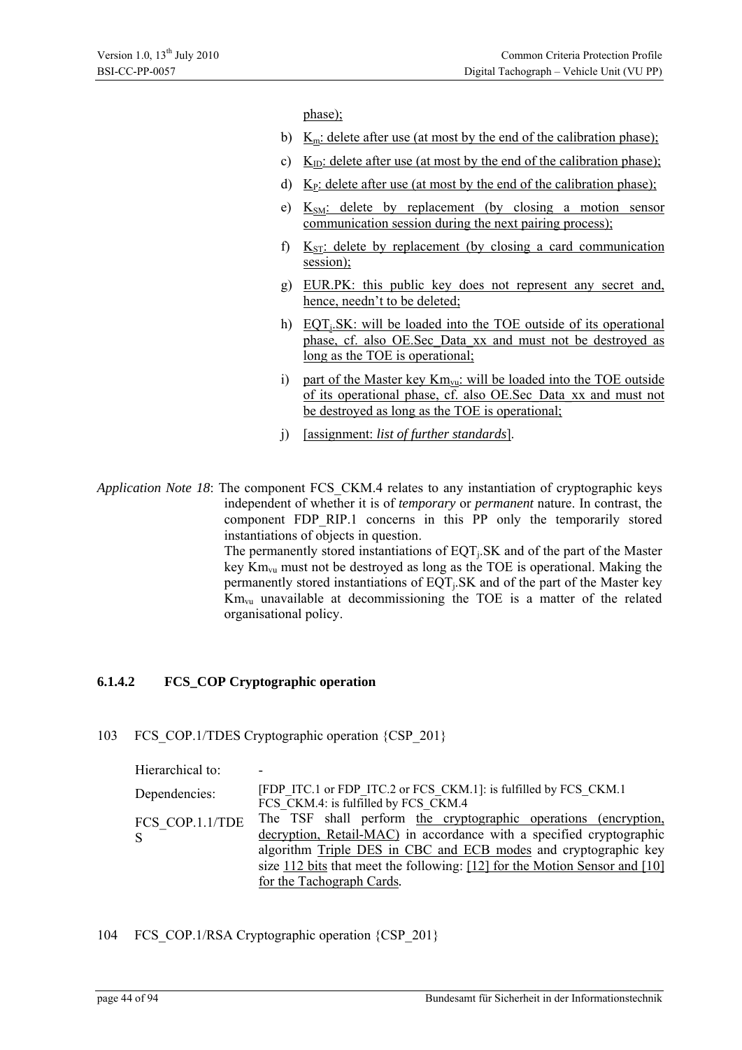phase);

b) $K_m$: delete after use (at most by the end of the calibration phase);

c) $K_{ID}$: delete after use (at most by the end of the calibration phase);

d) $K_P$: delete after use (at most by the end of the calibration phase);

e) $K_{SM}$: delete by replacement (by closing a motion sensor communication session during the next pairing process);

f) $K_{ST}$: delete by replacement (by closing a card communication session);

g) EUR.PK: this public key does not represent any secret and, hence, needn't to be deleted;

h) $EQT_j$.SK: will be loaded into the TOE outside of its operational phase, cf. also OE.Sec_Data_xx and must not be destroyed as long as the TOE is operational;

i) part of the Master key $Km_{vu}$: will be loaded into the TOE outside of its operational phase, cf. also OE.Sec_Data_xx and must not be destroyed as long as the TOE is operational;

j) [assignment: *list of further standards*].

*Application Note 18*: The component FCS_CKM.4 relates to any instantiation of cryptographic keys independent of whether it is of *temporary* or *permanent* nature. In contrast, the component FDP_RIP.1 concerns in this PP only the temporarily stored instantiations of objects in question.
The permanently stored instantiations of $EQT_j$.SK and of the part of the Master key $Km_{vu}$ must not be destroyed as long as the TOE is operational. Making the permanently stored instantiations of $EQT_j$.SK and of the part of the Master key $Km_{vu}$ unavailable at decommissioning the TOE is a matter of the related organisational policy.

#### 6.1.4.2 FCS_COP Cryptographic operation

103 FCS_COP.1/TDES Cryptographic operation {CSP_201}

| | |
|---|---|
| Hierarchical to: | - |
| Dependencies: | [FDP_ITC.1 or FDP_ITC.2 or FCS_CKM.1]: is fulfilled by FCS_CKM.1<br>FCS_CKM.4: is fulfilled by FCS_CKM.4 |
| FCS_COP.1.1/TDES | The TSF shall perform the cryptographic operations (encryption, decryption, Retail-MAC) in accordance with a specified cryptographic algorithm Triple DES in CBC and ECB modes and cryptographic key size 112 bits that meet the following: [12] for the Motion Sensor and [10] for the Tachograph Cards. |

104 FCS_COP.1/RSA Cryptographic operation {CSP_201}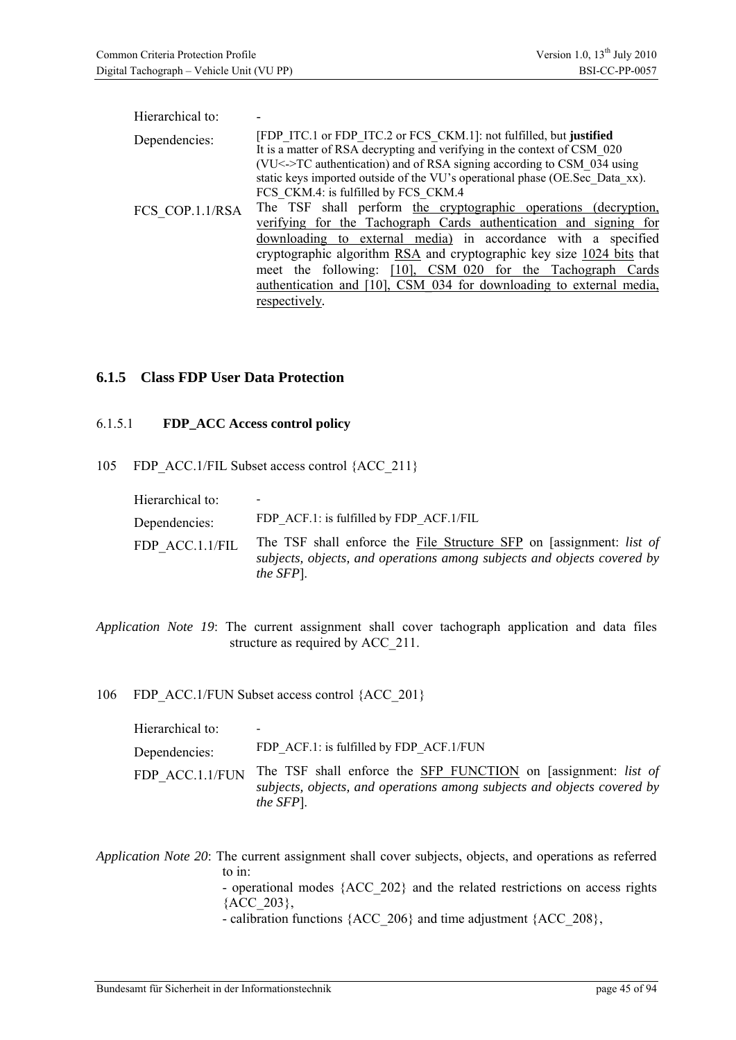| | |
|---|---|
| Hierarchical to: | - |
| Dependencies: | [FDP_ITC.1 or FDP_ITC.2 or FCS_CKM.1]: not fulfilled, but **justified** It is a matter of RSA decrypting and verifying in the context of CSM_020 (VU<->TC authentication) and of RSA signing according to CSM_034 using static keys imported outside of the VU's operational phase (OE.Sec_Data_xx). FCS_CKM.4: is fulfilled by FCS_CKM.4 |
| FCS_COP.1.1/RSA | The TSF shall perform <u>the cryptographic operations (decryption, verifying for the Tachograph Cards authentication and signing for downloading to external media)</u> in accordance with a specified cryptographic algorithm <u>RSA</u> and cryptographic key size <u>1024 bits</u> that meet the following: <u>[10], CSM_020 for the Tachograph Cards authentication and [10], CSM_034 for downloading to external media, respectively</u>. |

### 6.1.5 Class FDP User Data Protection

#### 6.1.5.1 FDP_ACC Access control policy

105 FDP_ACC.1/FIL Subset access control {ACC_211}

| | |
|---|---|
| Hierarchical to: | - |
| Dependencies: | FDP_ACF.1: is fulfilled by FDP_ACF.1/FIL |
| FDP_ACC.1.1/FIL | The TSF shall enforce the <u>File Structure SFP</u> on [assignment: *list of subjects, objects, and operations among subjects and objects covered by the SFP*]. |

*Application Note 19*: The current assignment shall cover tachograph application and data files structure as required by ACC_211.

106 FDP_ACC.1/FUN Subset access control {ACC_201}

| | |
|---|---|
| Hierarchical to: | - |
| Dependencies: | FDP_ACF.1: is fulfilled by FDP_ACF.1/FUN |
| FDP_ACC.1.1/FUN | The TSF shall enforce the <u>SFP FUNCTION</u> on [assignment: *list of subjects, objects, and operations among subjects and objects covered by the SFP*]. |

*Application Note 20*: The current assignment shall cover subjects, objects, and operations as referred to in:
- operational modes {ACC_202} and the related restrictions on access rights {ACC_203},
- calibration functions {ACC_206} and time adjustment {ACC_208},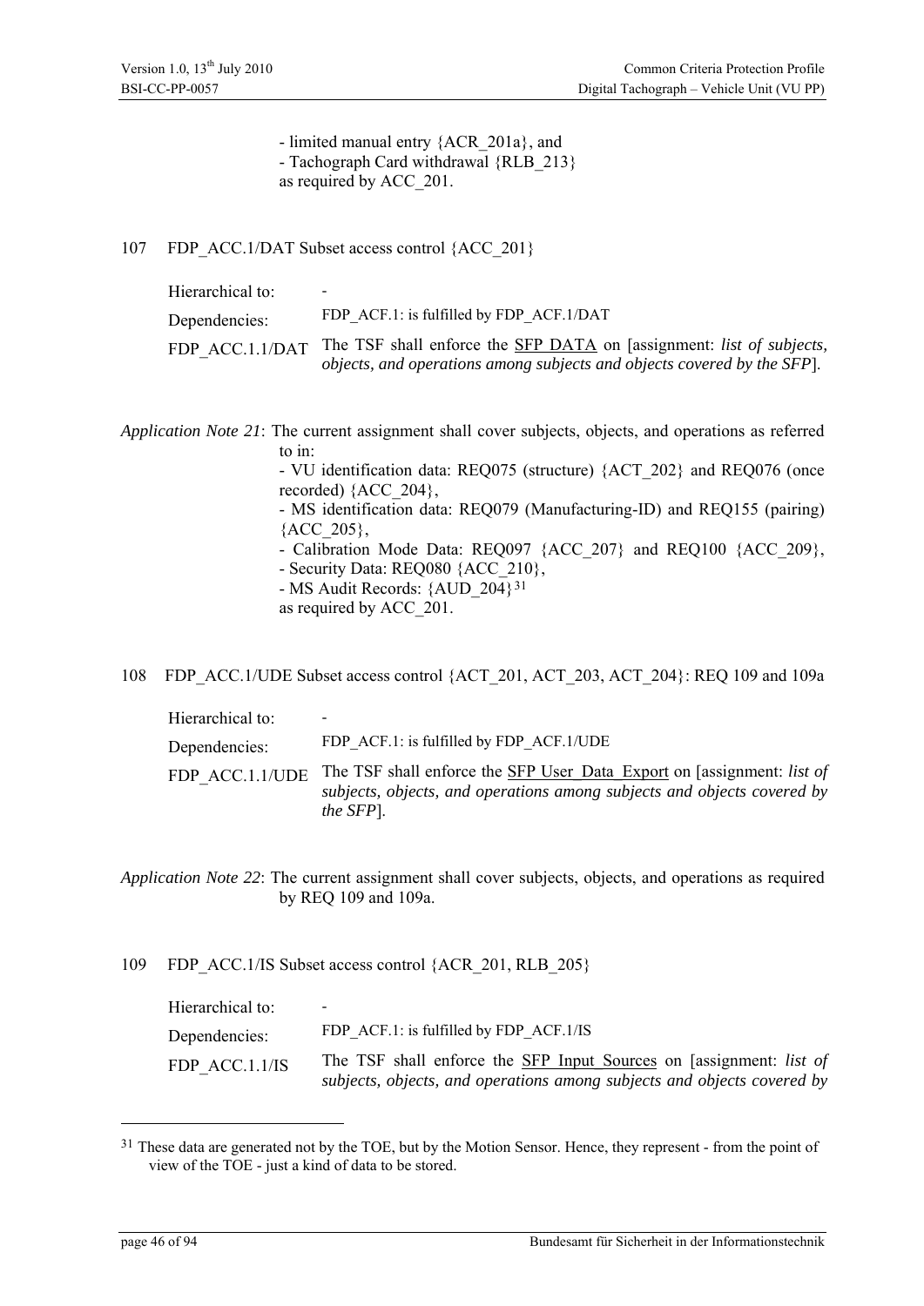- limited manual entry {ACR_201a}, and
- Tachograph Card withdrawal {RLB_213}
as required by ACC_201.

107 FDP_ACC.1/DAT Subset access control {ACC_201}

| | |
|---|---|
| Hierarchical to: | - |
| Dependencies: | FDP_ACF.1: is fulfilled by FDP_ACF.1/DAT |
| FDP_ACC.1.1/DAT | The TSF shall enforce the <u>SFP DATA</u> on [assignment: *list of subjects, objects, and operations among subjects and objects covered by the SFP*]. |

*Application Note 21*: The current assignment shall cover subjects, objects, and operations as referred to in:
- VU identification data: REQ075 (structure) {ACT_202} and REQ076 (once recorded) {ACC_204},
- MS identification data: REQ079 (Manufacturing-ID) and REQ155 (pairing) {ACC_205},
- Calibration Mode Data: REQ097 {ACC_207} and REQ100 {ACC_209},
- Security Data: REQ080 {ACC_210},
- MS Audit Records: {AUD_204}[31]
as required by ACC_201.

108 FDP_ACC.1/UDE Subset access control {ACT_201, ACT_203, ACT_204}: REQ 109 and 109a

| | |
|---|---|
| Hierarchical to: | - |
| Dependencies: | FDP_ACF.1: is fulfilled by FDP_ACF.1/UDE |
| FDP_ACC.1.1/UDE | The TSF shall enforce the <u>SFP User_Data_Export</u> on [assignment: *list of subjects, objects, and operations among subjects and objects covered by the SFP*]. |

*Application Note 22*: The current assignment shall cover subjects, objects, and operations as required by REQ 109 and 109a.

109 FDP_ACC.1/IS Subset access control {ACR_201, RLB_205}

| | |
|---|---|
| Hierarchical to: | - |
| Dependencies: | FDP_ACF.1: is fulfilled by FDP_ACF.1/IS |
| FDP_ACC.1.1/IS | The TSF shall enforce the <u>SFP Input_Sources</u> on [assignment: *list of subjects, objects, and operations among subjects and objects covered by* |

[31] These data are generated not by the TOE, but by the Motion Sensor. Hence, they represent - from the point of view of the TOE - just a kind of data to be stored.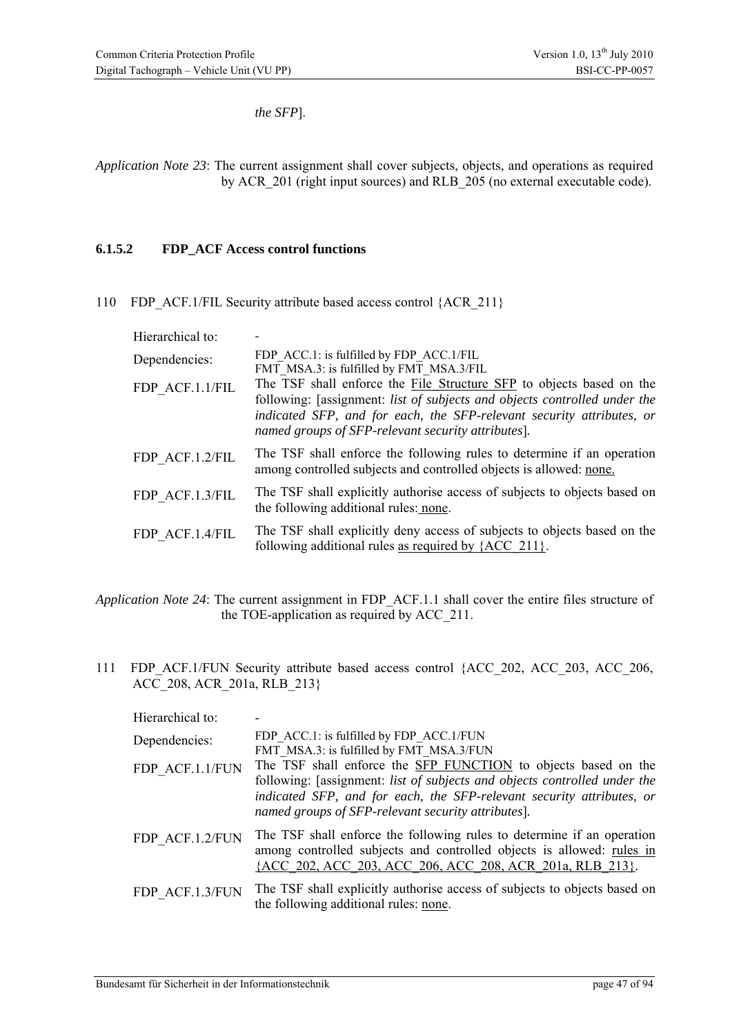*the SFP*].

*Application Note 23*: The current assignment shall cover subjects, objects, and operations as required by ACR_201 (right input sources) and RLB_205 (no external executable code).

#### 6.1.5.2 FDP_ACF Access control functions

110 FDP_ACF.1/FIL Security attribute based access control {ACR_211}

| | |
|---|---|
| Hierarchical to: | - |
| Dependencies: | FDP_ACC.1: is fulfilled by FDP_ACC.1/FIL<br>FMT_MSA.3: is fulfilled by FMT_MSA.3/FIL |
| FDP_ACF.1.1/FIL | The TSF shall enforce the <u>File Structure SFP</u> to objects based on the following: [assignment: *list of subjects and objects controlled under the indicated SFP, and for each, the SFP-relevant security attributes, or named groups of SFP-relevant security attributes*]. |
| FDP_ACF.1.2/FIL | The TSF shall enforce the following rules to determine if an operation among controlled subjects and controlled objects is allowed: <u>none.</u> |
| FDP_ACF.1.3/FIL | The TSF shall explicitly authorise access of subjects to objects based on the following additional rules: <u>none</u>. |
| FDP_ACF.1.4/FIL | The TSF shall explicitly deny access of subjects to objects based on the following additional rules <u>as required by {ACC_211}</u>. |

*Application Note 24*: The current assignment in FDP_ACF.1.1 shall cover the entire files structure of the TOE-application as required by ACC_211.

111 FDP_ACF.1/FUN Security attribute based access control {ACC_202, ACC_203, ACC_206, ACC_208, ACR_201a, RLB_213}

| | |
|---|---|
| Hierarchical to: | - |
| Dependencies: | FDP_ACC.1: is fulfilled by FDP_ACC.1/FUN<br>FMT_MSA.3: is fulfilled by FMT_MSA.3/FUN |
| FDP_ACF.1.1/FUN | The TSF shall enforce the <u>SFP FUNCTION</u> to objects based on the following: [assignment: *list of subjects and objects controlled under the indicated SFP, and for each, the SFP-relevant security attributes, or named groups of SFP-relevant security attributes*]. |
| FDP_ACF.1.2/FUN | The TSF shall enforce the following rules to determine if an operation among controlled subjects and controlled objects is allowed: <u>rules in {ACC_202, ACC_203, ACC_206, ACC_208, ACR_201a, RLB_213}</u>. |
| FDP_ACF.1.3/FUN | The TSF shall explicitly authorise access of subjects to objects based on the following additional rules: <u>none</u>. |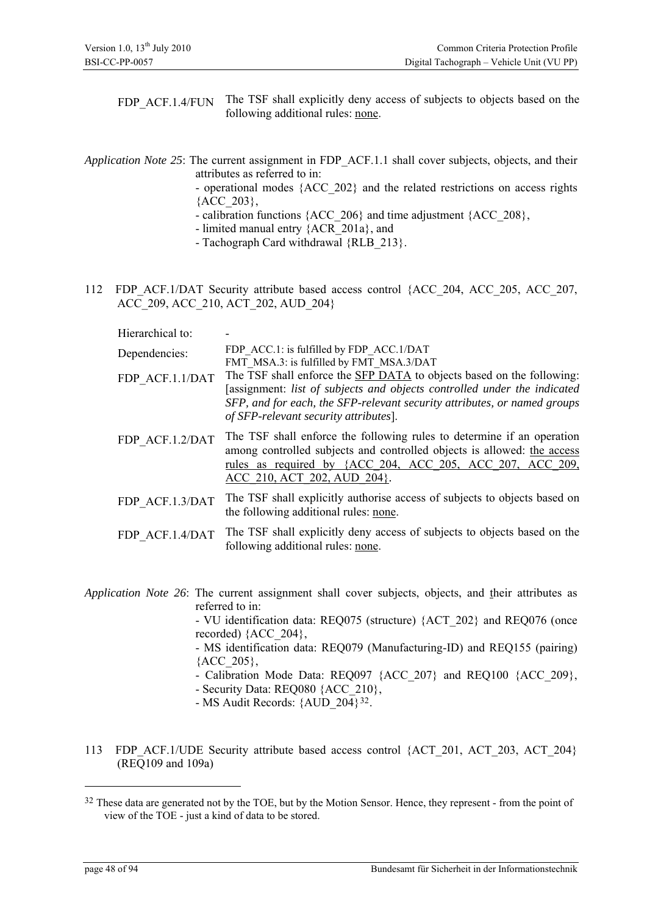| | |
|---|---|
| FDP_ACF.1.4/FUN | The TSF shall explicitly deny access of subjects to objects based on the following additional rules: <u>none</u>. |

*Application Note 25*: The current assignment in FDP_ACF.1.1 shall cover subjects, objects, and their attributes as referred to in:
- operational modes {ACC_202} and the related restrictions on access rights {ACC_203},
- calibration functions {ACC_206} and time adjustment {ACC_208},
- limited manual entry {ACR_201a}, and
- Tachograph Card withdrawal {RLB_213}.

112 FDP_ACF.1/DAT Security attribute based access control {ACC_204, ACC_205, ACC_207, ACC_209, ACC_210, ACT_202, AUD_204}

| | |
|---|---|
| Hierarchical to: | - |
| Dependencies: | FDP_ACC.1: is fulfilled by FDP_ACC.1/DAT<br>FMT_MSA.3: is fulfilled by FMT_MSA.3/DAT |
| FDP_ACF.1.1/DAT | The TSF shall enforce the <u>SFP DATA</u> to objects based on the following: [assignment: *list of subjects and objects controlled under the indicated SFP, and for each, the SFP-relevant security attributes, or named groups of SFP-relevant security attributes*]. |
| FDP_ACF.1.2/DAT | The TSF shall enforce the following rules to determine if an operation among controlled subjects and controlled objects is allowed: <u>the access rules as required by {ACC_204, ACC_205, ACC_207, ACC_209, ACC_210, ACT_202, AUD_204}</u>. |
| FDP_ACF.1.3/DAT | The TSF shall explicitly authorise access of subjects to objects based on the following additional rules: <u>none</u>. |
| FDP_ACF.1.4/DAT | The TSF shall explicitly deny access of subjects to objects based on the following additional rules: <u>none</u>. |

*Application Note 26*: The current assignment shall cover subjects, objects, and their attributes as referred to in:
- VU identification data: REQ075 (structure) {ACT_202} and REQ076 (once recorded) {ACC_204},
- MS identification data: REQ079 (Manufacturing-ID) and REQ155 (pairing) {ACC_205},
- Calibration Mode Data: REQ097 {ACC_207} and REQ100 {ACC_209},
- Security Data: REQ080 {ACC_210},
- MS Audit Records: {AUD_204}[32].

113 FDP_ACF.1/UDE Security attribute based access control {ACT_201, ACT_203, ACT_204} (REQ109 and 109a)

[32] These data are generated not by the TOE, but by the Motion Sensor. Hence, they represent - from the point of view of the TOE - just a kind of data to be stored.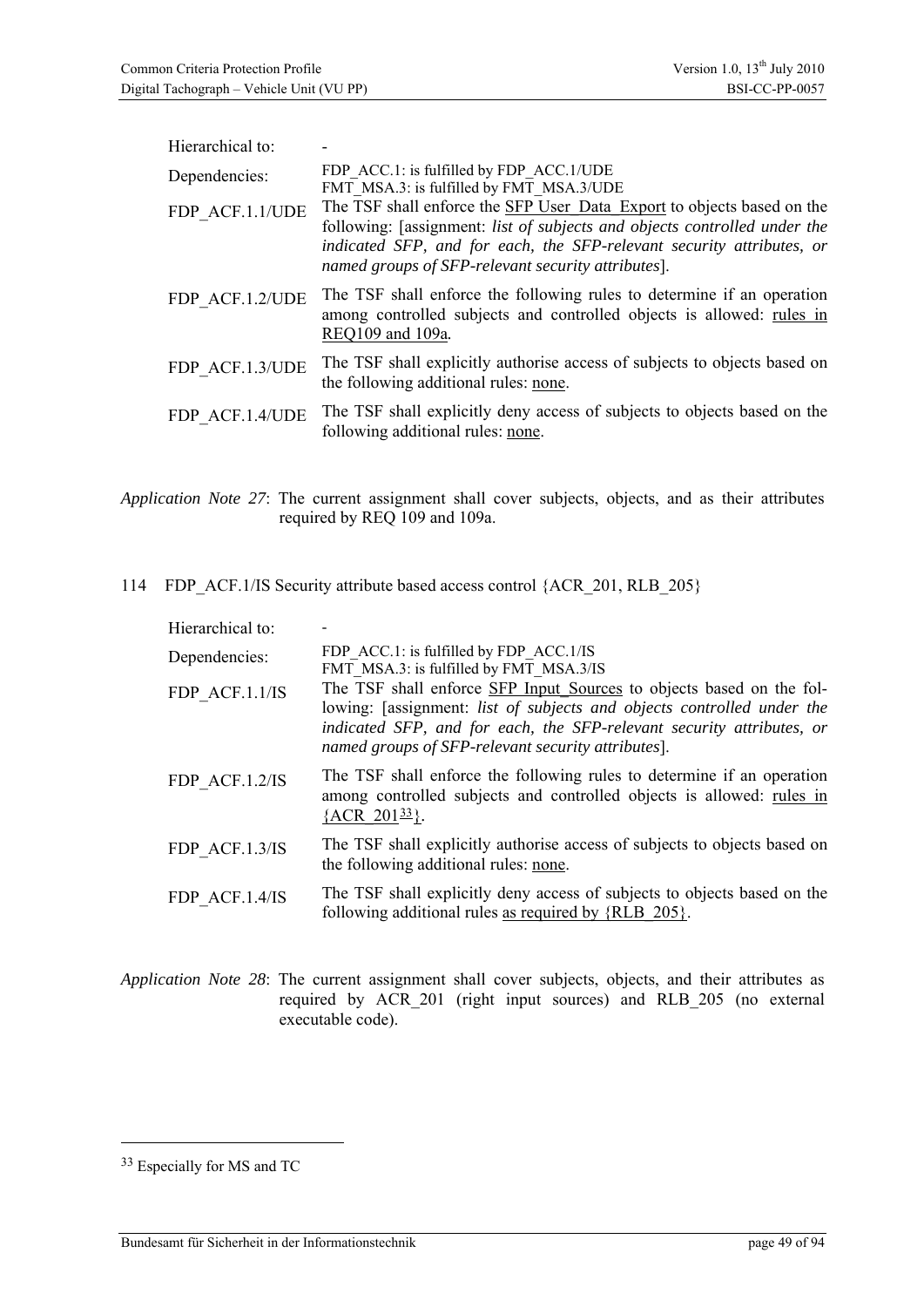| | |
|---|---|
| Hierarchical to: | - |
| Dependencies: | FDP_ACC.1: is fulfilled by FDP_ACC.1/UDE<br>FMT_MSA.3: is fulfilled by FMT_MSA.3/UDE |
| FDP_ACF.1.1/UDE | The TSF shall enforce the SFP User_Data_Export to objects based on the following: [assignment: *list of subjects and objects controlled under the indicated SFP, and for each, the SFP-relevant security attributes, or named groups of SFP-relevant security attributes*]. |
| FDP_ACF.1.2/UDE | The TSF shall enforce the following rules to determine if an operation among controlled subjects and controlled objects is allowed: rules in REQ109 and 109a. |
| FDP_ACF.1.3/UDE | The TSF shall explicitly authorise access of subjects to objects based on the following additional rules: none. |
| FDP_ACF.1.4/UDE | The TSF shall explicitly deny access of subjects to objects based on the following additional rules: none. |

*Application Note 27*: The current assignment shall cover subjects, objects, and as their attributes required by REQ 109 and 109a.

114 FDP_ACF.1/IS Security attribute based access control {ACR_201, RLB_205}

| | |
|---|---|
| Hierarchical to: | - |
| Dependencies: | FDP_ACC.1: is fulfilled by FDP_ACC.1/IS<br>FMT_MSA.3: is fulfilled by FMT_MSA.3/IS |
| FDP_ACF.1.1/IS | The TSF shall enforce SFP Input_Sources to objects based on the following: [assignment: *list of subjects and objects controlled under the indicated SFP, and for each, the SFP-relevant security attributes, or named groups of SFP-relevant security attributes*]. |
| FDP_ACF.1.2/IS | The TSF shall enforce the following rules to determine if an operation among controlled subjects and controlled objects is allowed: rules in {ACR_201[33]}. |
| FDP_ACF.1.3/IS | The TSF shall explicitly authorise access of subjects to objects based on the following additional rules: none. |
| FDP_ACF.1.4/IS | The TSF shall explicitly deny access of subjects to objects based on the following additional rules as required by {RLB_205}. |

*Application Note 28*: The current assignment shall cover subjects, objects, and their attributes as required by ACR_201 (right input sources) and RLB_205 (no external executable code).

[33] Especially for MS and TC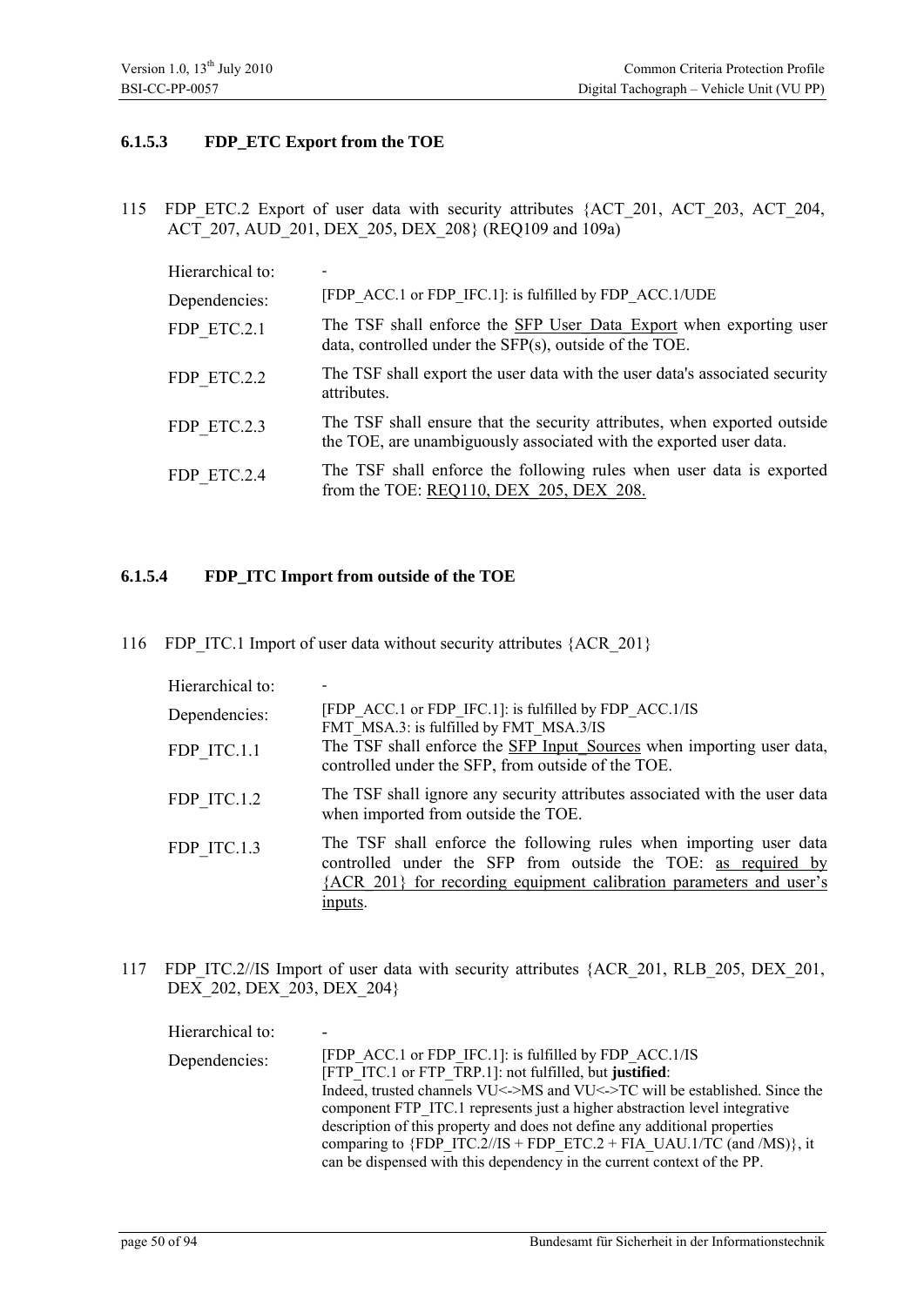### 6.1.5.3 FDP_ETC Export from the TOE

115 FDP_ETC.2 Export of user data with security attributes {ACT_201, ACT_203, ACT_204, ACT_207, AUD_201, DEX_205, DEX_208} (REQ109 and 109a)

| | |
|---|---|
| Hierarchical to: | - |
| Dependencies: | [FDP_ACC.1 or FDP_IFC.1]: is fulfilled by FDP_ACC.1/UDE |
| FDP_ETC.2.1 | The TSF shall enforce the SFP User_Data_Export when exporting user data, controlled under the SFP(s), outside of the TOE. |
| FDP_ETC.2.2 | The TSF shall export the user data with the user data's associated security attributes. |
| FDP_ETC.2.3 | The TSF shall ensure that the security attributes, when exported outside the TOE, are unambiguously associated with the exported user data. |
| FDP_ETC.2.4 | The TSF shall enforce the following rules when user data is exported from the TOE: REQ110, DEX_205, DEX_208. |

### 6.1.5.4 FDP_ITC Import from outside of the TOE

116 FDP_ITC.1 Import of user data without security attributes {ACR_201}

| | |
|---|---|
| Hierarchical to: | - |
| Dependencies: | [FDP_ACC.1 or FDP_IFC.1]: is fulfilled by FDP_ACC.1/IS<br>FMT_MSA.3: is fulfilled by FMT_MSA.3/IS |
| FDP_ITC.1.1 | The TSF shall enforce the SFP Input_Sources when importing user data, controlled under the SFP, from outside of the TOE. |
| FDP_ITC.1.2 | The TSF shall ignore any security attributes associated with the user data when imported from outside the TOE. |
| FDP_ITC.1.3 | The TSF shall enforce the following rules when importing user data controlled under the SFP from outside the TOE: as required by {ACR_201} for recording equipment calibration parameters and user's inputs. |

117 FDP_ITC.2//IS Import of user data with security attributes {ACR_201, RLB_205, DEX_201, DEX_202, DEX_203, DEX_204}

| | |
|---|---|
| Hierarchical to: | - |
| Dependencies: | [FDP_ACC.1 or FDP_IFC.1]: is fulfilled by FDP_ACC.1/IS<br>[FTP_ITC.1 or FTP_TRP.1]: not fulfilled, but **justified**:<br>Indeed, trusted channels VU<->MS and VU<->TC will be established. Since the component FTP_ITC.1 represents just a higher abstraction level integrative description of this property and does not define any additional properties comparing to {FDP_ITC.2//IS + FDP_ETC.2 + FIA_UAU.1/TC (and /MS)}, it can be dispensed with this dependency in the current context of the PP. |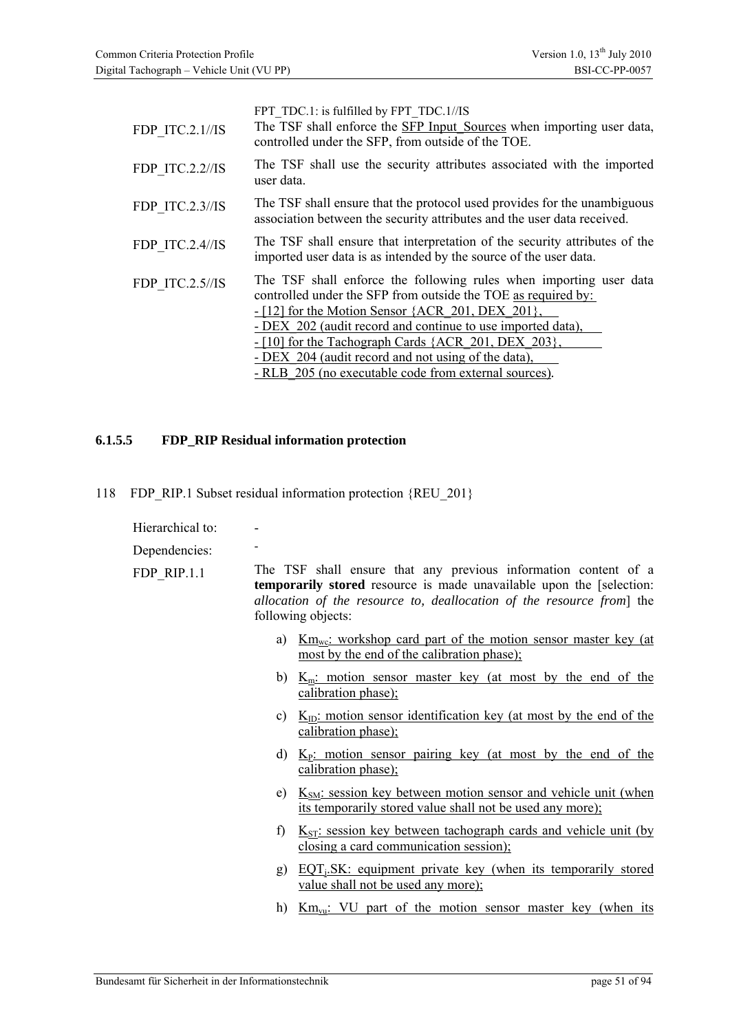| | |
|---|---|
| | FPT_TDC.1: is fulfilled by FPT_TDC.1//IS |
| FDP_ITC.2.1//IS | The TSF shall enforce the SFP Input_Sources when importing user data, controlled under the SFP, from outside of the TOE. |
| FDP_ITC.2.2//IS | The TSF shall use the security attributes associated with the imported user data. |
| FDP_ITC.2.3//IS | The TSF shall ensure that the protocol used provides for the unambiguous association between the security attributes and the user data received. |
| FDP_ITC.2.4//IS | The TSF shall ensure that interpretation of the security attributes of the imported user data is as intended by the source of the user data. |
| FDP_ITC.2.5//IS | The TSF shall enforce the following rules when importing user data controlled under the SFP from outside the TOE as required by:<br>- [12] for the Motion Sensor {ACR_201, DEX_201},<br>- DEX_202 (audit record and continue to use imported data),<br>- [10] for the Tachograph Cards {ACR_201, DEX_203},<br>- DEX_204 (audit record and not using of the data),<br>- RLB_205 (no executable code from external sources). |

#### 6.1.5.5 FDP_RIP Residual information protection

118 FDP_RIP.1 Subset residual information protection {REU_201}

Hierarchical to: -

Dependencies: -

FDP_RIP.1.1 The TSF shall ensure that any previous information content of a **temporarily stored** resource is made unavailable upon the [selection: *allocation of the resource to, deallocation of the resource from*] the following objects:

a) $Km_{wc}$: workshop card part of the motion sensor master key (at most by the end of the calibration phase);

b) $K_m$: motion sensor master key (at most by the end of the calibration phase);

c) $K_{ID}$: motion sensor identification key (at most by the end of the calibration phase);

d) $K_P$: motion sensor pairing key (at most by the end of the calibration phase);

e) $K_{SM}$: session key between motion sensor and vehicle unit (when its temporarily stored value shall not be used any more);

f) $K_{ST}$: session key between tachograph cards and vehicle unit (by closing a card communication session);

g) $EQT_j$.SK: equipment private key (when its temporarily stored value shall not be used any more);

h) $Km_{vu}$: VU part of the motion sensor master key (when its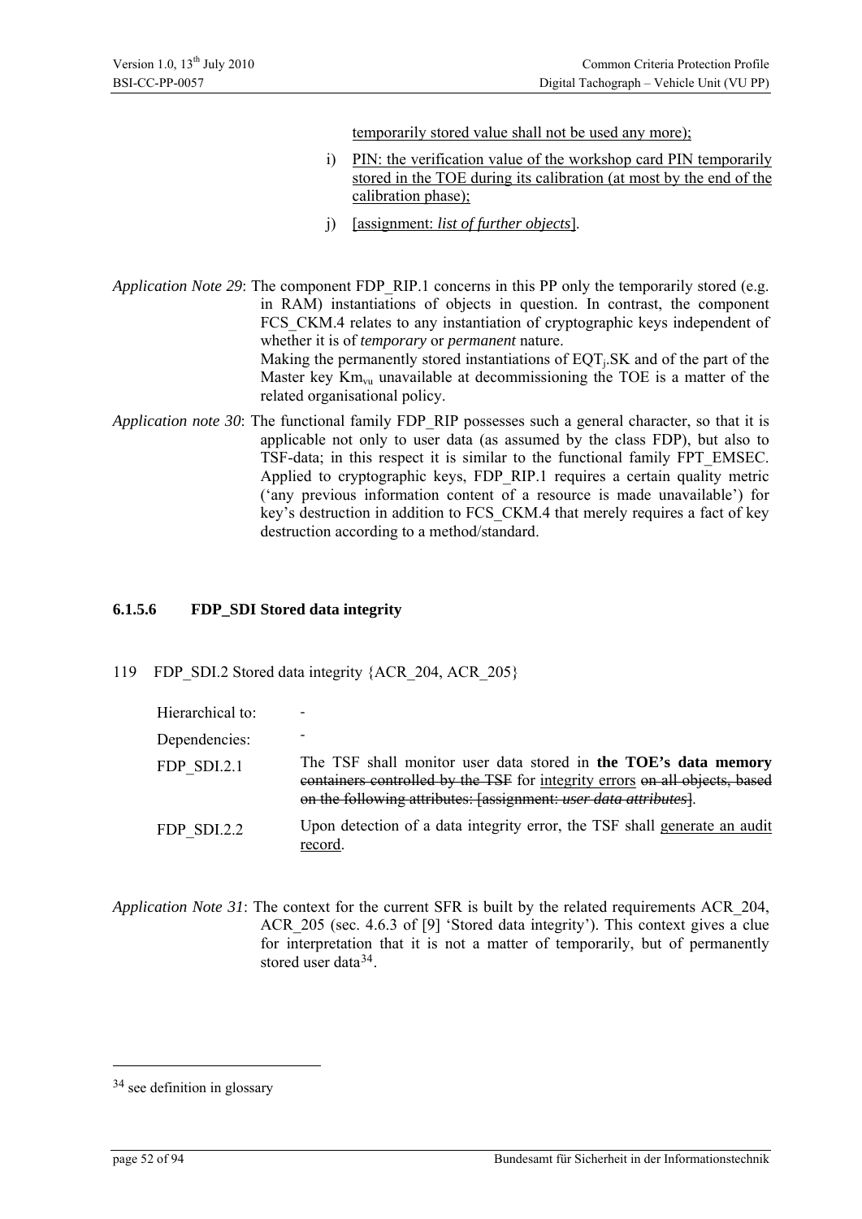temporarily stored value shall not be used any more);

i) PIN: the verification value of the workshop card PIN temporarily stored in the TOE during its calibration (at most by the end of the calibration phase);

j) [assignment: *list of further objects*].

*Application Note 29*: The component FDP_RIP.1 concerns in this PP only the temporarily stored (e.g. in RAM) instantiations of objects in question. In contrast, the component FCS_CKM.4 relates to any instantiation of cryptographic keys independent of whether it is of *temporary* or *permanent* nature.
Making the permanently stored instantiations of $EQT_j$.SK and of the part of the Master key $Km_{vu}$ unavailable at decommissioning the TOE is a matter of the related organisational policy.

*Application note 30*: The functional family FDP_RIP possesses such a general character, so that it is applicable not only to user data (as assumed by the class FDP), but also to TSF-data; in this respect it is similar to the functional family FPT_EMSEC. Applied to cryptographic keys, FDP_RIP.1 requires a certain quality metric ('any previous information content of a resource is made unavailable') for key's destruction in addition to FCS_CKM.4 that merely requires a fact of key destruction according to a method/standard.

#### 6.1.5.6 FDP_SDI Stored data integrity

119 FDP_SDI.2 Stored data integrity {ACR_204, ACR_205}

| | |
|---|---|
| Hierarchical to: | - |
| Dependencies: | - |
| FDP_SDI.2.1 | The TSF shall monitor user data stored in **the TOE's data memory** ~~containers controlled by the TSF~~ for integrity errors ~~on all objects, based on the following attributes: [assignment: *user data attributes*]~~. |
| FDP_SDI.2.2 | Upon detection of a data integrity error, the TSF shall generate an audit record. |

*Application Note 31*: The context for the current SFR is built by the related requirements ACR_204, ACR_205 (sec. 4.6.3 of [9] 'Stored data integrity'). This context gives a clue for interpretation that it is not a matter of temporarily, but of permanently stored user data[34].

[34] see definition in glossary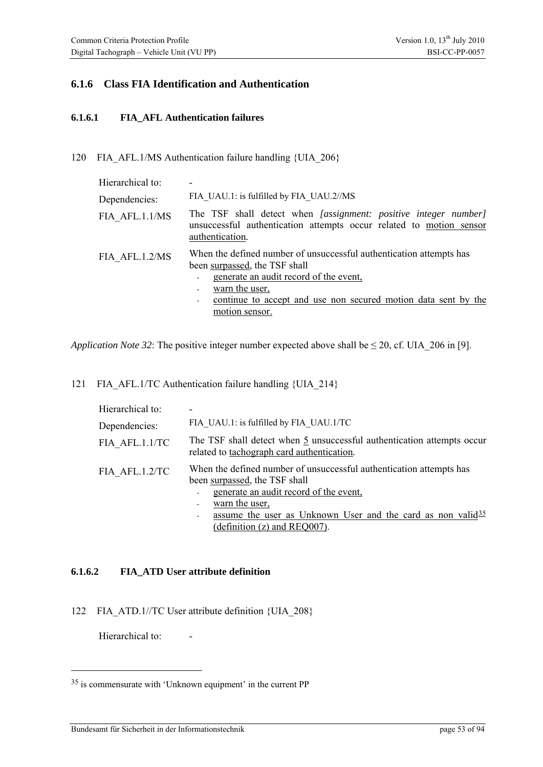## 6.1.6 Class FIA Identification and Authentication

### 6.1.6.1 FIA_AFL Authentication failures

120 FIA_AFL.1/MS Authentication failure handling {UIA_206}

| | |
|---|---|
| Hierarchical to: | - |
| Dependencies: | FIA_UAU.1: is fulfilled by FIA_UAU.2//MS |
| FIA_AFL.1.1/MS | The TSF shall detect when *[assignment: positive integer number]* unsuccessful authentication attempts occur related to motion sensor authentication. |
| FIA_AFL.1.2/MS | When the defined number of unsuccessful authentication attempts has been surpassed, the TSF shall<br>- generate an audit record of the event,<br>- warn the user,<br>- continue to accept and use non secured motion data sent by the motion sensor. |

*Application Note 32*: The positive integer number expected above shall be ≤ 20, cf. UIA_206 in [9].

121 FIA_AFL.1/TC Authentication failure handling {UIA_214}

| | |
|---|---|
| Hierarchical to: | - |
| Dependencies: | FIA_UAU.1: is fulfilled by FIA_UAU.1/TC |
| FIA_AFL.1.1/TC | The TSF shall detect when 5 unsuccessful authentication attempts occur related to tachograph card authentication. |
| FIA_AFL.1.2/TC | When the defined number of unsuccessful authentication attempts has been surpassed, the TSF shall<br>- generate an audit record of the event,<br>- warn the user,<br>- assume the user as Unknown User and the card as non valid[35] (definition (z) and REQ007). |

### 6.1.6.2 FIA_ATD User attribute definition

122 FIA_ATD.1//TC User attribute definition {UIA_208}

Hierarchical to: -

[35] is commensurate with 'Unknown equipment' in the current PP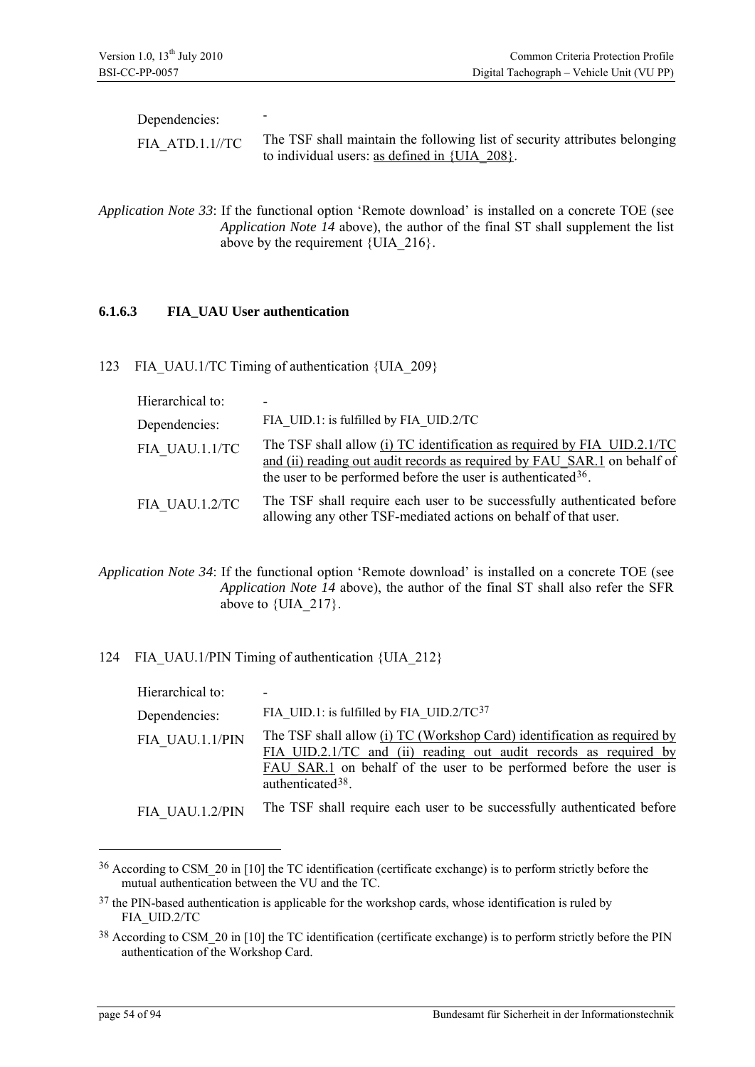| | |
|---|---|
| Dependencies: | - |
| FIA_ATD.1.1//TC | The TSF shall maintain the following list of security attributes belonging to individual users: <u>as defined in {UIA_208}</u>. |

*Application Note 33*: If the functional option 'Remote download' is installed on a concrete TOE (see *Application Note 14* above), the author of the final ST shall supplement the list above by the requirement {UIA_216}.

#### 6.1.6.3 FIA_UAU User authentication

123 FIA_UAU.1/TC Timing of authentication {UIA_209}

| | |
|---|---|
| Hierarchical to: | - |
| Dependencies: | FIA_UID.1: is fulfilled by FIA_UID.2/TC |
| FIA_UAU.1.1/TC | The TSF shall allow <u>(i) TC identification as required by FIA_UID.2.1/TC and (ii) reading out audit records as required by FAU_SAR.1</u> on behalf of the user to be performed before the user is authenticated[36]. |
| FIA_UAU.1.2/TC | The TSF shall require each user to be successfully authenticated before allowing any other TSF-mediated actions on behalf of that user. |

*Application Note 34*: If the functional option 'Remote download' is installed on a concrete TOE (see *Application Note 14* above), the author of the final ST shall also refer the SFR above to {UIA_217}.

124 FIA_UAU.1/PIN Timing of authentication {UIA_212}

| | |
|---|---|
| Hierarchical to: | - |
| Dependencies: | FIA_UID.1: is fulfilled by FIA_UID.2/TC[37] |
| FIA_UAU.1.1/PIN | The TSF shall allow <u>(i) TC (Workshop Card) identification as required by FIA_UID.2.1/TC and (ii) reading out audit records as required by FAU_SAR.1</u> on behalf of the user to be performed before the user is authenticated[38]. |
| FIA_UAU.1.2/PIN | The TSF shall require each user to be successfully authenticated before |

---

[36] According to CSM_20 in [10] the TC identification (certificate exchange) is to perform strictly before the mutual authentication between the VU and the TC.

[37] the PIN-based authentication is applicable for the workshop cards, whose identification is ruled by FIA_UID.2/TC

[38] According to CSM_20 in [10] the TC identification (certificate exchange) is to perform strictly before the PIN authentication of the Workshop Card.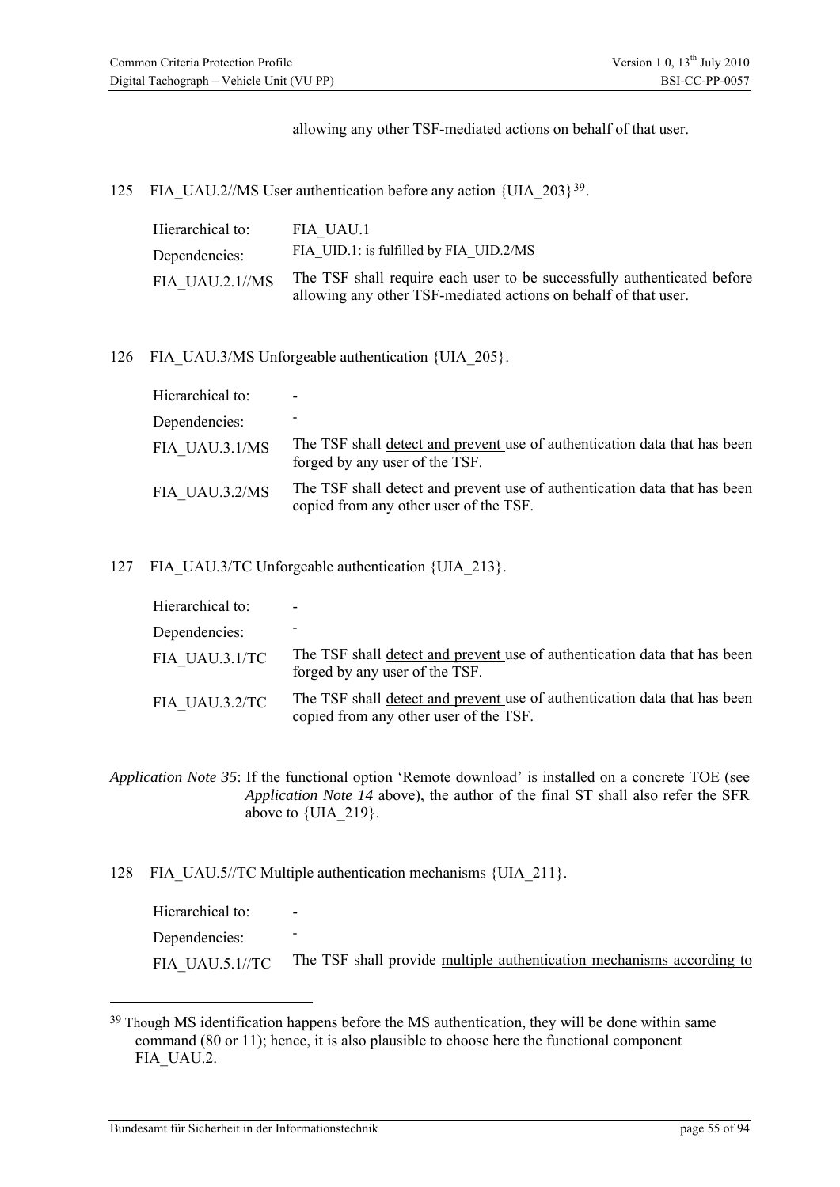allowing any other TSF-mediated actions on behalf of that user.

125 FIA_UAU.2//MS User authentication before any action {UIA_203}[39].

| | |
|---|---|
| Hierarchical to: | FIA_UAU.1 |
| Dependencies: | FIA_UID.1: is fulfilled by FIA_UID.2/MS |
| FIA_UAU.2.1//MS | The TSF shall require each user to be successfully authenticated before allowing any other TSF-mediated actions on behalf of that user. |

126 FIA_UAU.3/MS Unforgeable authentication {UIA_205}.

| | |
|---|---|
| Hierarchical to: | - |
| Dependencies: | - |
| FIA_UAU.3.1/MS | The TSF shall <u>detect and prevent</u> use of authentication data that has been forged by any user of the TSF. |
| FIA_UAU.3.2/MS | The TSF shall <u>detect and prevent</u> use of authentication data that has been copied from any other user of the TSF. |

127 FIA_UAU.3/TC Unforgeable authentication {UIA_213}.

| | |
|---|---|
| Hierarchical to: | - |
| Dependencies: | - |
| FIA_UAU.3.1/TC | The TSF shall <u>detect and prevent</u> use of authentication data that has been forged by any user of the TSF. |
| FIA_UAU.3.2/TC | The TSF shall <u>detect and prevent</u> use of authentication data that has been copied from any other user of the TSF. |

*Application Note 35*: If the functional option 'Remote download' is installed on a concrete TOE (see *Application Note 14* above), the author of the final ST shall also refer the SFR above to {UIA_219}.

128 FIA_UAU.5//TC Multiple authentication mechanisms {UIA_211}.

| | |
|---|---|
| Hierarchical to: | - |
| Dependencies: | - |
| FIA_UAU.5.1//TC | The TSF shall provide <u>multiple authentication mechanisms according to</u> |

[39] Though MS identification happens <u>before</u> the MS authentication, they will be done within same command (80 or 11); hence, it is also plausible to choose here the functional component FIA_UAU.2.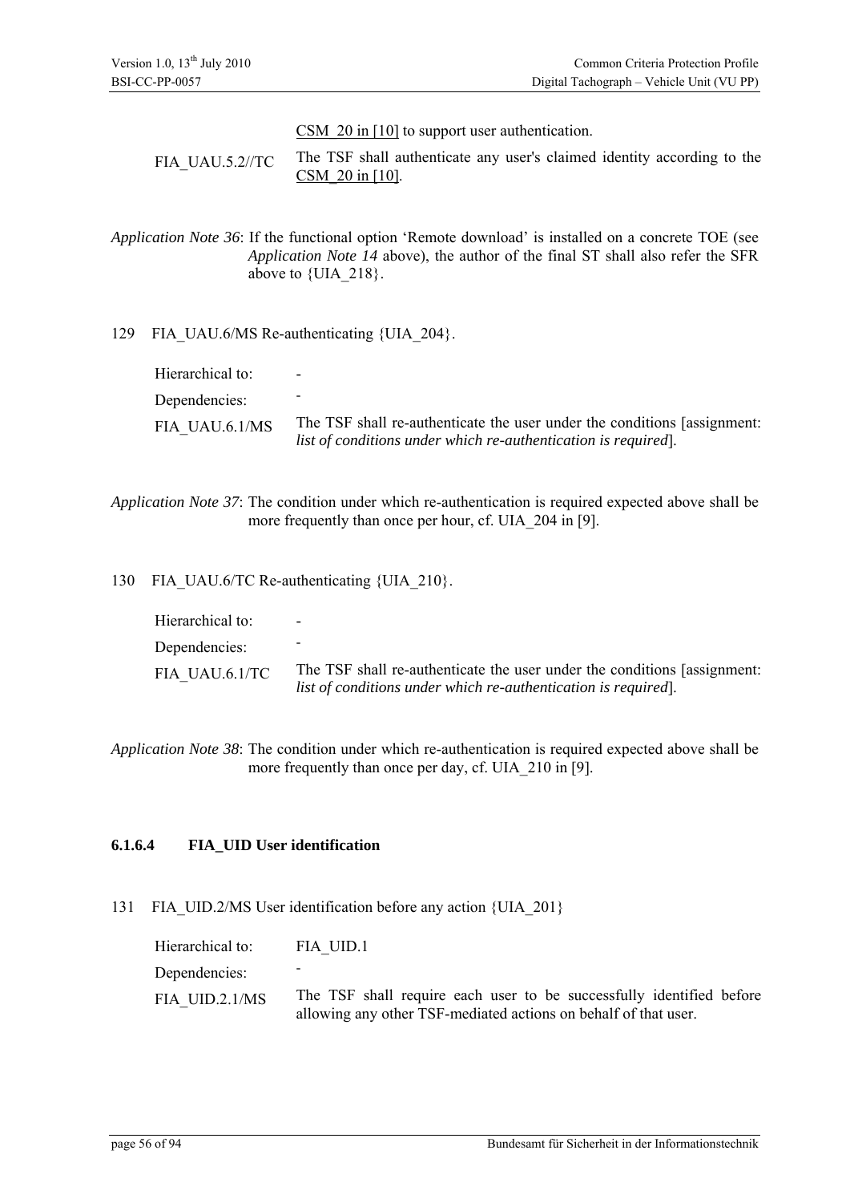| | |
|---|---|
| | CSM_20 in [10] to support user authentication. |
| FIA_UAU.5.2//TC | The TSF shall authenticate any user's claimed identity according to the CSM_20 in [10]. |

*Application Note 36*: If the functional option 'Remote download' is installed on a concrete TOE (see *Application Note 14* above), the author of the final ST shall also refer the SFR above to {UIA_218}.

129 FIA_UAU.6/MS Re-authenticating {UIA_204}.

| | |
|---|---|
| Hierarchical to: | - |
| Dependencies: | - |
| FIA_UAU.6.1/MS | The TSF shall re-authenticate the user under the conditions [assignment: *list of conditions under which re-authentication is required*]. |

*Application Note 37*: The condition under which re-authentication is required expected above shall be more frequently than once per hour, cf. UIA_204 in [9].

130 FIA_UAU.6/TC Re-authenticating {UIA_210}.

| | |
|---|---|
| Hierarchical to: | - |
| Dependencies: | - |
| FIA_UAU.6.1/TC | The TSF shall re-authenticate the user under the conditions [assignment: *list of conditions under which re-authentication is required*]. |

*Application Note 38*: The condition under which re-authentication is required expected above shall be more frequently than once per day, cf. UIA_210 in [9].

#### 6.1.6.4 FIA_UID User identification

131 FIA_UID.2/MS User identification before any action {UIA_201}

| | |
|---|---|
| Hierarchical to: | FIA_UID.1 |
| Dependencies: | - |
| FIA_UID.2.1/MS | The TSF shall require each user to be successfully identified before allowing any other TSF-mediated actions on behalf of that user. |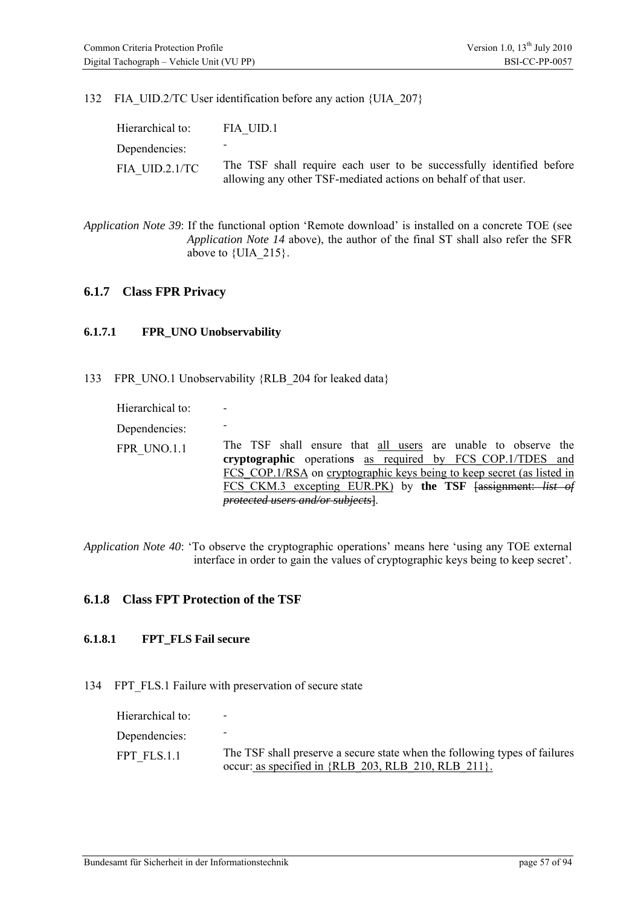132 FIA_UID.2/TC User identification before any action {UIA_207}

| | |
|---|---|
| Hierarchical to: | FIA_UID.1 |
| Dependencies: | - |
| FIA_UID.2.1/TC | The TSF shall require each user to be successfully identified before allowing any other TSF-mediated actions on behalf of that user. |

*Application Note 39*: If the functional option 'Remote download' is installed on a concrete TOE (see *Application Note 14* above), the author of the final ST shall also refer the SFR above to {UIA_215}.

## 6.1.7 Class FPR Privacy

### 6.1.7.1 FPR_UNO Unobservability

133 FPR_UNO.1 Unobservability {RLB_204 for leaked data}

| | |
|---|---|
| Hierarchical to: | - |
| Dependencies: | - |
| FPR_UNO.1.1 | The TSF shall ensure that <u>all users</u> are unable to observe the **cryptographic** operation**s** <u>as required by FCS_COP.1/TDES and FCS_COP.1/RSA</u> on <u>cryptographic keys being to keep secret (as listed in FCS_CKM.3 excepting EUR.PK)</u> by **the TSF** ~~[assignment: *list of protected users and/or subjects*]~~. |

*Application Note 40*: 'To observe the cryptographic operations' means here 'using any TOE external interface in order to gain the values of cryptographic keys being to keep secret'.

## 6.1.8 Class FPT Protection of the TSF

### 6.1.8.1 FPT_FLS Fail secure

134 FPT_FLS.1 Failure with preservation of secure state

| | |
|---|---|
| Hierarchical to: | - |
| Dependencies: | - |
| FPT_FLS.1.1 | The TSF shall preserve a secure state when the following types of failures occur: <u>as specified in {RLB_203, RLB_210, RLB_211}.</u> |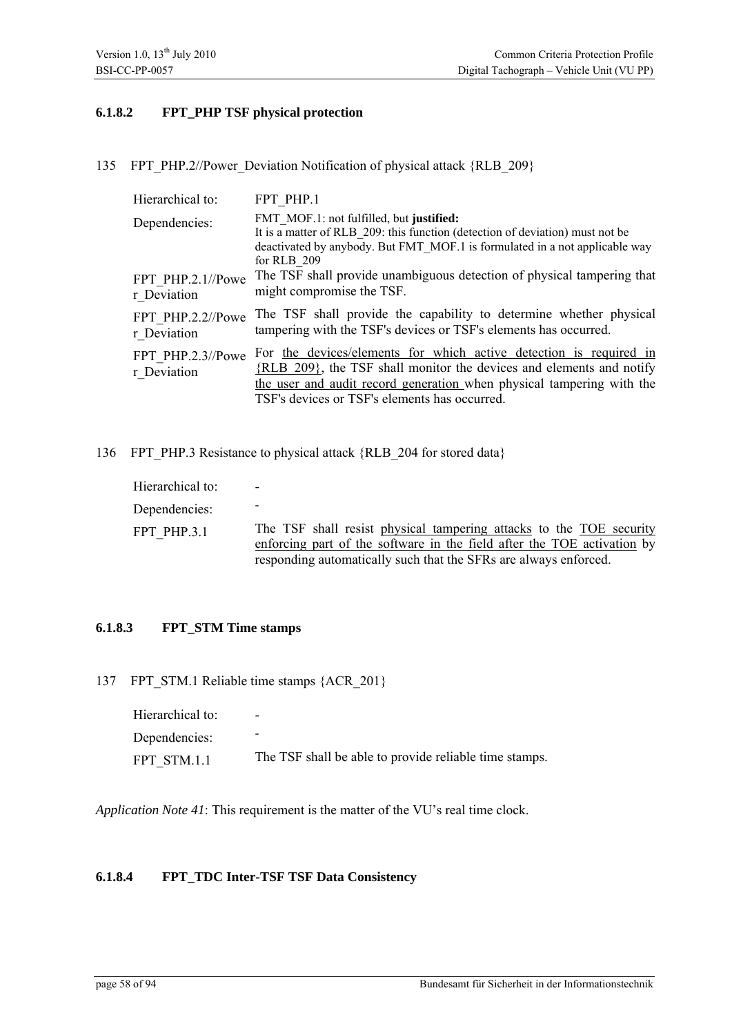#### 6.1.8.2 FPT_PHP TSF physical protection

135 FPT_PHP.2//Power_Deviation Notification of physical attack {RLB_209}

| | |
|---|---|
| Hierarchical to: | FPT_PHP.1 |
| Dependencies: | FMT_MOF.1: not fulfilled, but **justified:** It is a matter of RLB_209: this function (detection of deviation) must not be deactivated by anybody. But FMT_MOF.1 is formulated in a not applicable way for RLB_209 |
| FPT_PHP.2.1//Power_Deviation | The TSF shall provide unambiguous detection of physical tampering that might compromise the TSF. |
| FPT_PHP.2.2//Power_Deviation | The TSF shall provide the capability to determine whether physical tampering with the TSF's devices or TSF's elements has occurred. |
| FPT_PHP.2.3//Power_Deviation | For the devices/elements for which active detection is required in {RLB_209}, the TSF shall monitor the devices and elements and notify the user and audit record generation when physical tampering with the TSF's devices or TSF's elements has occurred. |

136 FPT_PHP.3 Resistance to physical attack {RLB_204 for stored data}

| | |
|---|---|
| Hierarchical to: | - |
| Dependencies: | - |
| FPT_PHP.3.1 | The TSF shall resist physical tampering attacks to the TOE security enforcing part of the software in the field after the TOE activation by responding automatically such that the SFRs are always enforced. |

#### 6.1.8.3 FPT_STM Time stamps

137 FPT_STM.1 Reliable time stamps {ACR_201}

| | |
|---|---|
| Hierarchical to: | - |
| Dependencies: | - |
| FPT_STM.1.1 | The TSF shall be able to provide reliable time stamps. |

*Application Note 41*: This requirement is the matter of the VU's real time clock.

#### 6.1.8.4 FPT_TDC Inter-TSF TSF Data Consistency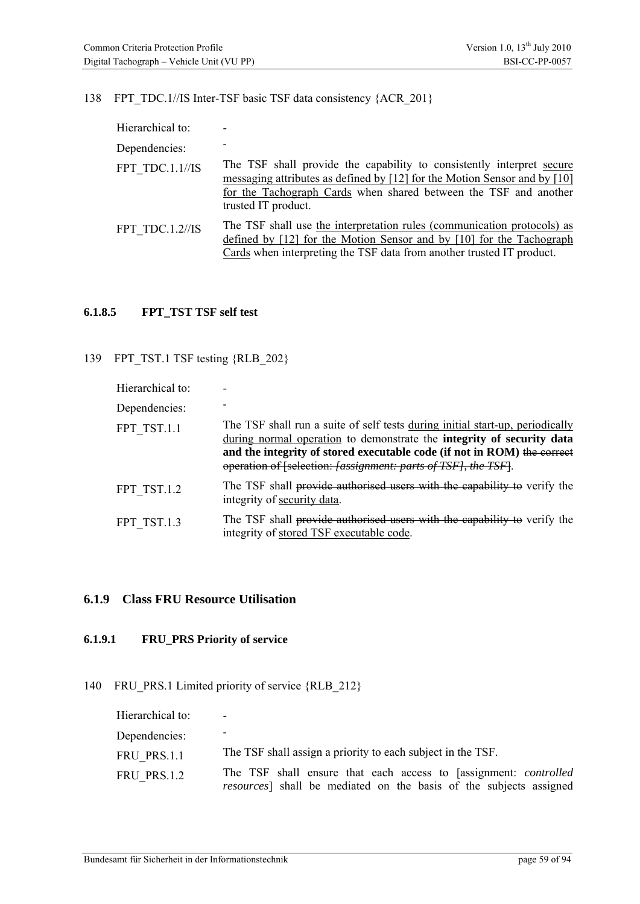138 FPT_TDC.1//IS Inter-TSF basic TSF data consistency {ACR_201}

| | |
|---|---|
| Hierarchical to: | - |
| Dependencies: | - |
| FPT_TDC.1.1//IS | The TSF shall provide the capability to consistently interpret secure messaging attributes as defined by [12] for the Motion Sensor and by [10] for the Tachograph Cards when shared between the TSF and another trusted IT product. |
| FPT_TDC.1.2//IS | The TSF shall use the interpretation rules (communication protocols) as defined by [12] for the Motion Sensor and by [10] for the Tachograph Cards when interpreting the TSF data from another trusted IT product. |

#### 6.1.8.5 FPT_TST TSF self test

139 FPT_TST.1 TSF testing {RLB_202}

| | |
|---|---|
| Hierarchical to: | - |
| Dependencies: | - |
| FPT_TST.1.1 | The TSF shall run a suite of self tests during initial start-up, periodically during normal operation to demonstrate the **integrity of security data and the integrity of stored executable code (if not in ROM)** ~~the correct operation of [selection: *[assignment: parts of TSF], the TSF*]~~. |
| FPT_TST.1.2 | The TSF shall ~~provide authorised users with the capability to~~ verify the integrity of security data. |
| FPT_TST.1.3 | The TSF shall ~~provide authorised users with the capability to~~ verify the integrity of stored TSF executable code. |

### 6.1.9 Class FRU Resource Utilisation

#### 6.1.9.1 FRU_PRS Priority of service

140 FRU_PRS.1 Limited priority of service {RLB_212}

| | |
|---|---|
| Hierarchical to: | - |
| Dependencies: | - |
| FRU_PRS.1.1 | The TSF shall assign a priority to each subject in the TSF. |
| FRU_PRS.1.2 | The TSF shall ensure that each access to [assignment: *controlled resources*] shall be mediated on the basis of the subjects assigned |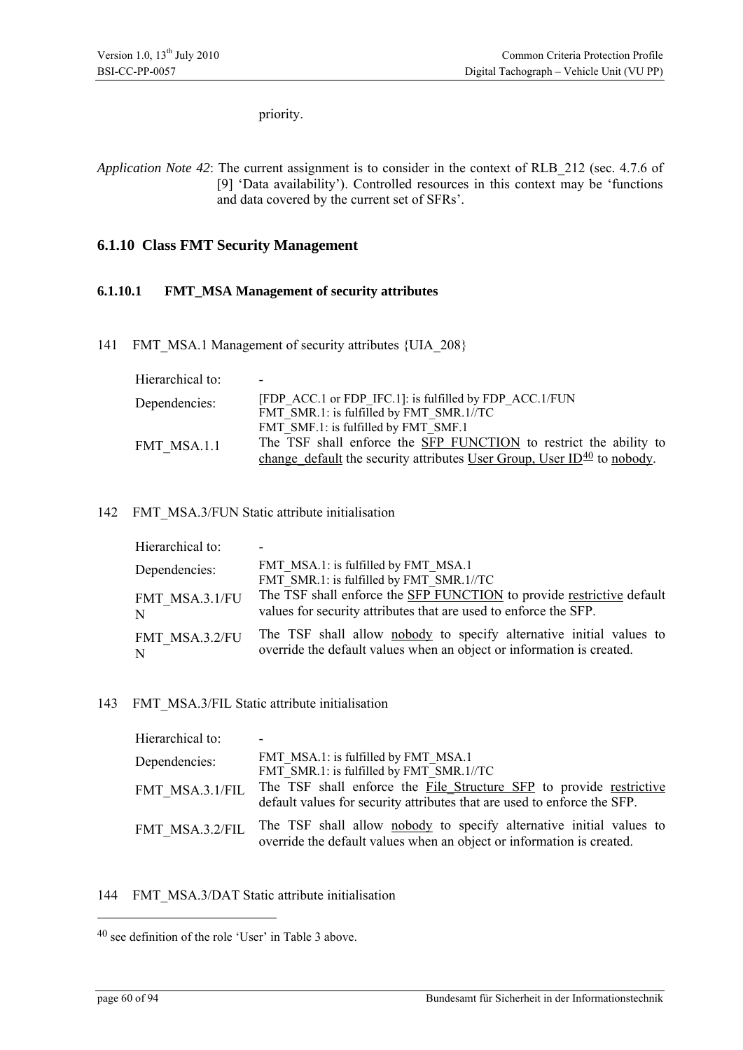priority.

*Application Note 42*: The current assignment is to consider in the context of RLB_212 (sec. 4.7.6 of [9] 'Data availability'). Controlled resources in this context may be 'functions and data covered by the current set of SFRs'.

## 6.1.10 Class FMT Security Management

### 6.1.10.1 FMT_MSA Management of security attributes

141 FMT_MSA.1 Management of security attributes {UIA_208}

| | |
|---|---|
| Hierarchical to: | - |
| Dependencies: | [FDP_ACC.1 or FDP_IFC.1]: is fulfilled by FDP_ACC.1/FUN<br>FMT_SMR.1: is fulfilled by FMT_SMR.1//TC<br>FMT_SMF.1: is fulfilled by FMT_SMF.1 |
| FMT_MSA.1.1 | The TSF shall enforce the SFP FUNCTION to restrict the ability to change_default the security attributes User Group, User ID[40] to nobody. |

142 FMT_MSA.3/FUN Static attribute initialisation

| | |
|---|---|
| Hierarchical to: | - |
| Dependencies: | FMT_MSA.1: is fulfilled by FMT_MSA.1<br>FMT_SMR.1: is fulfilled by FMT_SMR.1//TC |
| FMT_MSA.3.1/FUN | The TSF shall enforce the SFP FUNCTION to provide restrictive default values for security attributes that are used to enforce the SFP. |
| FMT_MSA.3.2/FUN | The TSF shall allow nobody to specify alternative initial values to override the default values when an object or information is created. |

143 FMT_MSA.3/FIL Static attribute initialisation

| | |
|---|---|
| Hierarchical to: | - |
| Dependencies: | FMT_MSA.1: is fulfilled by FMT_MSA.1<br>FMT_SMR.1: is fulfilled by FMT_SMR.1//TC |
| FMT_MSA.3.1/FIL | The TSF shall enforce the File_Structure SFP to provide restrictive default values for security attributes that are used to enforce the SFP. |
| FMT_MSA.3.2/FIL | The TSF shall allow nobody to specify alternative initial values to override the default values when an object or information is created. |

144 FMT_MSA.3/DAT Static attribute initialisation

[40] see definition of the role 'User' in Table 3 above.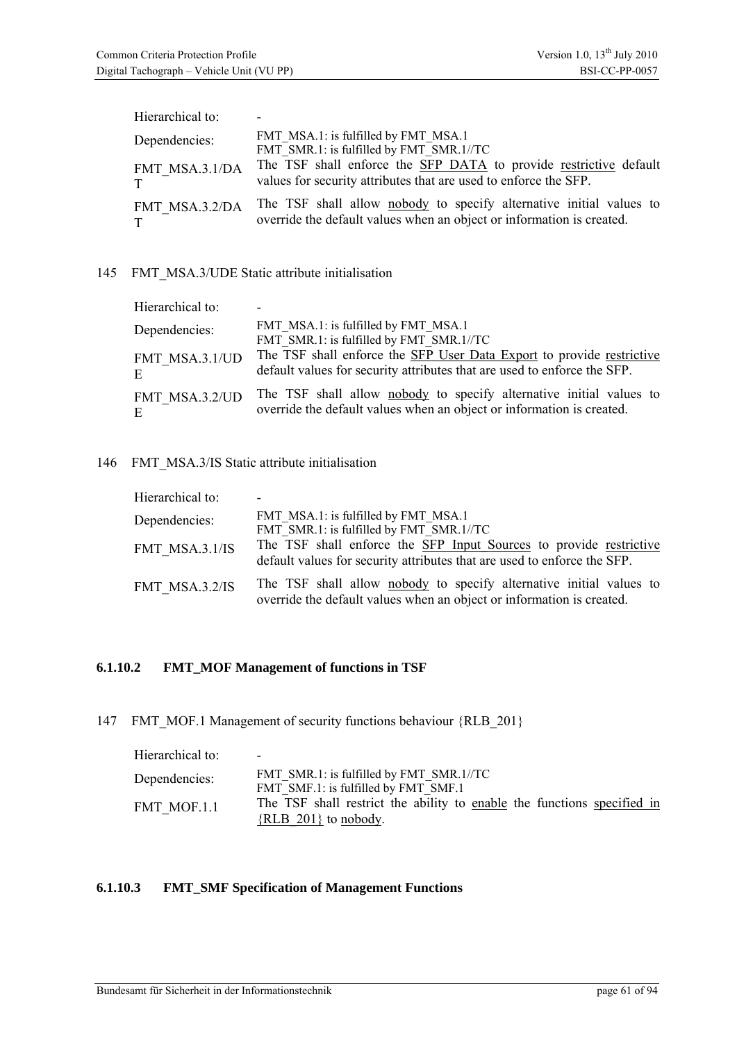| | |
|---|---|
| Hierarchical to: | - |
| Dependencies: | FMT_MSA.1: is fulfilled by FMT_MSA.1<br>FMT_SMR.1: is fulfilled by FMT_SMR.1//TC |
| FMT_MSA.3.1/DAT | The TSF shall enforce the SFP DATA to provide restrictive default values for security attributes that are used to enforce the SFP. |
| FMT_MSA.3.2/DAT | The TSF shall allow nobody to specify alternative initial values to override the default values when an object or information is created. |

145 FMT_MSA.3/UDE Static attribute initialisation

| | |
|---|---|
| Hierarchical to: | - |
| Dependencies: | FMT_MSA.1: is fulfilled by FMT_MSA.1<br>FMT_SMR.1: is fulfilled by FMT_SMR.1//TC |
| FMT_MSA.3.1/UDE | The TSF shall enforce the SFP User Data Export to provide restrictive default values for security attributes that are used to enforce the SFP. |
| FMT_MSA.3.2/UDE | The TSF shall allow nobody to specify alternative initial values to override the default values when an object or information is created. |

146 FMT_MSA.3/IS Static attribute initialisation

| | |
|---|---|
| Hierarchical to: | - |
| Dependencies: | FMT_MSA.1: is fulfilled by FMT_MSA.1<br>FMT_SMR.1: is fulfilled by FMT_SMR.1//TC |
| FMT_MSA.3.1/IS | The TSF shall enforce the SFP Input Sources to provide restrictive default values for security attributes that are used to enforce the SFP. |
| FMT_MSA.3.2/IS | The TSF shall allow nobody to specify alternative initial values to override the default values when an object or information is created. |

#### 6.1.10.2 FMT_MOF Management of functions in TSF

147 FMT_MOF.1 Management of security functions behaviour {RLB_201}

| | |
|---|---|
| Hierarchical to: | - |
| Dependencies: | FMT_SMR.1: is fulfilled by FMT_SMR.1//TC<br>FMT_SMF.1: is fulfilled by FMT_SMF.1 |
| FMT_MOF.1.1 | The TSF shall restrict the ability to enable the functions specified in {RLB_201} to nobody. |

#### 6.1.10.3 FMT_SMF Specification of Management Functions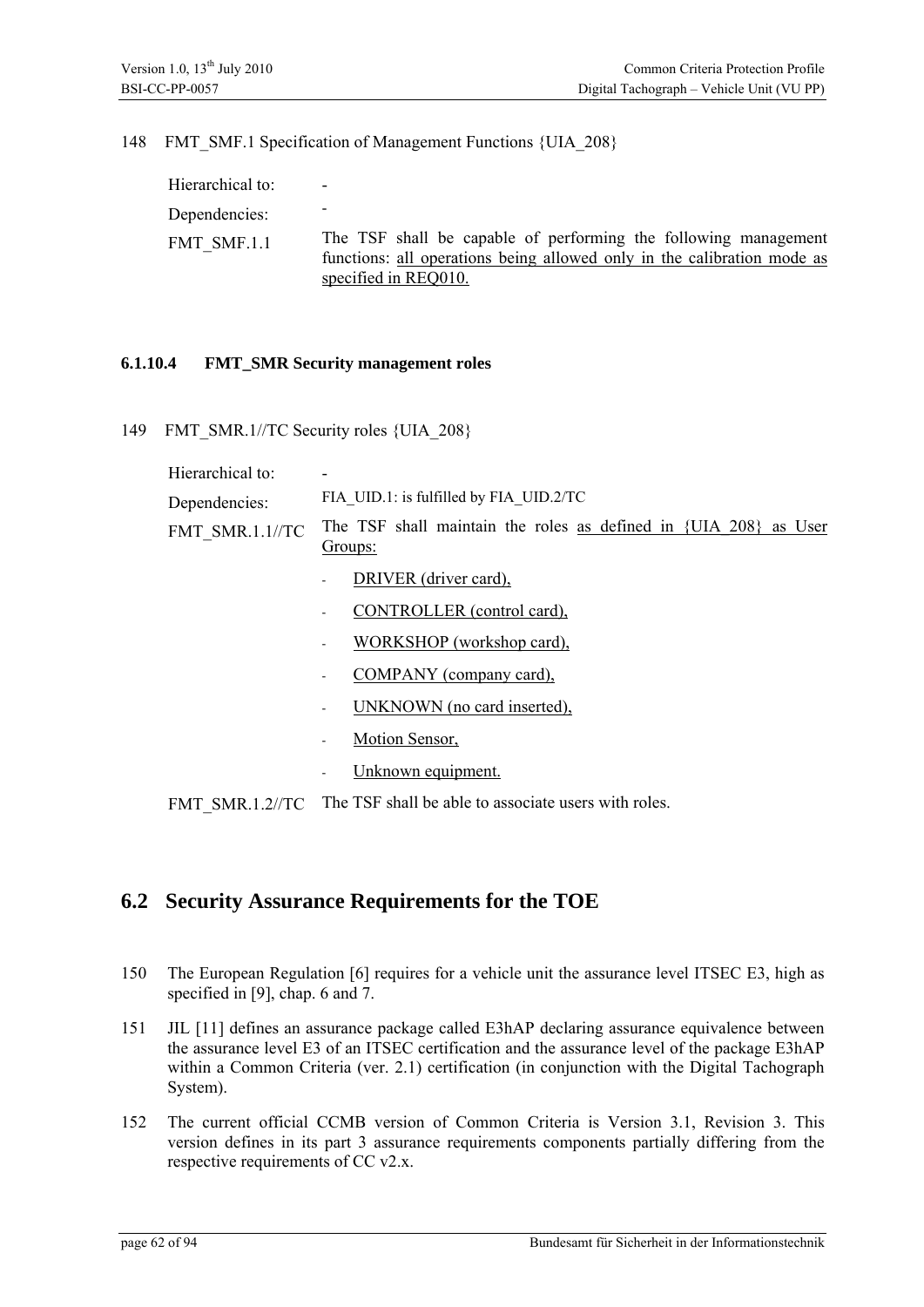148 FMT_SMF.1 Specification of Management Functions {UIA_208}

| | |
|---|---|
| Hierarchical to: | - |
| Dependencies: | - |
| FMT_SMF.1.1 | The TSF shall be capable of performing the following management functions: all operations being allowed only in the calibration mode as specified in REQ010. |

### 6.1.10.4 FMT_SMR Security management roles

149 FMT_SMR.1//TC Security roles {UIA_208}

| | |
|---|---|
| Hierarchical to: | - |
| Dependencies: | FIA_UID.1: is fulfilled by FIA_UID.2/TC |
| FMT_SMR.1.1//TC | The TSF shall maintain the roles as defined in {UIA 208} as User Groups:<br>- DRIVER (driver card),<br>- CONTROLLER (control card),<br>- WORKSHOP (workshop card),<br>- COMPANY (company card),<br>- UNKNOWN (no card inserted),<br>- Motion Sensor,<br>- Unknown equipment. |
| FMT_SMR.1.2//TC | The TSF shall be able to associate users with roles. |

## 6.2 Security Assurance Requirements for the TOE

150 The European Regulation [6] requires for a vehicle unit the assurance level ITSEC E3, high as specified in [9], chap. 6 and 7.

151 JIL [11] defines an assurance package called E3hAP declaring assurance equivalence between the assurance level E3 of an ITSEC certification and the assurance level of the package E3hAP within a Common Criteria (ver. 2.1) certification (in conjunction with the Digital Tachograph System).

152 The current official CCMB version of Common Criteria is Version 3.1, Revision 3. This version defines in its part 3 assurance requirements components partially differing from the respective requirements of CC v2.x.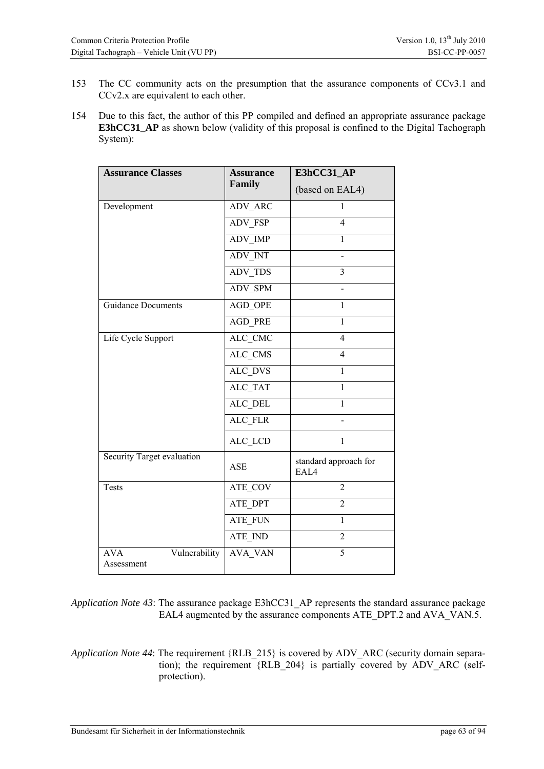153 The CC community acts on the presumption that the assurance components of CCv3.1 and CCv2.x are equivalent to each other.

154 Due to this fact, the author of this PP compiled and defined an appropriate assurance package **E3hCC31_AP** as shown below (validity of this proposal is confined to the Digital Tachograph System):

| **Assurance Classes** | **Assurance Family** | **E3hCC31_AP** (based on EAL4) |
|---|---|---|
| Development | ADV_ARC | 1 |
| | ADV_FSP | 4 |
| | ADV_IMP | 1 |
| | ADV_INT | - |
| | ADV_TDS | 3 |
| | ADV_SPM | - |
| Guidance Documents | AGD_OPE | 1 |
| | AGD_PRE | 1 |
| Life Cycle Support | ALC_CMC | 4 |
| | ALC_CMS | 4 |
| | ALC_DVS | 1 |
| | ALC_TAT | 1 |
| | ALC_DEL | 1 |
| | ALC_FLR | - |
| | ALC_LCD | 1 |
| Security Target evaluation | ASE | standard approach for EAL4 |
| Tests | ATE_COV | 2 |
| | ATE_DPT | 2 |
| | ATE_FUN | 1 |
| | ATE_IND | 2 |
| AVA Vulnerability Assessment | AVA_VAN | 5 |

*Application Note 43*: The assurance package E3hCC31_AP represents the standard assurance package EAL4 augmented by the assurance components ATE_DPT.2 and AVA_VAN.5.

*Application Note 44*: The requirement {RLB_215} is covered by ADV_ARC (security domain separation); the requirement {RLB_204} is partially covered by ADV_ARC (self-protection).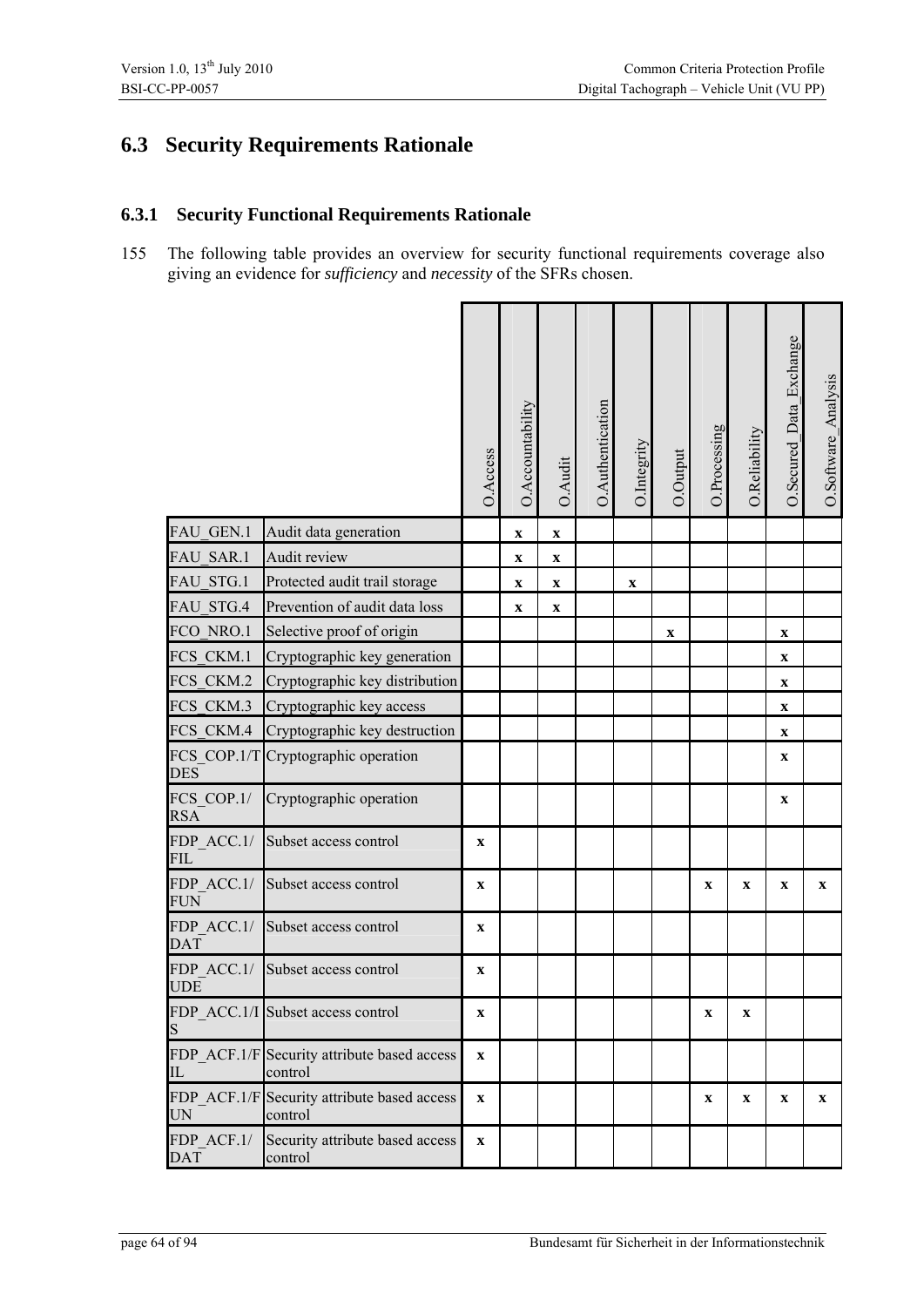## 6.3 Security Requirements Rationale

### 6.3.1 Security Functional Requirements Rationale

155 The following table provides an overview for security functional requirements coverage also giving an evidence for *sufficiency* and *necessity* of the SFRs chosen.

| | | O.Access | O.Accountability | O.Audit | O.Authentication | O.Integrity | O.Output | O.Processing | O.Reliability | O.Secured_Data_Exchange | O.Software_Analysis |
|---|---|---|---|---|---|---|---|---|---|---|---|
| FAU_GEN.1 | Audit data generation | | x | x | | | | | | | |
| FAU_SAR.1 | Audit review | | x | x | | | | | | | |
| FAU_STG.1 | Protected audit trail storage | | x | x | | x | | | | | |
| FAU_STG.4 | Prevention of audit data loss | | x | x | | | | | | | |
| FCO_NRO.1 | Selective proof of origin | | | | | | x | | | x | |
| FCS_CKM.1 | Cryptographic key generation | | | | | | | | | x | |
| FCS_CKM.2 | Cryptographic key distribution | | | | | | | | | x | |
| FCS_CKM.3 | Cryptographic key access | | | | | | | | | x | |
| FCS_CKM.4 | Cryptographic key destruction | | | | | | | | | x | |
| FCS_COP.1/TDES | Cryptographic operation | | | | | | | | | x | |
| FCS_COP.1/RSA | Cryptographic operation | | | | | | | | | x | |
| FDP_ACC.1/FIL | Subset access control | x | | | | | | | | | |
| FDP_ACC.1/FUN | Subset access control | x | | | | | | x | x | x | x |
| FDP_ACC.1/DAT | Subset access control | x | | | | | | | | | |
| FDP_ACC.1/UDE | Subset access control | x | | | | | | | | | |
| FDP_ACC.1/IS | Subset access control | x | | | | | | x | x | | |
| FDP_ACF.1/FIL | Security attribute based access control | x | | | | | | | | | |
| FDP_ACF.1/FUN | Security attribute based access control | x | | | | | | x | x | x | x |
| FDP_ACF.1/DAT | Security attribute based access control | x | | | | | | | | | |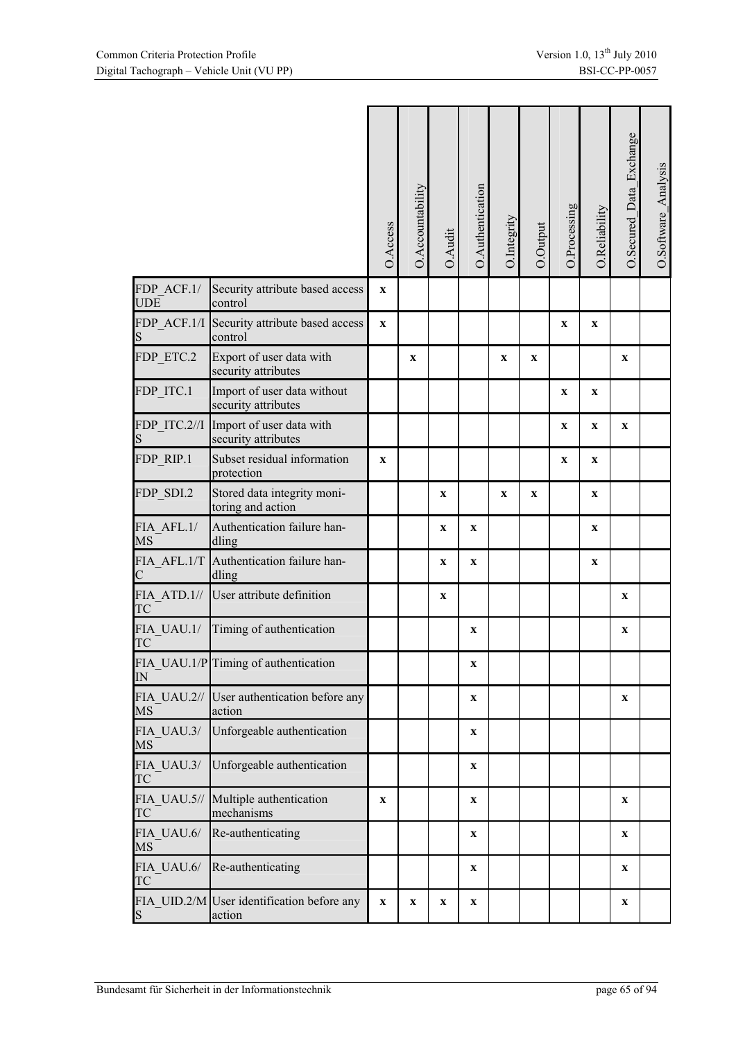| | | O.Access | O.Accountability | O.Audit | O.Authentication | O.Integrity | O.Output | O.Processing | O.Reliability | O.Secured_Data_Exchange | O.Software_Analysis |
|---|---|---|---|---|---|---|---|---|---|---|---|
| FDP_ACF.1/UDE | Security attribute based access control | x | | | | | | | | | |
| FDP_ACF.1/IS | Security attribute based access control | x | | | | | | x | x | | |
| FDP_ETC.2 | Export of user data with security attributes | | x | | | x | x | | | x | |
| FDP_ITC.1 | Import of user data without security attributes | | | | | | | x | x | | |
| FDP_ITC.2//IS | Import of user data with security attributes | | | | | | | x | x | x | |
| FDP_RIP.1 | Subset residual information protection | x | | | | | | x | x | | |
| FDP_SDI.2 | Stored data integrity monitoring and action | | | x | | x | x | | x | | |
| FIA_AFL.1/MS | Authentication failure handling | | | x | x | | | | x | | |
| FIA_AFL.1/TC | Authentication failure handling | | | x | x | | | | x | | |
| FIA_ATD.1//TC | User attribute definition | | | x | | | | | | x | |
| FIA_UAU.1/TC | Timing of authentication | | | | x | | | | | x | |
| FIA_UAU.1/PIN | Timing of authentication | | | | x | | | | | | |
| FIA_UAU.2//MS | User authentication before any action | | | | x | | | | | x | |
| FIA_UAU.3/MS | Unforgeable authentication | | | | x | | | | | | |
| FIA_UAU.3/TC | Unforgeable authentication | | | | x | | | | | | |
| FIA_UAU.5//TC | Multiple authentication mechanisms | x | | | x | | | | | x | |
| FIA_UAU.6/MS | Re-authenticating | | | | x | | | | | x | |
| FIA_UAU.6/TC | Re-authenticating | | | | x | | | | | x | |
| FIA_UID.2/MS | User identification before any action | x | x | x | x | | | | | x | |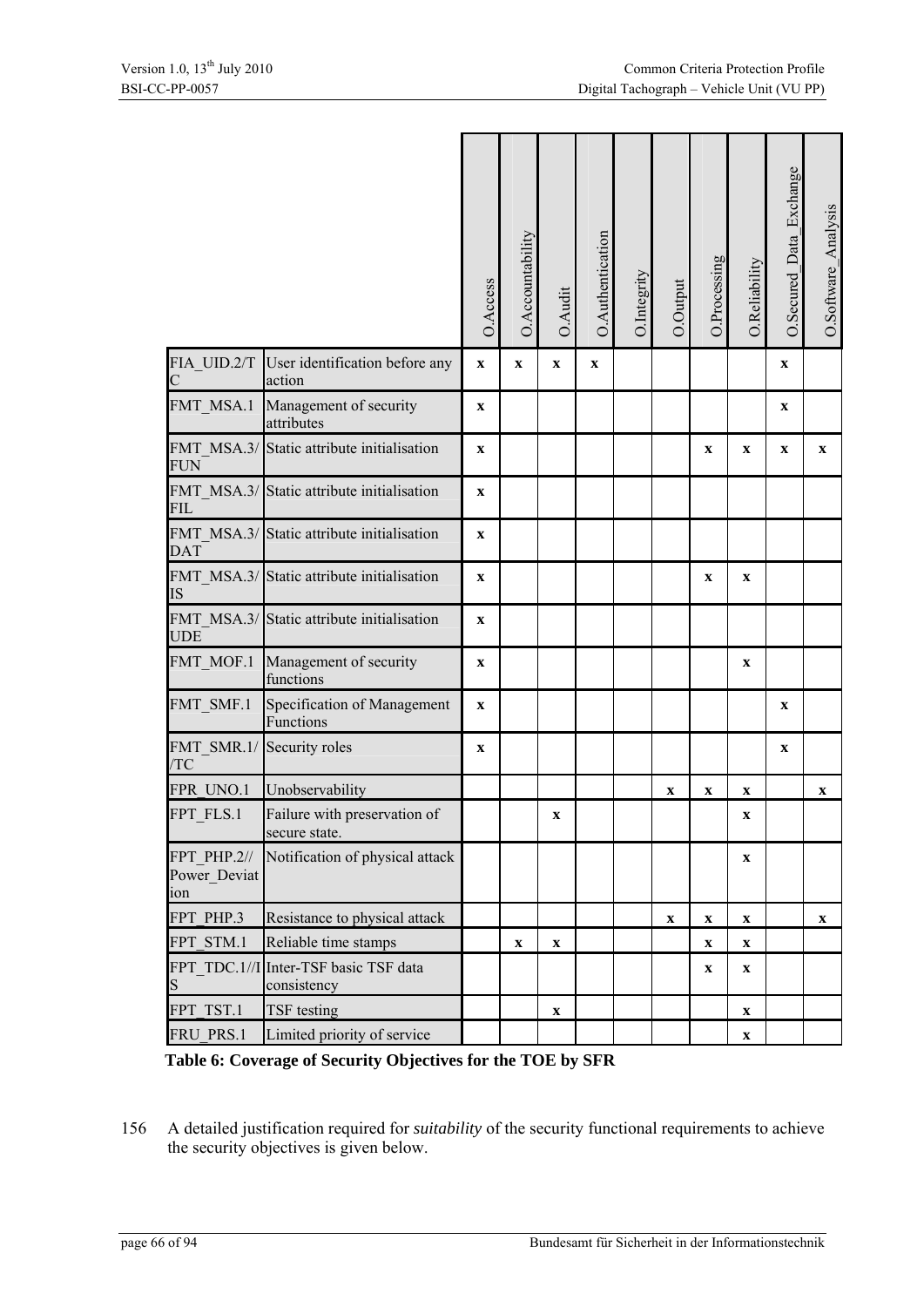| | | O.Access | O.Accountability | O.Audit | O.Authentication | O.Integrity | O.Output | O.Processing | O.Reliability | O.Secured_Data_Exchange | O.Software_Analysis |
|---|---|---|---|---|---|---|---|---|---|---|---|
| FIA_UID.2/TC | User identification before any action | x | x | x | x | | | | | x | |
| FMT_MSA.1 | Management of security attributes | x | | | | | | | | x | |
| FMT_MSA.3/FUN | Static attribute initialisation | x | | | | | | x | x | x | x |
| FMT_MSA.3/FIL | Static attribute initialisation | x | | | | | | | | | |
| FMT_MSA.3/DAT | Static attribute initialisation | x | | | | | | | | | |
| FMT_MSA.3/IS | Static attribute initialisation | x | | | | | | x | x | | |
| FMT_MSA.3/UDE | Static attribute initialisation | x | | | | | | | | | |
| FMT_MOF.1 | Management of security functions | x | | | | | | | x | | |
| FMT_SMF.1 | Specification of Management Functions | x | | | | | | | | x | |
| FMT_SMR.1//TC | Security roles | x | | | | | | | | x | |
| FPR_UNO.1 | Unobservability | | | | | | x | x | x | | x |
| FPT_FLS.1 | Failure with preservation of secure state. | | | x | | | | | x | | |
| FPT_PHP.2//Power_Deviation | Notification of physical attack | | | | | | | | x | | |
| FPT_PHP.3 | Resistance to physical attack | | | | | | x | x | x | | x |
| FPT_STM.1 | Reliable time stamps | | x | x | | | | x | x | | |
| FPT_TDC.1//IS | Inter-TSF basic TSF data consistency | | | | | | | x | x | | |
| FPT_TST.1 | TSF testing | | | x | | | | | x | | |
| FRU_PRS.1 | Limited priority of service | | | | | | | | x | | |

**Table 6: Coverage of Security Objectives for the TOE by SFR**

156 A detailed justification required for *suitability* of the security functional requirements to achieve the security objectives is given below.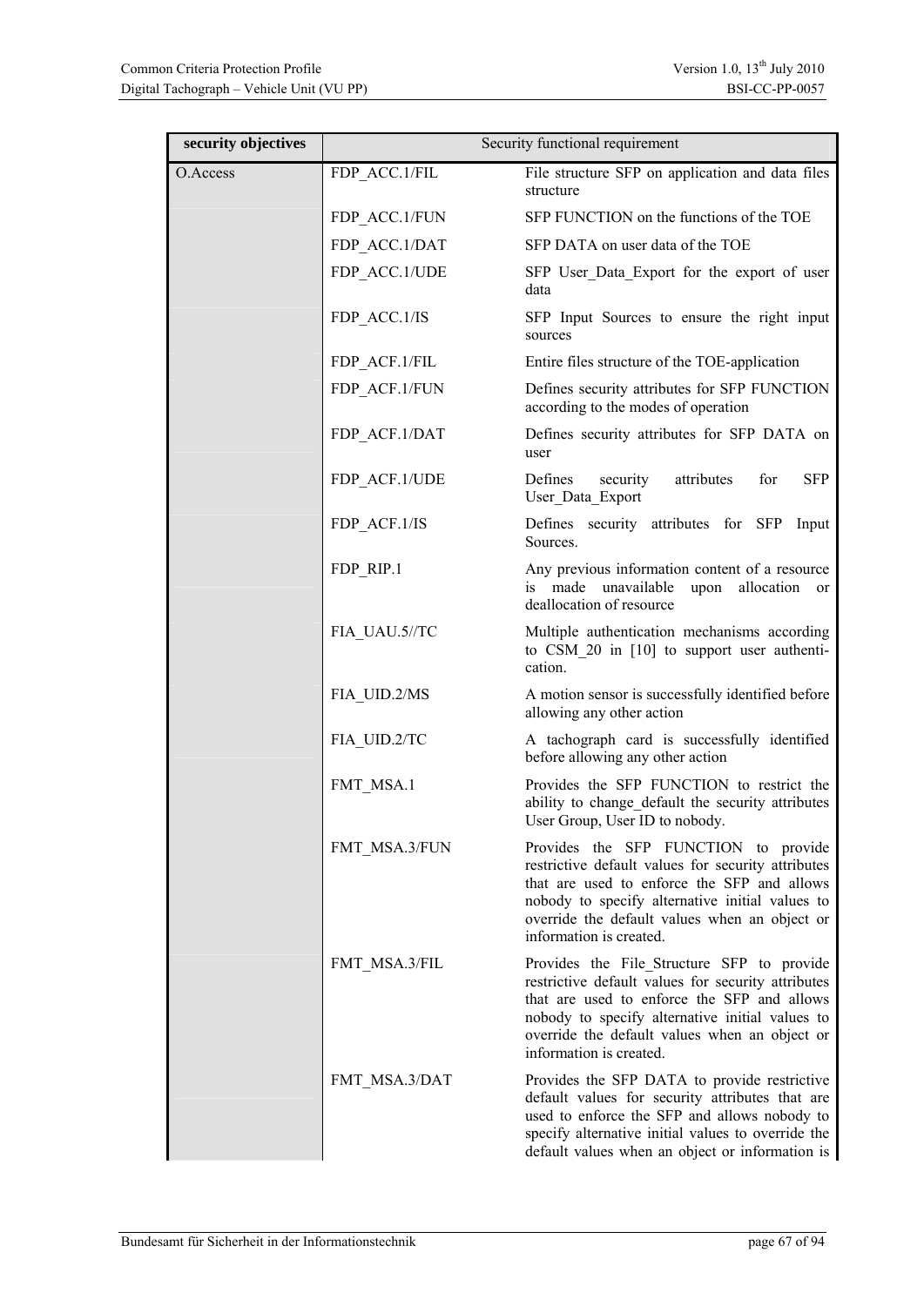| security objectives | Security functional requirement | |
|---|---|---|
| O.Access | FDP_ACC.1/FIL | File structure SFP on application and data files structure |
| | FDP_ACC.1/FUN | SFP FUNCTION on the functions of the TOE |
| | FDP_ACC.1/DAT | SFP DATA on user data of the TOE |
| | FDP_ACC.1/UDE | SFP User_Data_Export for the export of user data |
| | FDP_ACC.1/IS | SFP Input Sources to ensure the right input sources |
| | FDP_ACF.1/FIL | Entire files structure of the TOE-application |
| | FDP_ACF.1/FUN | Defines security attributes for SFP FUNCTION according to the modes of operation |
| | FDP_ACF.1/DAT | Defines security attributes for SFP DATA on user |
| | FDP_ACF.1/UDE | Defines security attributes for SFP User_Data_Export |
| | FDP_ACF.1/IS | Defines security attributes for SFP Input Sources. |
| | FDP_RIP.1 | Any previous information content of a resource is made unavailable upon allocation or deallocation of resource |
| | FIA_UAU.5//TC | Multiple authentication mechanisms according to CSM_20 in [10] to support user authentication. |
| | FIA_UID.2/MS | A motion sensor is successfully identified before allowing any other action |
| | FIA_UID.2/TC | A tachograph card is successfully identified before allowing any other action |
| | FMT_MSA.1 | Provides the SFP FUNCTION to restrict the ability to change_default the security attributes User Group, User ID to nobody. |
| | FMT_MSA.3/FUN | Provides the SFP FUNCTION to provide restrictive default values for security attributes that are used to enforce the SFP and allows nobody to specify alternative initial values to override the default values when an object or information is created. |
| | FMT_MSA.3/FIL | Provides the File_Structure SFP to provide restrictive default values for security attributes that are used to enforce the SFP and allows nobody to specify alternative initial values to override the default values when an object or information is created. |
| | FMT_MSA.3/DAT | Provides the SFP DATA to provide restrictive default values for security attributes that are used to enforce the SFP and allows nobody to specify alternative initial values to override the default values when an object or information is |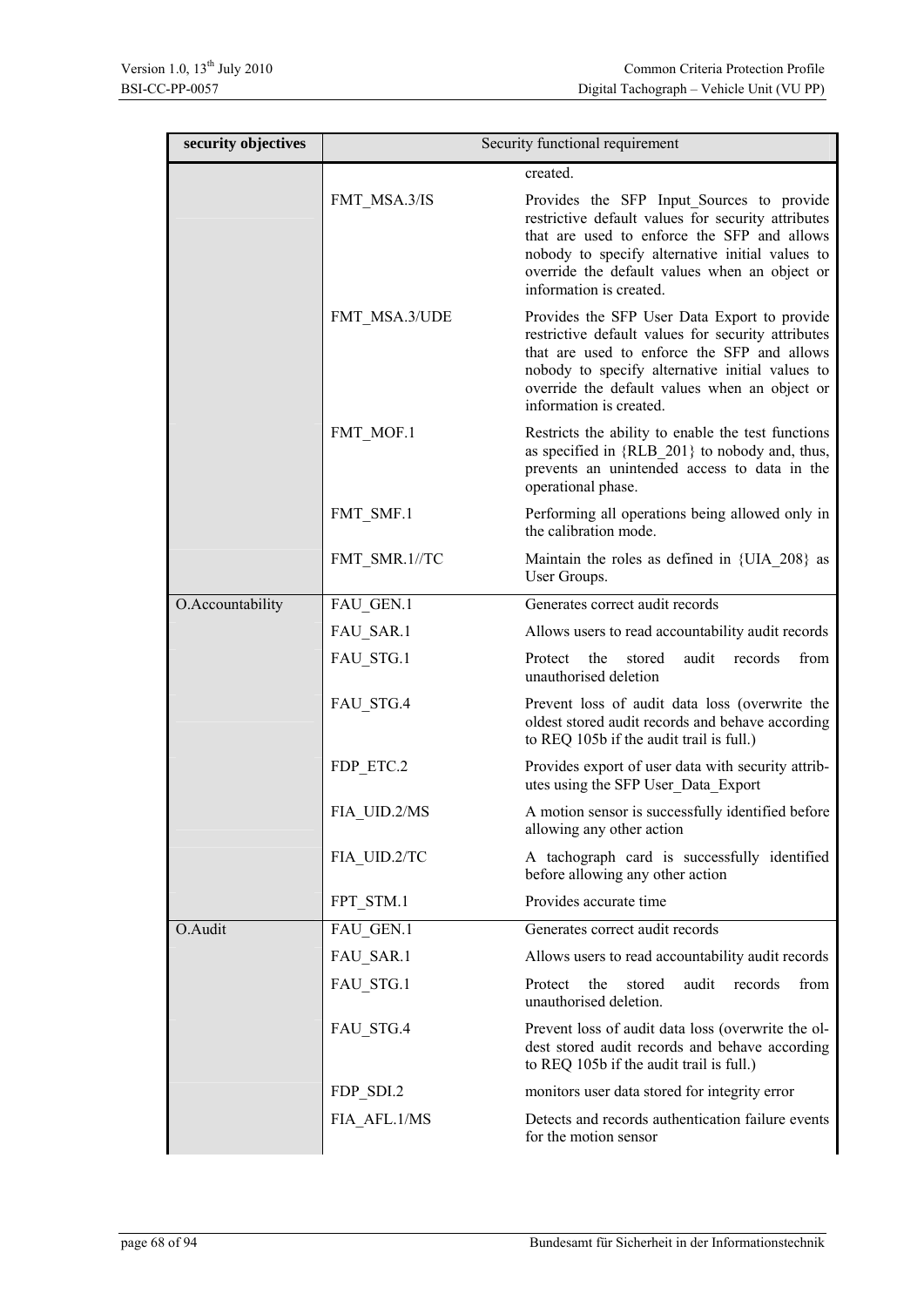| security objectives | Security functional requirement | |
|---|---|---|
| | | created. |
| | FMT_MSA.3/IS | Provides the SFP Input_Sources to provide restrictive default values for security attributes that are used to enforce the SFP and allows nobody to specify alternative initial values to override the default values when an object or information is created. |
| | FMT_MSA.3/UDE | Provides the SFP User Data Export to provide restrictive default values for security attributes that are used to enforce the SFP and allows nobody to specify alternative initial values to override the default values when an object or information is created. |
| | FMT_MOF.1 | Restricts the ability to enable the test functions as specified in {RLB_201} to nobody and, thus, prevents an unintended access to data in the operational phase. |
| | FMT_SMF.1 | Performing all operations being allowed only in the calibration mode. |
| | FMT_SMR.1//TC | Maintain the roles as defined in {UIA_208} as User Groups. |
| O.Accountability | FAU_GEN.1 | Generates correct audit records |
| | FAU_SAR.1 | Allows users to read accountability audit records |
| | FAU_STG.1 | Protect the stored audit records from unauthorised deletion |
| | FAU_STG.4 | Prevent loss of audit data loss (overwrite the oldest stored audit records and behave according to REQ 105b if the audit trail is full.) |
| | FDP_ETC.2 | Provides export of user data with security attributes using the SFP User_Data_Export |
| | FIA_UID.2/MS | A motion sensor is successfully identified before allowing any other action |
| | FIA_UID.2/TC | A tachograph card is successfully identified before allowing any other action |
| | FPT_STM.1 | Provides accurate time |
| O.Audit | FAU_GEN.1 | Generates correct audit records |
| | FAU_SAR.1 | Allows users to read accountability audit records |
| | FAU_STG.1 | Protect the stored audit records from unauthorised deletion. |
| | FAU_STG.4 | Prevent loss of audit data loss (overwrite the oldest stored audit records and behave according to REQ 105b if the audit trail is full.) |
| | FDP_SDI.2 | monitors user data stored for integrity error |
| | FIA_AFL.1/MS | Detects and records authentication failure events for the motion sensor |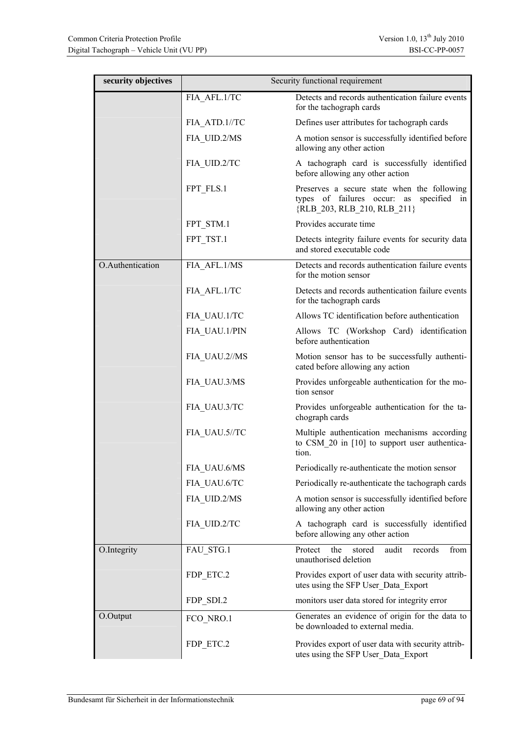| security objectives | Security functional requirement | |
|---|---|---|
| | FIA_AFL.1/TC | Detects and records authentication failure events for the tachograph cards |
| | FIA_ATD.1//TC | Defines user attributes for tachograph cards |
| | FIA_UID.2/MS | A motion sensor is successfully identified before allowing any other action |
| | FIA_UID.2/TC | A tachograph card is successfully identified before allowing any other action |
| | FPT_FLS.1 | Preserves a secure state when the following types of failures occur: as specified in {RLB_203, RLB_210, RLB_211} |
| | FPT_STM.1 | Provides accurate time |
| | FPT_TST.1 | Detects integrity failure events for security data and stored executable code |
| O.Authentication | FIA_AFL.1/MS | Detects and records authentication failure events for the motion sensor |
| | FIA_AFL.1/TC | Detects and records authentication failure events for the tachograph cards |
| | FIA_UAU.1/TC | Allows TC identification before authentication |
| | FIA_UAU.1/PIN | Allows TC (Workshop Card) identification before authentication |
| | FIA_UAU.2//MS | Motion sensor has to be successfully authenticated before allowing any action |
| | FIA_UAU.3/MS | Provides unforgeable authentication for the motion sensor |
| | FIA_UAU.3/TC | Provides unforgeable authentication for the tachograph cards |
| | FIA_UAU.5//TC | Multiple authentication mechanisms according to CSM_20 in [10] to support user authentication. |
| | FIA_UAU.6/MS | Periodically re-authenticate the motion sensor |
| | FIA_UAU.6/TC | Periodically re-authenticate the tachograph cards |
| | FIA_UID.2/MS | A motion sensor is successfully identified before allowing any other action |
| | FIA_UID.2/TC | A tachograph card is successfully identified before allowing any other action |
| O.Integrity | FAU_STG.1 | Protect the stored audit records from unauthorised deletion |
| | FDP_ETC.2 | Provides export of user data with security attributes using the SFP User_Data_Export |
| | FDP_SDI.2 | monitors user data stored for integrity error |
| O.Output | FCO_NRO.1 | Generates an evidence of origin for the data to be downloaded to external media. |
| | FDP_ETC.2 | Provides export of user data with security attributes using the SFP User_Data_Export |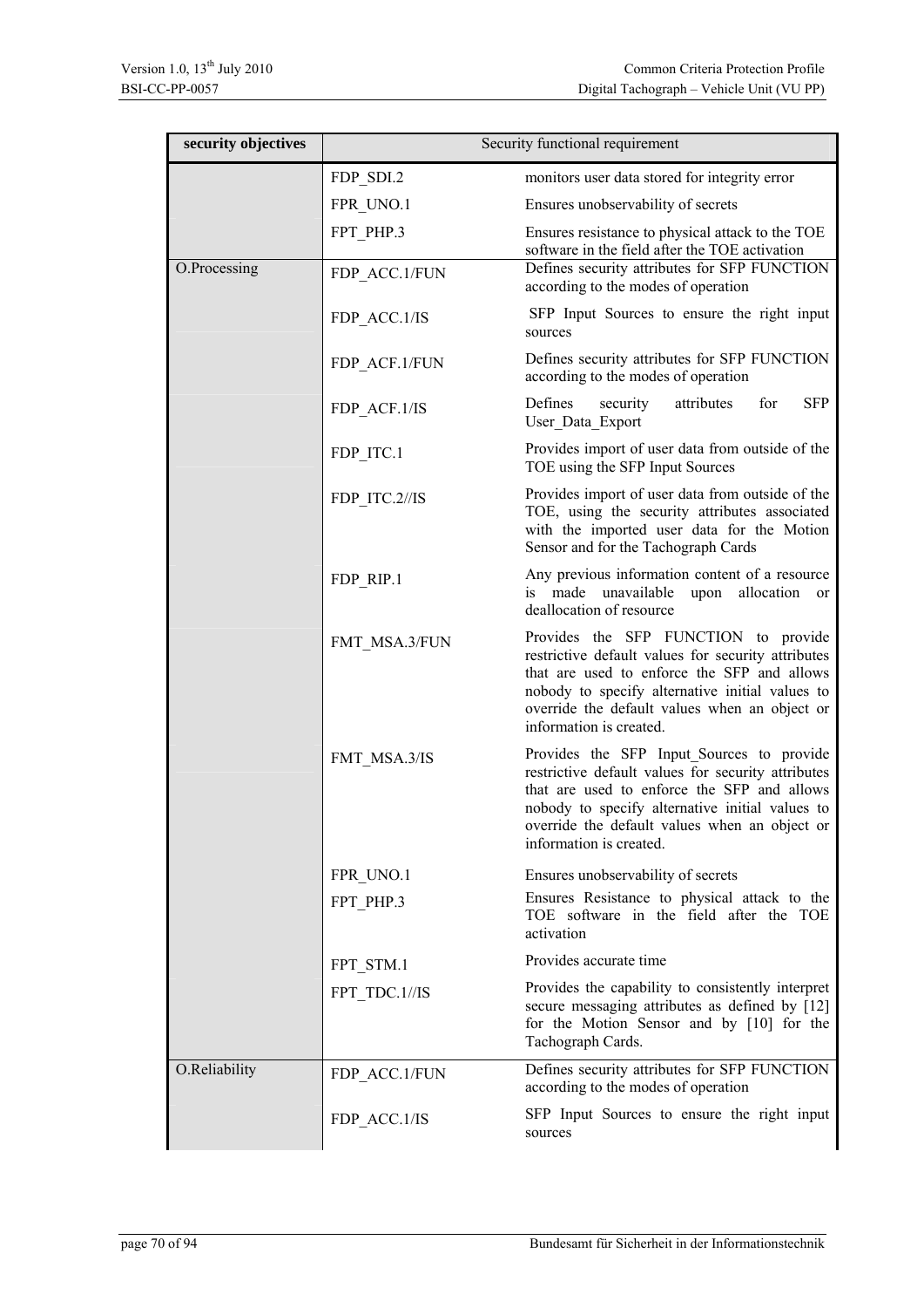| security objectives | Security functional requirement | |
|---|---|---|
| | FDP_SDI.2 | monitors user data stored for integrity error |
| | FPR_UNO.1 | Ensures unobservability of secrets |
| | FPT_PHP.3 | Ensures resistance to physical attack to the TOE software in the field after the TOE activation |
| O.Processing | FDP_ACC.1/FUN | Defines security attributes for SFP FUNCTION according to the modes of operation |
| | FDP_ACC.1/IS | SFP Input Sources to ensure the right input sources |
| | FDP_ACF.1/FUN | Defines security attributes for SFP FUNCTION according to the modes of operation |
| | FDP_ACF.1/IS | Defines security attributes for SFP User_Data_Export |
| | FDP_ITC.1 | Provides import of user data from outside of the TOE using the SFP Input Sources |
| | FDP_ITC.2//IS | Provides import of user data from outside of the TOE, using the security attributes associated with the imported user data for the Motion Sensor and for the Tachograph Cards |
| | FDP_RIP.1 | Any previous information content of a resource is made unavailable upon allocation or deallocation of resource |
| | FMT_MSA.3/FUN | Provides the SFP FUNCTION to provide restrictive default values for security attributes that are used to enforce the SFP and allows nobody to specify alternative initial values to override the default values when an object or information is created. |
| | FMT_MSA.3/IS | Provides the SFP Input_Sources to provide restrictive default values for security attributes that are used to enforce the SFP and allows nobody to specify alternative initial values to override the default values when an object or information is created. |
| | FPR_UNO.1 | Ensures unobservability of secrets |
| | FPT_PHP.3 | Ensures Resistance to physical attack to the TOE software in the field after the TOE activation |
| | FPT_STM.1 | Provides accurate time |
| | FPT_TDC.1//IS | Provides the capability to consistently interpret secure messaging attributes as defined by [12] for the Motion Sensor and by [10] for the Tachograph Cards. |
| O.Reliability | FDP_ACC.1/FUN | Defines security attributes for SFP FUNCTION according to the modes of operation |
| | FDP_ACC.1/IS | SFP Input Sources to ensure the right input sources |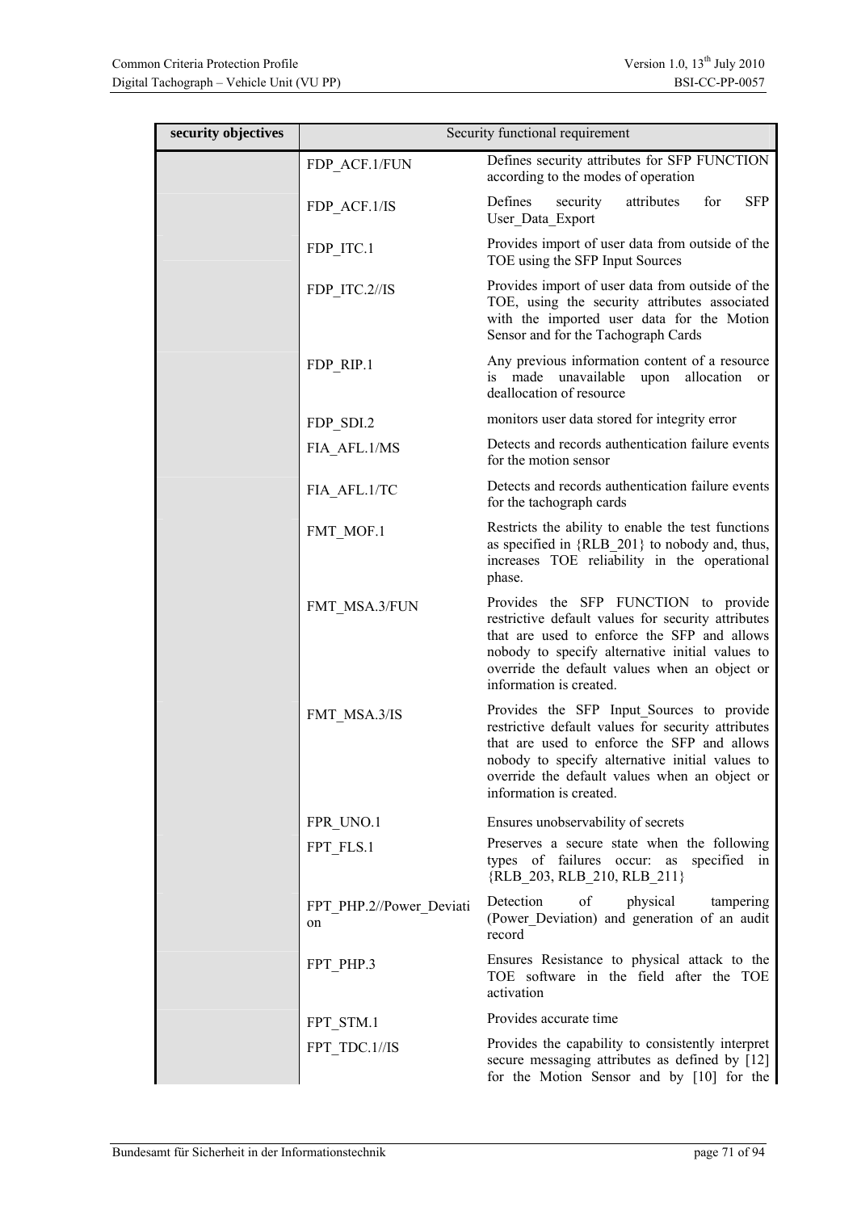| security objectives | Security functional requirement | |
|---|---|---|
| | FDP_ACF.1/FUN | Defines security attributes for SFP FUNCTION according to the modes of operation |
| | FDP_ACF.1/IS | Defines security attributes for SFP User_Data_Export |
| | FDP_ITC.1 | Provides import of user data from outside of the TOE using the SFP Input Sources |
| | FDP_ITC.2//IS | Provides import of user data from outside of the TOE, using the security attributes associated with the imported user data for the Motion Sensor and for the Tachograph Cards |
| | FDP_RIP.1 | Any previous information content of a resource is made unavailable upon allocation or deallocation of resource |
| | FDP_SDI.2 | monitors user data stored for integrity error |
| | FIA_AFL.1/MS | Detects and records authentication failure events for the motion sensor |
| | FIA_AFL.1/TC | Detects and records authentication failure events for the tachograph cards |
| | FMT_MOF.1 | Restricts the ability to enable the test functions as specified in {RLB_201} to nobody and, thus, increases TOE reliability in the operational phase. |
| | FMT_MSA.3/FUN | Provides the SFP FUNCTION to provide restrictive default values for security attributes that are used to enforce the SFP and allows nobody to specify alternative initial values to override the default values when an object or information is created. |
| | FMT_MSA.3/IS | Provides the SFP Input_Sources to provide restrictive default values for security attributes that are used to enforce the SFP and allows nobody to specify alternative initial values to override the default values when an object or information is created. |
| | FPR_UNO.1 | Ensures unobservability of secrets |
| | FPT_FLS.1 | Preserves a secure state when the following types of failures occur: as specified in {RLB_203, RLB_210, RLB_211} |
| | FPT_PHP.2//Power_Deviation | Detection of physical tampering (Power_Deviation) and generation of an audit record |
| | FPT_PHP.3 | Ensures Resistance to physical attack to the TOE software in the field after the TOE activation |
| | FPT_STM.1 | Provides accurate time |
| | FPT_TDC.1//IS | Provides the capability to consistently interpret secure messaging attributes as defined by [12] for the Motion Sensor and by [10] for the |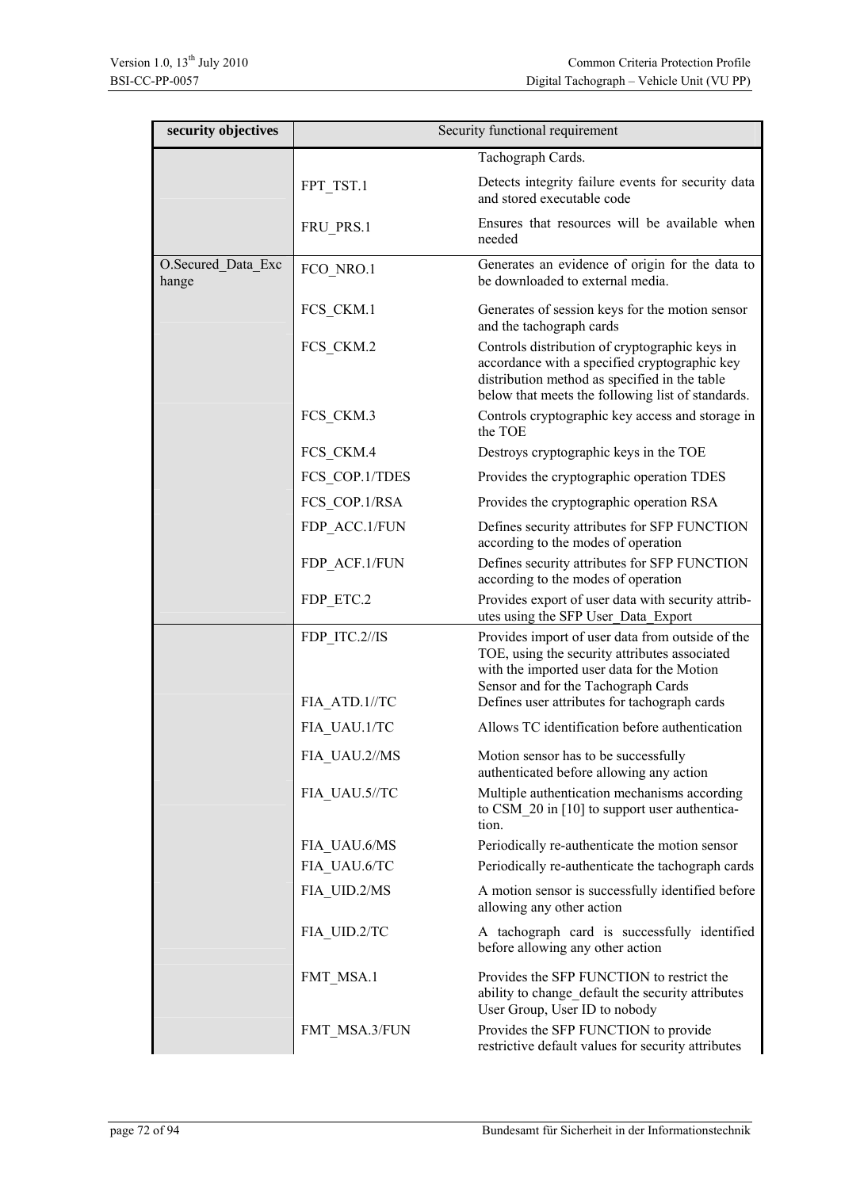| security objectives | Security functional requirement | |
|---|---|---|
| | | Tachograph Cards. |
| | FPT_TST.1 | Detects integrity failure events for security data and stored executable code |
| | FRU_PRS.1 | Ensures that resources will be available when needed |
| O.Secured_Data_Exchange | FCO_NRO.1 | Generates an evidence of origin for the data to be downloaded to external media. |
| | FCS_CKM.1 | Generates of session keys for the motion sensor and the tachograph cards |
| | FCS_CKM.2 | Controls distribution of cryptographic keys in accordance with a specified cryptographic key distribution method as specified in the table below that meets the following list of standards. |
| | FCS_CKM.3 | Controls cryptographic key access and storage in the TOE |
| | FCS_CKM.4 | Destroys cryptographic keys in the TOE |
| | FCS_COP.1/TDES | Provides the cryptographic operation TDES |
| | FCS_COP.1/RSA | Provides the cryptographic operation RSA |
| | FDP_ACC.1/FUN | Defines security attributes for SFP FUNCTION according to the modes of operation |
| | FDP_ACF.1/FUN | Defines security attributes for SFP FUNCTION according to the modes of operation |
| | FDP_ETC.2 | Provides export of user data with security attributes using the SFP User_Data_Export |
| | FDP_ITC.2//IS | Provides import of user data from outside of the TOE, using the security attributes associated with the imported user data for the Motion Sensor and for the Tachograph Cards |
| | FIA_ATD.1//TC | Defines user attributes for tachograph cards |
| | FIA_UAU.1/TC | Allows TC identification before authentication |
| | FIA_UAU.2//MS | Motion sensor has to be successfully authenticated before allowing any action |
| | FIA_UAU.5//TC | Multiple authentication mechanisms according to CSM_20 in [10] to support user authentication. |
| | FIA_UAU.6/MS | Periodically re-authenticate the motion sensor |
| | FIA_UAU.6/TC | Periodically re-authenticate the tachograph cards |
| | FIA_UID.2/MS | A motion sensor is successfully identified before allowing any other action |
| | FIA_UID.2/TC | A tachograph card is successfully identified before allowing any other action |
| | FMT_MSA.1 | Provides the SFP FUNCTION to restrict the ability to change_default the security attributes User Group, User ID to nobody |
| | FMT_MSA.3/FUN | Provides the SFP FUNCTION to provide restrictive default values for security attributes |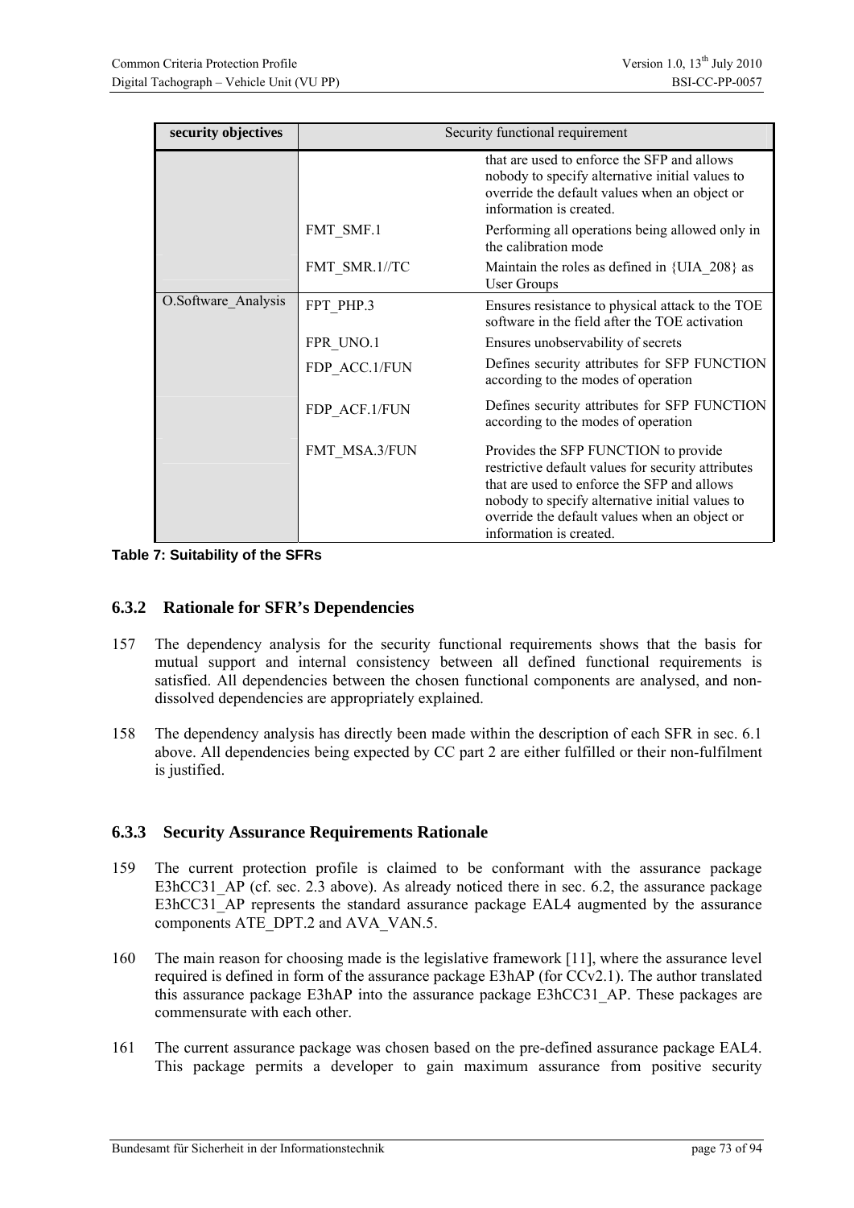| security objectives | Security functional requirement | |
|---|---|---|
| | | that are used to enforce the SFP and allows nobody to specify alternative initial values to override the default values when an object or information is created. |
| | FMT_SMF.1 | Performing all operations being allowed only in the calibration mode |
| | FMT_SMR.1//TC | Maintain the roles as defined in {UIA_208} as User Groups |
| O.Software_Analysis | FPT_PHP.3 | Ensures resistance to physical attack to the TOE software in the field after the TOE activation |
| | FPR_UNO.1 | Ensures unobservability of secrets |
| | FDP_ACC.1/FUN | Defines security attributes for SFP FUNCTION according to the modes of operation |
| | FDP_ACF.1/FUN | Defines security attributes for SFP FUNCTION according to the modes of operation |
| | FMT_MSA.3/FUN | Provides the SFP FUNCTION to provide restrictive default values for security attributes that are used to enforce the SFP and allows nobody to specify alternative initial values to override the default values when an object or information is created. |

**Table 7: Suitability of the SFRs**

### 6.3.2 Rationale for SFR's Dependencies

157 The dependency analysis for the security functional requirements shows that the basis for mutual support and internal consistency between all defined functional requirements is satisfied. All dependencies between the chosen functional components are analysed, and non-dissolved dependencies are appropriately explained.

158 The dependency analysis has directly been made within the description of each SFR in sec. 6.1 above. All dependencies being expected by CC part 2 are either fulfilled or their non-fulfilment is justified.

### 6.3.3 Security Assurance Requirements Rationale

159 The current protection profile is claimed to be conformant with the assurance package E3hCC31_AP (cf. sec. 2.3 above). As already noticed there in sec. 6.2, the assurance package E3hCC31_AP represents the standard assurance package EAL4 augmented by the assurance components ATE_DPT.2 and AVA_VAN.5.

160 The main reason for choosing made is the legislative framework [11], where the assurance level required is defined in form of the assurance package E3hAP (for CCv2.1). The author translated this assurance package E3hAP into the assurance package E3hCC31_AP. These packages are commensurate with each other.

161 The current assurance package was chosen based on the pre-defined assurance package EAL4. This package permits a developer to gain maximum assurance from positive security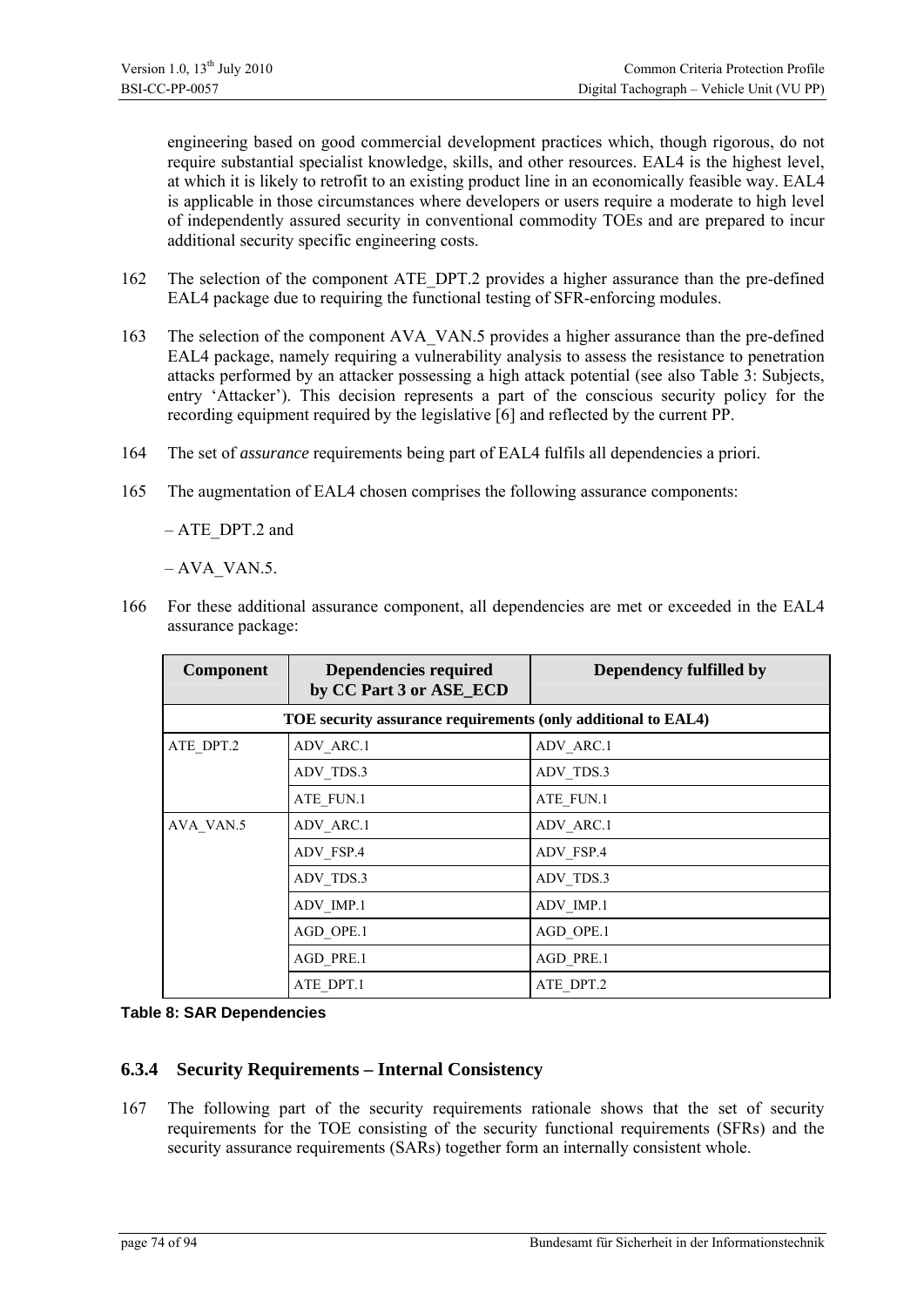engineering based on good commercial development practices which, though rigorous, do not require substantial specialist knowledge, skills, and other resources. EAL4 is the highest level, at which it is likely to retrofit to an existing product line in an economically feasible way. EAL4 is applicable in those circumstances where developers or users require a moderate to high level of independently assured security in conventional commodity TOEs and are prepared to incur additional security specific engineering costs.

162 The selection of the component ATE_DPT.2 provides a higher assurance than the pre-defined EAL4 package due to requiring the functional testing of SFR-enforcing modules.

163 The selection of the component AVA_VAN.5 provides a higher assurance than the pre-defined EAL4 package, namely requiring a vulnerability analysis to assess the resistance to penetration attacks performed by an attacker possessing a high attack potential (see also Table 3: Subjects, entry 'Attacker'). This decision represents a part of the conscious security policy for the recording equipment required by the legislative [6] and reflected by the current PP.

164 The set of *assurance* requirements being part of EAL4 fulfils all dependencies a priori.

165 The augmentation of EAL4 chosen comprises the following assurance components:

– ATE_DPT.2 and

– AVA_VAN.5.

166 For these additional assurance component, all dependencies are met or exceeded in the EAL4 assurance package:

| Component | Dependencies required by CC Part 3 or ASE_ECD | Dependency fulfilled by |
|---|---|---|
| **TOE security assurance requirements (only additional to EAL4)** | | |
| ATE_DPT.2 | ADV_ARC.1 | ADV_ARC.1 |
| | ADV_TDS.3 | ADV_TDS.3 |
| | ATE_FUN.1 | ATE_FUN.1 |
| AVA_VAN.5 | ADV_ARC.1 | ADV_ARC.1 |
| | ADV_FSP.4 | ADV_FSP.4 |
| | ADV_TDS.3 | ADV_TDS.3 |
| | ADV_IMP.1 | ADV_IMP.1 |
| | AGD_OPE.1 | AGD_OPE.1 |
| | AGD_PRE.1 | AGD_PRE.1 |
| | ATE_DPT.1 | ATE_DPT.2 |

**Table 8: SAR Dependencies**

### 6.3.4 Security Requirements – Internal Consistency

167 The following part of the security requirements rationale shows that the set of security requirements for the TOE consisting of the security functional requirements (SFRs) and the security assurance requirements (SARs) together form an internally consistent whole.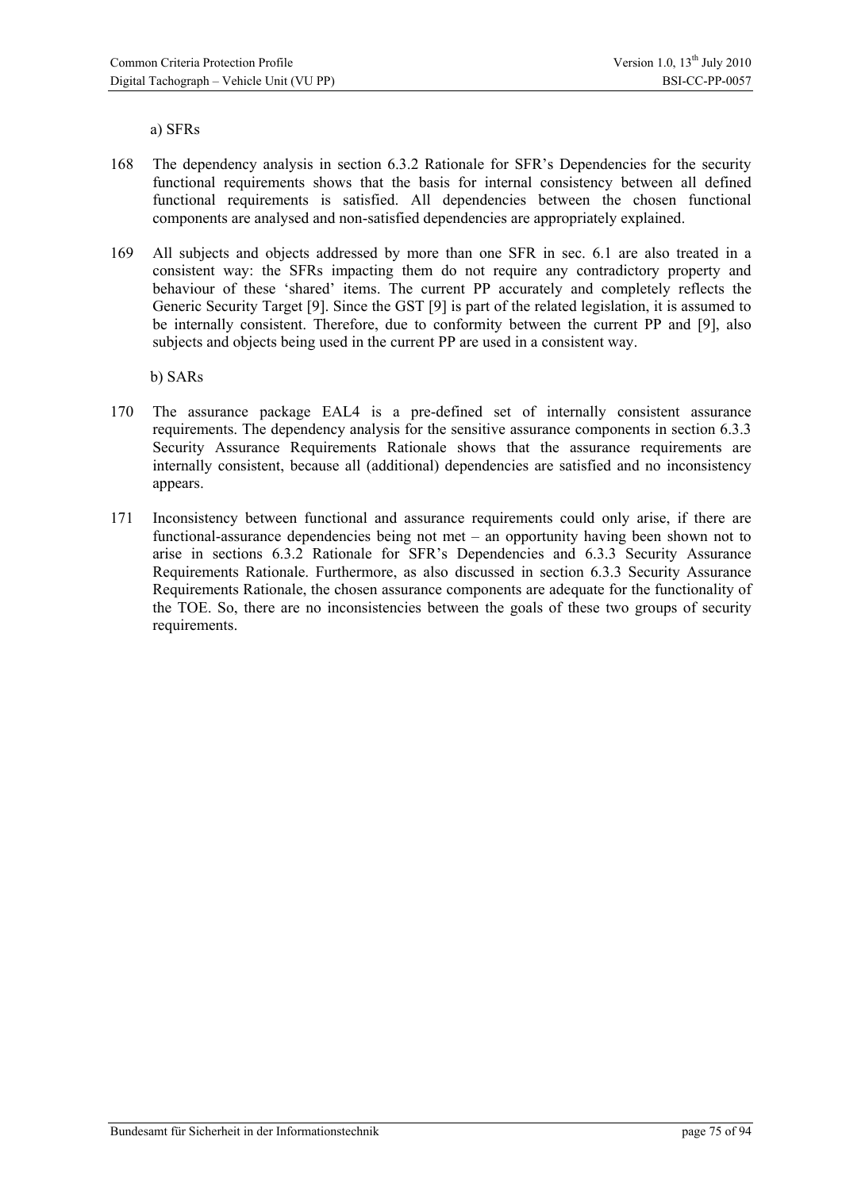a) SFRs

168 The dependency analysis in section 6.3.2 Rationale for SFR's Dependencies for the security functional requirements shows that the basis for internal consistency between all defined functional requirements is satisfied. All dependencies between the chosen functional components are analysed and non-satisfied dependencies are appropriately explained.

169 All subjects and objects addressed by more than one SFR in sec. 6.1 are also treated in a consistent way: the SFRs impacting them do not require any contradictory property and behaviour of these 'shared' items. The current PP accurately and completely reflects the Generic Security Target [9]. Since the GST [9] is part of the related legislation, it is assumed to be internally consistent. Therefore, due to conformity between the current PP and [9], also subjects and objects being used in the current PP are used in a consistent way.

b) SARs

170 The assurance package EAL4 is a pre-defined set of internally consistent assurance requirements. The dependency analysis for the sensitive assurance components in section 6.3.3 Security Assurance Requirements Rationale shows that the assurance requirements are internally consistent, because all (additional) dependencies are satisfied and no inconsistency appears.

171 Inconsistency between functional and assurance requirements could only arise, if there are functional-assurance dependencies being not met – an opportunity having been shown not to arise in sections 6.3.2 Rationale for SFR's Dependencies and 6.3.3 Security Assurance Requirements Rationale. Furthermore, as also discussed in section 6.3.3 Security Assurance Requirements Rationale, the chosen assurance components are adequate for the functionality of the TOE. So, there are no inconsistencies between the goals of these two groups of security requirements.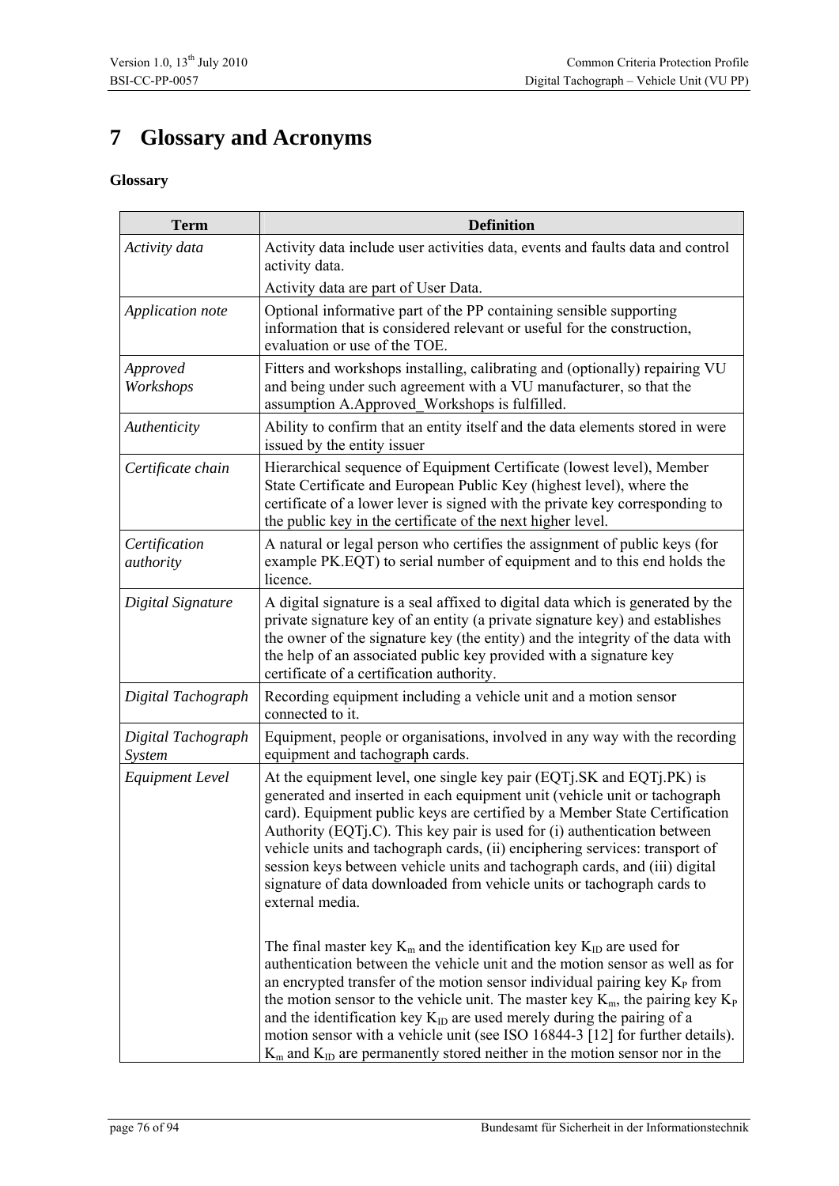# 7 Glossary and Acronyms

**Glossary**

| Term | Definition |
|---|---|
| *Activity data* | Activity data include user activities data, events and faults data and control activity data.<br>Activity data are part of User Data. |
| *Application note* | Optional informative part of the PP containing sensible supporting information that is considered relevant or useful for the construction, evaluation or use of the TOE. |
| *Approved Workshops* | Fitters and workshops installing, calibrating and (optionally) repairing VU and being under such agreement with a VU manufacturer, so that the assumption A.Approved_Workshops is fulfilled. |
| *Authenticity* | Ability to confirm that an entity itself and the data elements stored in were issued by the entity issuer |
| *Certificate chain* | Hierarchical sequence of Equipment Certificate (lowest level), Member State Certificate and European Public Key (highest level), where the certificate of a lower lever is signed with the private key corresponding to the public key in the certificate of the next higher level. |
| *Certification authority* | A natural or legal person who certifies the assignment of public keys (for example PK.EQT) to serial number of equipment and to this end holds the licence. |
| *Digital Signature* | A digital signature is a seal affixed to digital data which is generated by the private signature key of an entity (a private signature key) and establishes the owner of the signature key (the entity) and the integrity of the data with the help of an associated public key provided with a signature key certificate of a certification authority. |
| *Digital Tachograph* | Recording equipment including a vehicle unit and a motion sensor connected to it. |
| *Digital Tachograph System* | Equipment, people or organisations, involved in any way with the recording equipment and tachograph cards. |
| *Equipment Level* | At the equipment level, one single key pair (EQTj.SK and EQTj.PK) is generated and inserted in each equipment unit (vehicle unit or tachograph card). Equipment public keys are certified by a Member State Certification Authority (EQTj.C). This key pair is used for (i) authentication between vehicle units and tachograph cards, (ii) enciphering services: transport of session keys between vehicle units and tachograph cards, and (iii) digital signature of data downloaded from vehicle units or tachograph cards to external media.<br><br>The final master key $K_m$ and the identification key $K_{ID}$ are used for authentication between the vehicle unit and the motion sensor as well as for an encrypted transfer of the motion sensor individual pairing key $K_P$ from the motion sensor to the vehicle unit. The master key $K_m$, the pairing key $K_P$ and the identification key $K_{ID}$ are used merely during the pairing of a motion sensor with a vehicle unit (see ISO 16844-3 [12] for further details). $K_m$ and $K_{ID}$ are permanently stored neither in the motion sensor nor in the |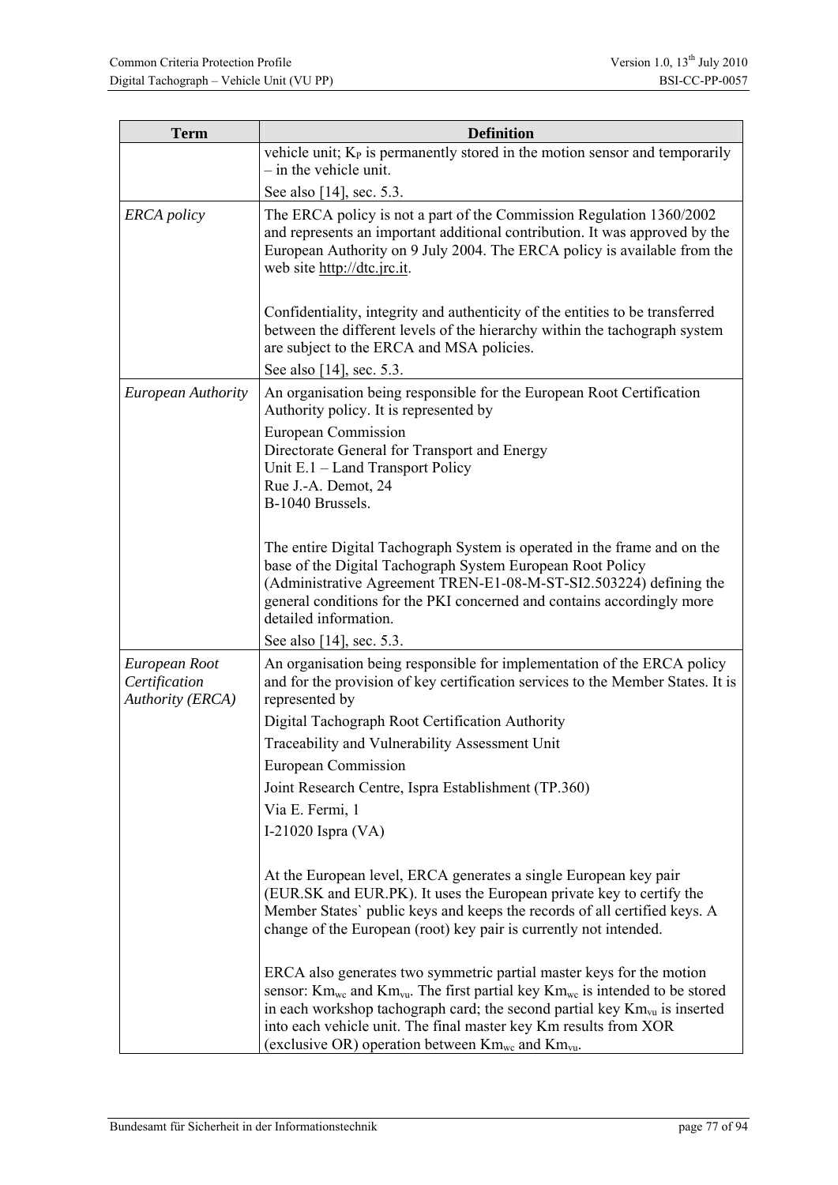| Term | Definition |
|---|---|
| | vehicle unit; $K_P$ is permanently stored in the motion sensor and temporarily – in the vehicle unit.<br><br>See also [14], sec. 5.3. |
| *ERCA policy* | The ERCA policy is not a part of the Commission Regulation 1360/2002 and represents an important additional contribution. It was approved by the European Authority on 9 July 2004. The ERCA policy is available from the web site http://dtc.jrc.it.<br><br>Confidentiality, integrity and authenticity of the entities to be transferred between the different levels of the hierarchy within the tachograph system are subject to the ERCA and MSA policies.<br><br>See also [14], sec. 5.3. |
| *European Authority* | An organisation being responsible for the European Root Certification Authority policy. It is represented by<br><br>European Commission<br>Directorate General for Transport and Energy<br>Unit E.1 – Land Transport Policy<br>Rue J.-A. Demot, 24<br>B-1040 Brussels.<br><br>The entire Digital Tachograph System is operated in the frame and on the base of the Digital Tachograph System European Root Policy (Administrative Agreement TREN-E1-08-M-ST-SI2.503224) defining the general conditions for the PKI concerned and contains accordingly more detailed information.<br><br>See also [14], sec. 5.3. |
| *European Root Certification Authority (ERCA)* | An organisation being responsible for implementation of the ERCA policy and for the provision of key certification services to the Member States. It is represented by<br><br>Digital Tachograph Root Certification Authority<br><br>Traceability and Vulnerability Assessment Unit<br><br>European Commission<br><br>Joint Research Centre, Ispra Establishment (TP.360)<br><br>Via E. Fermi, 1<br><br>I-21020 Ispra (VA)<br><br>At the European level, ERCA generates a single European key pair (EUR.SK and EUR.PK). It uses the European private key to certify the Member States` public keys and keeps the records of all certified keys. A change of the European (root) key pair is currently not intended.<br><br>ERCA also generates two symmetric partial master keys for the motion sensor: $Km_{wc}$ and $Km_{vu}$. The first partial key $Km_{wc}$ is intended to be stored in each workshop tachograph card; the second partial key $Km_{vu}$ is inserted into each vehicle unit. The final master key Km results from XOR (exclusive OR) operation between $Km_{wc}$ and $Km_{vu}$. |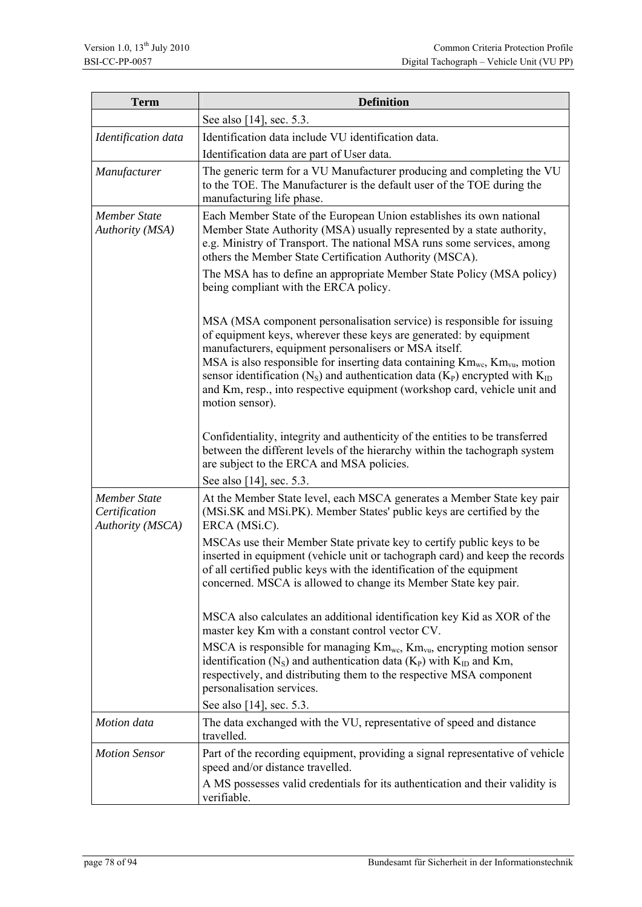| Term | Definition |
|---|---|
| | See also [14], sec. 5.3. |
| *Identification data* | Identification data include VU identification data.<br>Identification data are part of User data. |
| *Manufacturer* | The generic term for a VU Manufacturer producing and completing the VU to the TOE. The Manufacturer is the default user of the TOE during the manufacturing life phase. |
| *Member State Authority (MSA)* | Each Member State of the European Union establishes its own national Member State Authority (MSA) usually represented by a state authority, e.g. Ministry of Transport. The national MSA runs some services, among others the Member State Certification Authority (MSCA).<br>The MSA has to define an appropriate Member State Policy (MSA policy) being compliant with the ERCA policy.<br><br>MSA (MSA component personalisation service) is responsible for issuing of equipment keys, wherever these keys are generated: by equipment manufacturers, equipment personalisers or MSA itself.<br>MSA is also responsible for inserting data containing $Km_{wc}$, $Km_{vu}$, motion sensor identification ($N_S$) and authentication data ($K_P$) encrypted with $K_{ID}$ and Km, resp., into respective equipment (workshop card, vehicle unit and motion sensor).<br><br>Confidentiality, integrity and authenticity of the entities to be transferred between the different levels of the hierarchy within the tachograph system are subject to the ERCA and MSA policies.<br>See also [14], sec. 5.3. |
| *Member State Certification Authority (MSCA)* | At the Member State level, each MSCA generates a Member State key pair (MSi.SK and MSi.PK). Member States' public keys are certified by the ERCA (MSi.C).<br>MSCAs use their Member State private key to certify public keys to be inserted in equipment (vehicle unit or tachograph card) and keep the records of all certified public keys with the identification of the equipment concerned. MSCA is allowed to change its Member State key pair.<br><br>MSCA also calculates an additional identification key Kid as XOR of the master key Km with a constant control vector CV.<br>MSCA is responsible for managing $Km_{wc}$, $Km_{vu}$, encrypting motion sensor identification ($N_S$) and authentication data ($K_P$) with $K_{ID}$ and Km, respectively, and distributing them to the respective MSA component personalisation services.<br>See also [14], sec. 5.3. |
| *Motion data* | The data exchanged with the VU, representative of speed and distance travelled. |
| *Motion Sensor* | Part of the recording equipment, providing a signal representative of vehicle speed and/or distance travelled.<br>A MS possesses valid credentials for its authentication and their validity is verifiable. |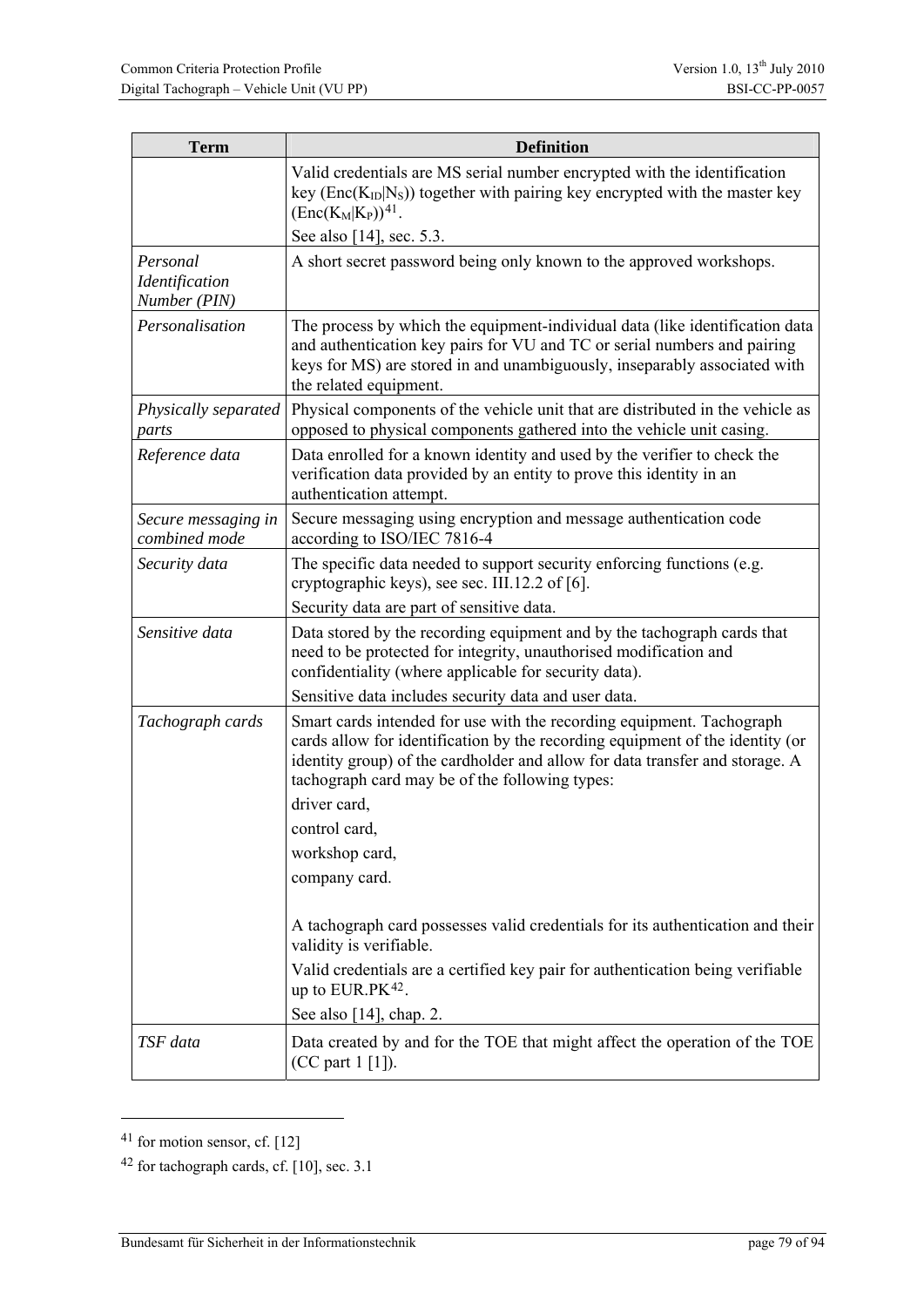| Term | Definition |
|---|---|
| | Valid credentials are MS serial number encrypted with the identification key ($Enc(K_{ID}\|N_S)$) together with pairing key encrypted with the master key ($Enc(K_M\|K_P)$)[41]. <br> See also [14], sec. 5.3. |
| *Personal Identification Number (PIN)* | A short secret password being only known to the approved workshops. |
| *Personalisation* | The process by which the equipment-individual data (like identification data and authentication key pairs for VU and TC or serial numbers and pairing keys for MS) are stored in and unambiguously, inseparably associated with the related equipment. |
| *Physically separated parts* | Physical components of the vehicle unit that are distributed in the vehicle as opposed to physical components gathered into the vehicle unit casing. |
| *Reference data* | Data enrolled for a known identity and used by the verifier to check the verification data provided by an entity to prove this identity in an authentication attempt. |
| *Secure messaging in combined mode* | Secure messaging using encryption and message authentication code according to ISO/IEC 7816-4 |
| *Security data* | The specific data needed to support security enforcing functions (e.g. cryptographic keys), see sec. III.12.2 of [6]. <br> Security data are part of sensitive data. |
| *Sensitive data* | Data stored by the recording equipment and by the tachograph cards that need to be protected for integrity, unauthorised modification and confidentiality (where applicable for security data). <br> Sensitive data includes security data and user data. |
| *Tachograph cards* | Smart cards intended for use with the recording equipment. Tachograph cards allow for identification by the recording equipment of the identity (or identity group) of the cardholder and allow for data transfer and storage. A tachograph card may be of the following types: <br> driver card, <br> control card, <br> workshop card, <br> company card. <br><br> A tachograph card possesses valid credentials for its authentication and their validity is verifiable. <br> Valid credentials are a certified key pair for authentication being verifiable up to EUR.PK[42]. <br> See also [14], chap. 2. |
| *TSF data* | Data created by and for the TOE that might affect the operation of the TOE (CC part 1 [1]). |

[41] for motion sensor, cf. [12]

[42] for tachograph cards, cf. [10], sec. 3.1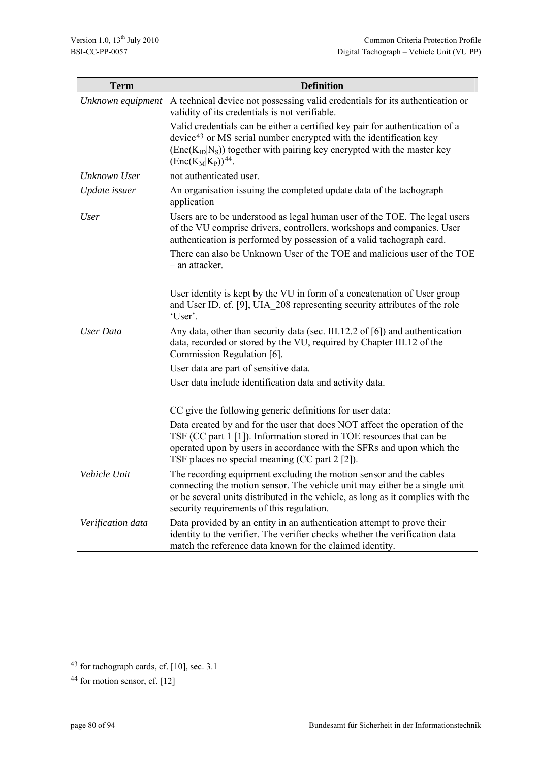| Term | Definition |
|---|---|
| *Unknown equipment* | A technical device not possessing valid credentials for its authentication or validity of its credentials is not verifiable. Valid credentials can be either a certified key pair for authentication of a device[43] or MS serial number encrypted with the identification key ($Enc(K_{ID}\|N_S)$) together with pairing key encrypted with the master key ($Enc(K_M\|K_P)$)[44]. |
| *Unknown User* | not authenticated user. |
| *Update issuer* | An organisation issuing the completed update data of the tachograph application |
| *User* | Users are to be understood as legal human user of the TOE. The legal users of the VU comprise drivers, controllers, workshops and companies. User authentication is performed by possession of a valid tachograph card. There can also be Unknown User of the TOE and malicious user of the TOE – an attacker. User identity is kept by the VU in form of a concatenation of User group and User ID, cf. [9], UIA_208 representing security attributes of the role 'User'. |
| *User Data* | Any data, other than security data (sec. III.12.2 of [6]) and authentication data, recorded or stored by the VU, required by Chapter III.12 of the Commission Regulation [6]. User data are part of sensitive data. User data include identification data and activity data. CC give the following generic definitions for user data: Data created by and for the user that does NOT affect the operation of the TSF (CC part 1 [1]). Information stored in TOE resources that can be operated upon by users in accordance with the SFRs and upon which the TSF places no special meaning (CC part 2 [2]). |
| *Vehicle Unit* | The recording equipment excluding the motion sensor and the cables connecting the motion sensor. The vehicle unit may either be a single unit or be several units distributed in the vehicle, as long as it complies with the security requirements of this regulation. |
| *Verification data* | Data provided by an entity in an authentication attempt to prove their identity to the verifier. The verifier checks whether the verification data match the reference data known for the claimed identity. |

[43] for tachograph cards, cf. [10], sec. 3.1

[44] for motion sensor, cf. [12]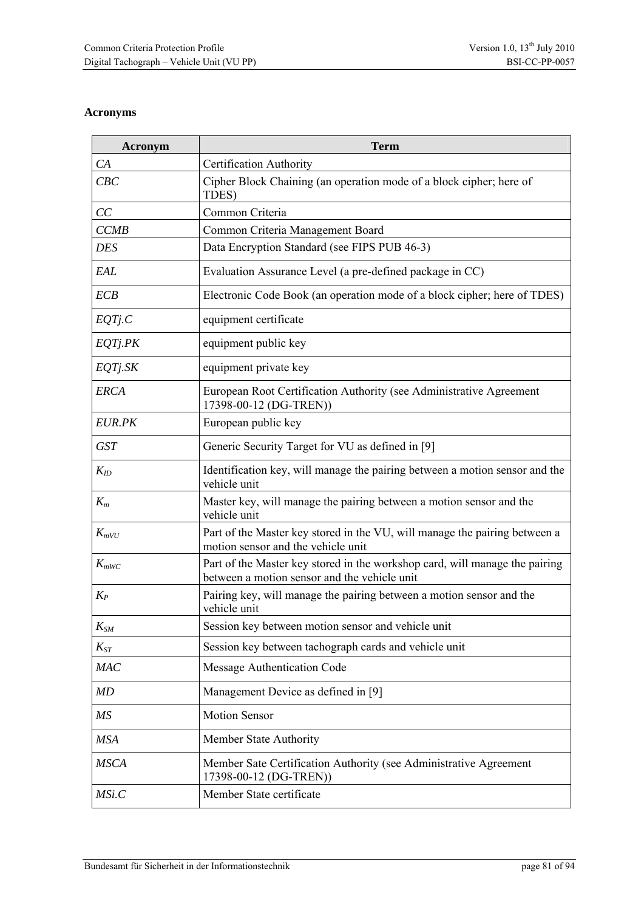### Acronyms

| Acronym | Term |
|---|---|
| *CA* | Certification Authority |
| *CBC* | Cipher Block Chaining (an operation mode of a block cipher; here of TDES) |
| *CC* | Common Criteria |
| *CCMB* | Common Criteria Management Board |
| *DES* | Data Encryption Standard (see FIPS PUB 46-3) |
| *EAL* | Evaluation Assurance Level (a pre-defined package in CC) |
| *ECB* | Electronic Code Book (an operation mode of a block cipher; here of TDES) |
| *EQTj.C* | equipment certificate |
| *EQTj.PK* | equipment public key |
| *EQTj.SK* | equipment private key |
| *ERCA* | European Root Certification Authority (see Administrative Agreement 17398-00-12 (DG-TREN)) |
| *EUR.PK* | European public key |
| *GST* | Generic Security Target for VU as defined in [9] |
| $K_{ID}$ | Identification key, will manage the pairing between a motion sensor and the vehicle unit |
| $K_m$ | Master key, will manage the pairing between a motion sensor and the vehicle unit |
| $K_{mVU}$ | Part of the Master key stored in the VU, will manage the pairing between a motion sensor and the vehicle unit |
| $K_{mWC}$ | Part of the Master key stored in the workshop card, will manage the pairing between a motion sensor and the vehicle unit |
| $K_P$ | Pairing key, will manage the pairing between a motion sensor and the vehicle unit |
| $K_{SM}$ | Session key between motion sensor and vehicle unit |
| $K_{ST}$ | Session key between tachograph cards and vehicle unit |
| *MAC* | Message Authentication Code |
| *MD* | Management Device as defined in [9] |
| *MS* | Motion Sensor |
| *MSA* | Member State Authority |
| *MSCA* | Member Sate Certification Authority (see Administrative Agreement 17398-00-12 (DG-TREN)) |
| *MSi.C* | Member State certificate |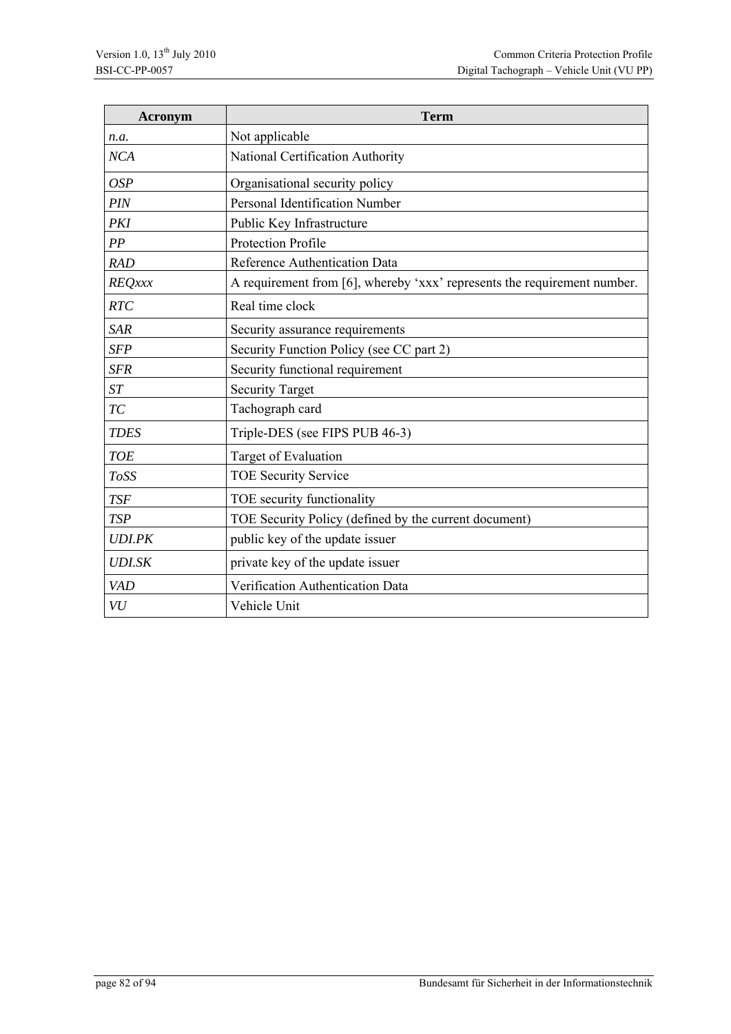| Acronym | Term |
|---|---|
| *n.a.* | Not applicable |
| *NCA* | National Certification Authority |
| *OSP* | Organisational security policy |
| *PIN* | Personal Identification Number |
| *PKI* | Public Key Infrastructure |
| *PP* | Protection Profile |
| *RAD* | Reference Authentication Data |
| *REQxxx* | A requirement from [6], whereby 'xxx' represents the requirement number. |
| *RTC* | Real time clock |
| *SAR* | Security assurance requirements |
| *SFP* | Security Function Policy (see CC part 2) |
| *SFR* | Security functional requirement |
| *ST* | Security Target |
| *TC* | Tachograph card |
| *TDES* | Triple-DES (see FIPS PUB 46-3) |
| *TOE* | Target of Evaluation |
| *ToSS* | TOE Security Service |
| *TSF* | TOE security functionality |
| *TSP* | TOE Security Policy (defined by the current document) |
| *UDI.PK* | public key of the update issuer |
| *UDI.SK* | private key of the update issuer |
| *VAD* | Verification Authentication Data |
| *VU* | Vehicle Unit |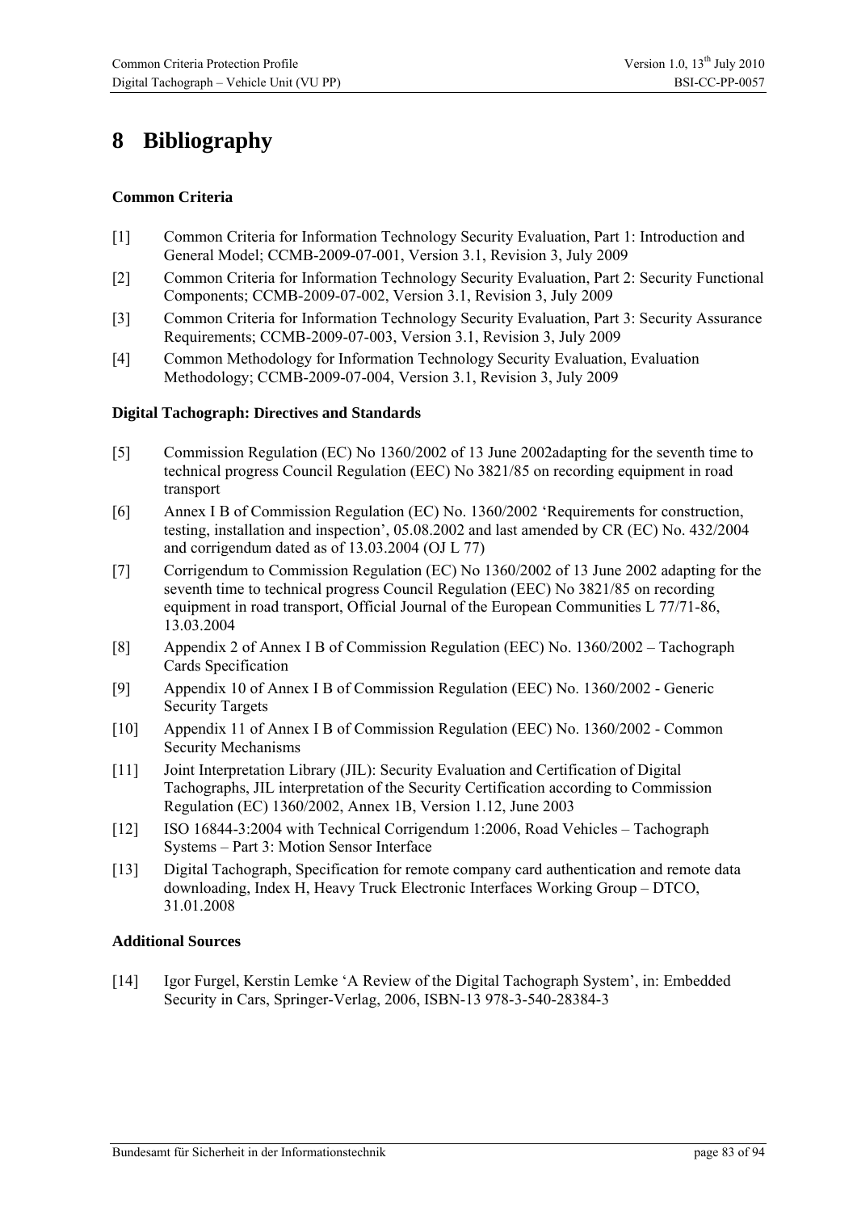# 8 Bibliography

**Common Criteria**

[1] Common Criteria for Information Technology Security Evaluation, Part 1: Introduction and General Model; CCMB-2009-07-001, Version 3.1, Revision 3, July 2009

[2] Common Criteria for Information Technology Security Evaluation, Part 2: Security Functional Components; CCMB-2009-07-002, Version 3.1, Revision 3, July 2009

[3] Common Criteria for Information Technology Security Evaluation, Part 3: Security Assurance Requirements; CCMB-2009-07-003, Version 3.1, Revision 3, July 2009

[4] Common Methodology for Information Technology Security Evaluation, Evaluation Methodology; CCMB-2009-07-004, Version 3.1, Revision 3, July 2009

**Digital Tachograph: Directives and Standards**

[5] Commission Regulation (EC) No 1360/2002 of 13 June 2002adapting for the seventh time to technical progress Council Regulation (EEC) No 3821/85 on recording equipment in road transport

[6] Annex I B of Commission Regulation (EC) No. 1360/2002 'Requirements for construction, testing, installation and inspection', 05.08.2002 and last amended by CR (EC) No. 432/2004 and corrigendum dated as of 13.03.2004 (OJ L 77)

[7] Corrigendum to Commission Regulation (EC) No 1360/2002 of 13 June 2002 adapting for the seventh time to technical progress Council Regulation (EEC) No 3821/85 on recording equipment in road transport, Official Journal of the European Communities L 77/71-86, 13.03.2004

[8] Appendix 2 of Annex I B of Commission Regulation (EEC) No. 1360/2002 – Tachograph Cards Specification

[9] Appendix 10 of Annex I B of Commission Regulation (EEC) No. 1360/2002 - Generic Security Targets

[10] Appendix 11 of Annex I B of Commission Regulation (EEC) No. 1360/2002 - Common Security Mechanisms

[11] Joint Interpretation Library (JIL): Security Evaluation and Certification of Digital Tachographs, JIL interpretation of the Security Certification according to Commission Regulation (EC) 1360/2002, Annex 1B, Version 1.12, June 2003

[12] ISO 16844-3:2004 with Technical Corrigendum 1:2006, Road Vehicles – Tachograph Systems – Part 3: Motion Sensor Interface

[13] Digital Tachograph, Specification for remote company card authentication and remote data downloading, Index H, Heavy Truck Electronic Interfaces Working Group – DTCO, 31.01.2008

**Additional Sources**

[14] Igor Furgel, Kerstin Lemke 'A Review of the Digital Tachograph System', in: Embedded Security in Cars, Springer-Verlag, 2006, ISBN-13 978-3-540-28384-3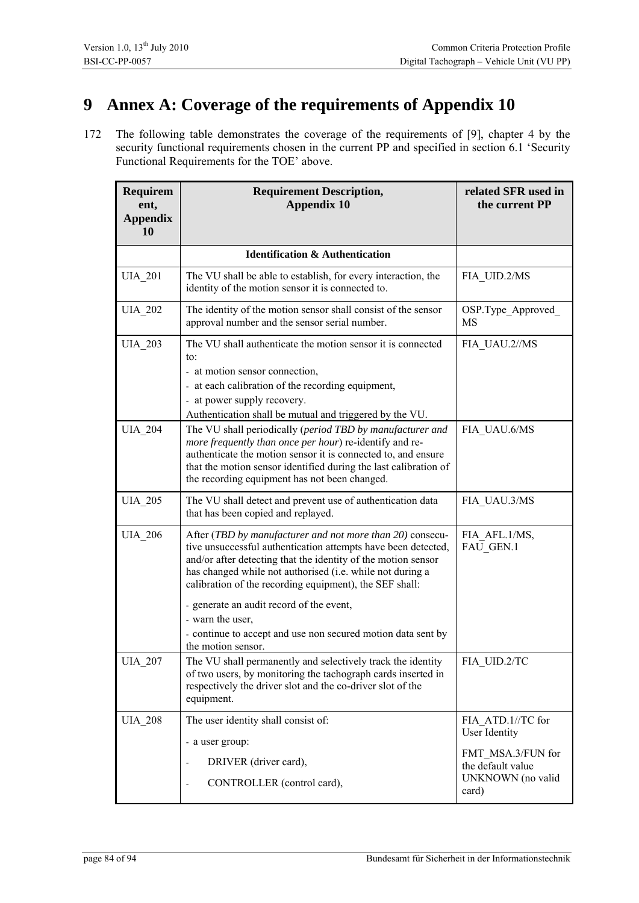# 9 Annex A: Coverage of the requirements of Appendix 10

172 The following table demonstrates the coverage of the requirements of [9], chapter 4 by the security functional requirements chosen in the current PP and specified in section 6.1 'Security Functional Requirements for the TOE' above.

| Requirement, Appendix 10 | Requirement Description, Appendix 10 | related SFR used in the current PP |
|---|---|---|
| | **Identification & Authentication** | |
| UIA_201 | The VU shall be able to establish, for every interaction, the identity of the motion sensor it is connected to. | FIA_UID.2/MS |
| UIA_202 | The identity of the motion sensor shall consist of the sensor approval number and the sensor serial number. | OSP.Type_Approved_MS |
| UIA_203 | The VU shall authenticate the motion sensor it is connected to:<br>- at motion sensor connection,<br>- at each calibration of the recording equipment,<br>- at power supply recovery.<br>Authentication shall be mutual and triggered by the VU. | FIA_UAU.2//MS |
| UIA_204 | The VU shall periodically (*period TBD by manufacturer and more frequently than once per hour*) re-identify and re-authenticate the motion sensor it is connected to, and ensure that the motion sensor identified during the last calibration of the recording equipment has not been changed. | FIA_UAU.6/MS |
| UIA_205 | The VU shall detect and prevent use of authentication data that has been copied and replayed. | FIA_UAU.3/MS |
| UIA_206 | After (*TBD by manufacturer and not more than 20)* consecutive unsuccessful authentication attempts have been detected, and/or after detecting that the identity of the motion sensor has changed while not authorised (i.e. while not during a calibration of the recording equipment), the SEF shall:<br>- generate an audit record of the event,<br>- warn the user,<br>- continue to accept and use non secured motion data sent by the motion sensor. | FIA_AFL.1/MS, FAU_GEN.1 |
| UIA_207 | The VU shall permanently and selectively track the identity of two users, by monitoring the tachograph cards inserted in respectively the driver slot and the co-driver slot of the equipment. | FIA_UID.2/TC |
| UIA_208 | The user identity shall consist of:<br>- a user group:<br>- DRIVER (driver card),<br>- CONTROLLER (control card), | FIA_ATD.1//TC for User Identity<br>FMT_MSA.3/FUN for the default value UNKNOWN (no valid card) |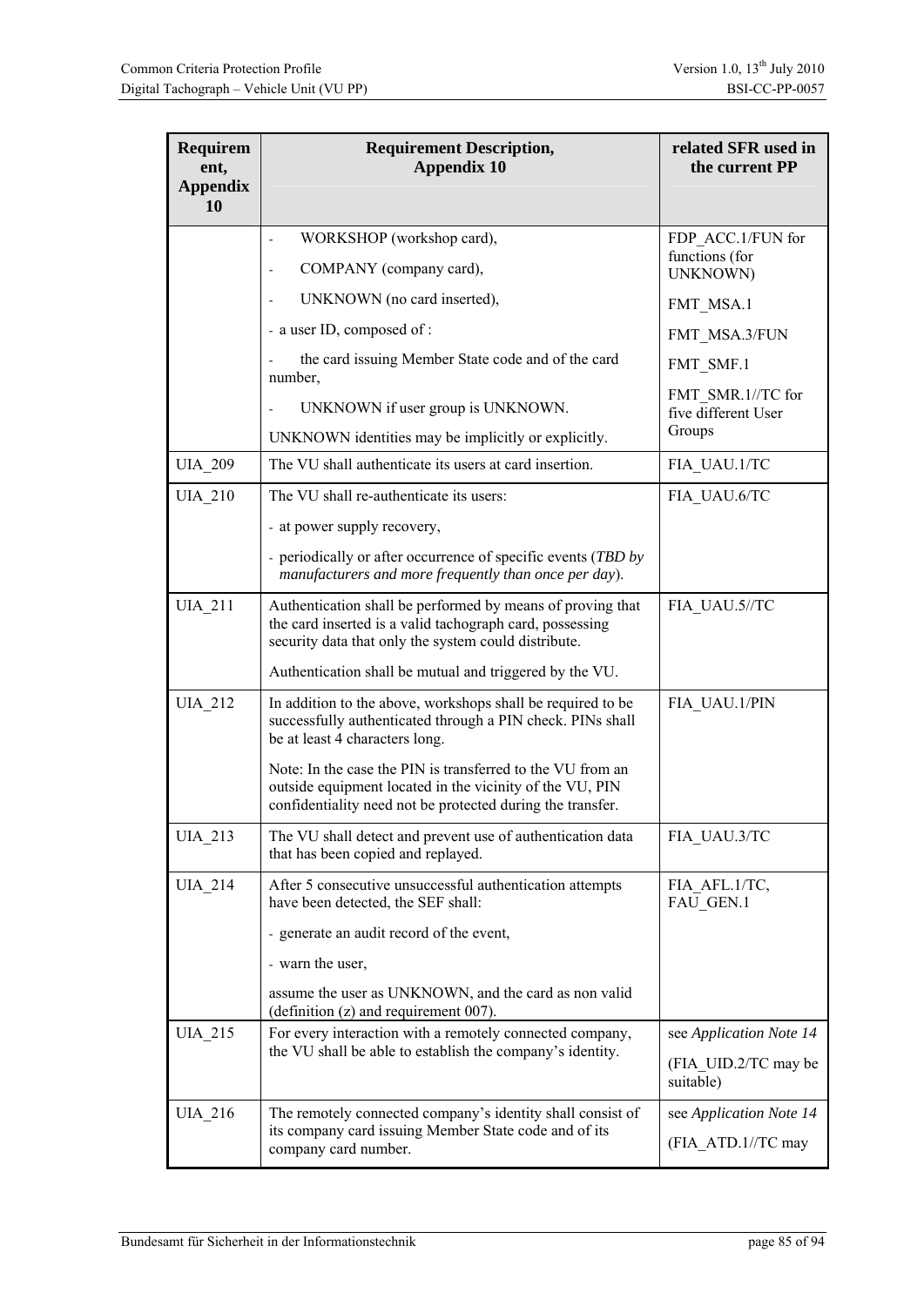| Requirement, Appendix 10 | Requirement Description, Appendix 10 | related SFR used in the current PP |
|---|---|---|
| | - WORKSHOP (workshop card),<br>- COMPANY (company card),<br>- UNKNOWN (no card inserted),<br>- a user ID, composed of :<br>- the card issuing Member State code and of the card number,<br>- UNKNOWN if user group is UNKNOWN.<br>UNKNOWN identities may be implicitly or explicitly. | FDP_ACC.1/FUN for functions (for UNKNOWN)<br>FMT_MSA.1<br>FMT_MSA.3/FUN<br>FMT_SMF.1<br>FMT_SMR.1//TC for five different User Groups |
| UIA_209 | The VU shall authenticate its users at card insertion. | FIA_UAU.1/TC |
| UIA_210 | The VU shall re-authenticate its users:<br>- at power supply recovery,<br>- periodically or after occurrence of specific events (*TBD by manufacturers and more frequently than once per day*). | FIA_UAU.6/TC |
| UIA_211 | Authentication shall be performed by means of proving that the card inserted is a valid tachograph card, possessing security data that only the system could distribute.<br>Authentication shall be mutual and triggered by the VU. | FIA_UAU.5//TC |
| UIA_212 | In addition to the above, workshops shall be required to be successfully authenticated through a PIN check. PINs shall be at least 4 characters long.<br>Note: In the case the PIN is transferred to the VU from an outside equipment located in the vicinity of the VU, PIN confidentiality need not be protected during the transfer. | FIA_UAU.1/PIN |
| UIA_213 | The VU shall detect and prevent use of authentication data that has been copied and replayed. | FIA_UAU.3/TC |
| UIA_214 | After 5 consecutive unsuccessful authentication attempts have been detected, the SEF shall:<br>- generate an audit record of the event,<br>- warn the user,<br>assume the user as UNKNOWN, and the card as non valid (definition (z) and requirement 007). | FIA_AFL.1/TC, FAU_GEN.1 |
| UIA_215 | For every interaction with a remotely connected company, the VU shall be able to establish the company's identity. | see *Application Note 14*<br>(FIA_UID.2/TC may be suitable) |
| UIA_216 | The remotely connected company's identity shall consist of its company card issuing Member State code and of its company card number. | see *Application Note 14*<br>(FIA_ATD.1//TC may |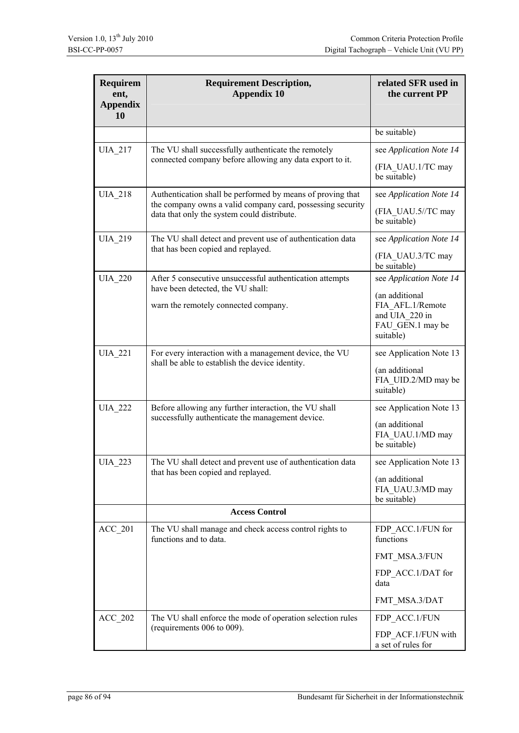| Requirement, Appendix 10 | Requirement Description, Appendix 10 | related SFR used in the current PP |
|---|---|---|
| | | be suitable) |
| UIA_217 | The VU shall successfully authenticate the remotely connected company before allowing any data export to it. | see *Application Note 14*<br><br>(FIA_UAU.1/TC may be suitable) |
| UIA_218 | Authentication shall be performed by means of proving that the company owns a valid company card, possessing security data that only the system could distribute. | see *Application Note 14*<br><br>(FIA_UAU.5//TC may be suitable) |
| UIA_219 | The VU shall detect and prevent use of authentication data that has been copied and replayed. | see *Application Note 14*<br><br>(FIA_UAU.3/TC may be suitable) |
| UIA_220 | After 5 consecutive unsuccessful authentication attempts have been detected, the VU shall:<br><br>warn the remotely connected company. | see *Application Note 14*<br><br>(an additional FIA_AFL.1/Remote and UIA_220 in FAU_GEN.1 may be suitable) |
| UIA_221 | For every interaction with a management device, the VU shall be able to establish the device identity. | see Application Note 13<br><br>(an additional FIA_UID.2/MD may be suitable) |
| UIA_222 | Before allowing any further interaction, the VU shall successfully authenticate the management device. | see Application Note 13<br><br>(an additional FIA_UAU.1/MD may be suitable) |
| UIA_223 | The VU shall detect and prevent use of authentication data that has been copied and replayed. | see Application Note 13<br><br>(an additional FIA_UAU.3/MD may be suitable) |
| | **Access Control** | |
| ACC_201 | The VU shall manage and check access control rights to functions and to data. | FDP_ACC.1/FUN for functions<br><br>FMT_MSA.3/FUN<br><br>FDP_ACC.1/DAT for data<br><br>FMT_MSA.3/DAT |
| ACC_202 | The VU shall enforce the mode of operation selection rules (requirements 006 to 009). | FDP_ACC.1/FUN<br><br>FDP_ACF.1/FUN with a set of rules for |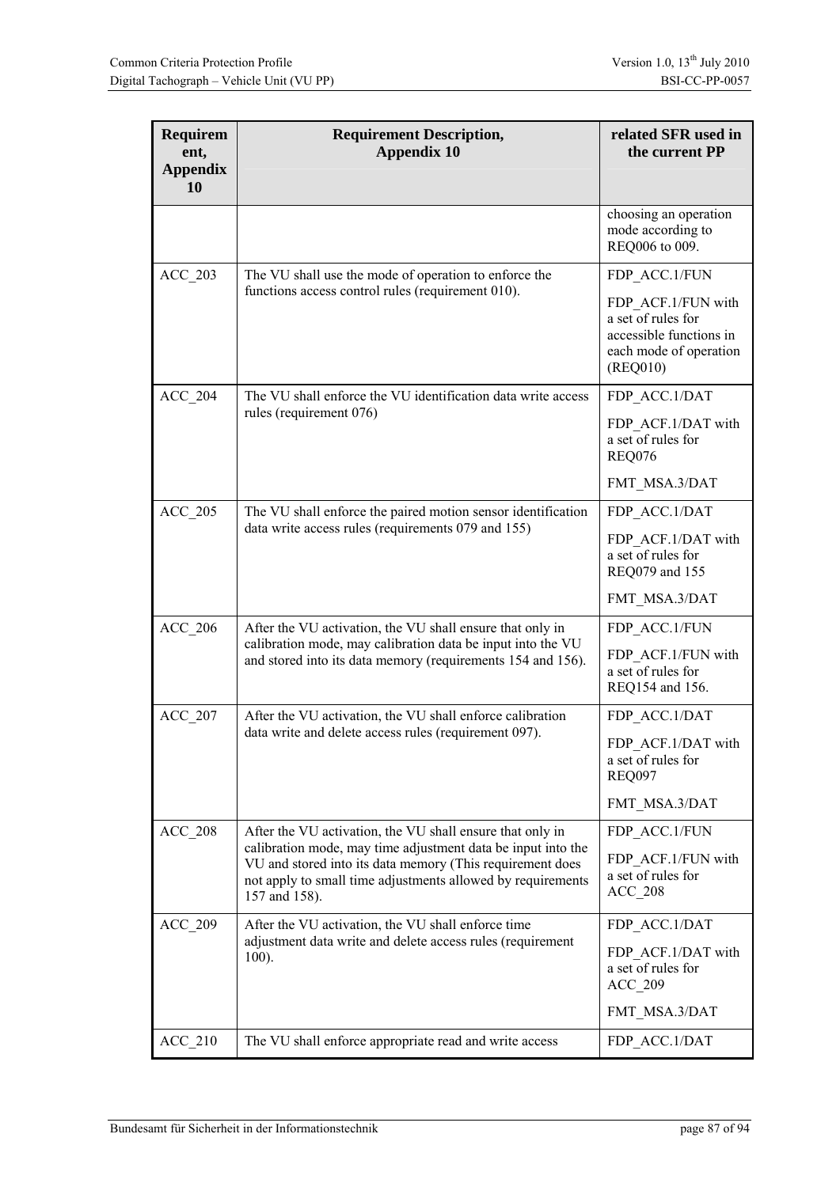| Requirement, Appendix 10 | Requirement Description, Appendix 10 | related SFR used in the current PP |
|---|---|---|
| | | choosing an operation mode according to REQ006 to 009. |
| ACC_203 | The VU shall use the mode of operation to enforce the functions access control rules (requirement 010). | FDP_ACC.1/FUN<br>FDP_ACF.1/FUN with a set of rules for accessible functions in each mode of operation (REQ010) |
| ACC_204 | The VU shall enforce the VU identification data write access rules (requirement 076) | FDP_ACC.1/DAT<br>FDP_ACF.1/DAT with a set of rules for REQ076<br>FMT_MSA.3/DAT |
| ACC_205 | The VU shall enforce the paired motion sensor identification data write access rules (requirements 079 and 155) | FDP_ACC.1/DAT<br>FDP_ACF.1/DAT with a set of rules for REQ079 and 155<br>FMT_MSA.3/DAT |
| ACC_206 | After the VU activation, the VU shall ensure that only in calibration mode, may calibration data be input into the VU and stored into its data memory (requirements 154 and 156). | FDP_ACC.1/FUN<br>FDP_ACF.1/FUN with a set of rules for REQ154 and 156. |
| ACC_207 | After the VU activation, the VU shall enforce calibration data write and delete access rules (requirement 097). | FDP_ACC.1/DAT<br>FDP_ACF.1/DAT with a set of rules for REQ097<br>FMT_MSA.3/DAT |
| ACC_208 | After the VU activation, the VU shall ensure that only in calibration mode, may time adjustment data be input into the VU and stored into its data memory (This requirement does not apply to small time adjustments allowed by requirements 157 and 158). | FDP_ACC.1/FUN<br>FDP_ACF.1/FUN with a set of rules for ACC_208 |
| ACC_209 | After the VU activation, the VU shall enforce time adjustment data write and delete access rules (requirement 100). | FDP_ACC.1/DAT<br>FDP_ACF.1/DAT with a set of rules for ACC_209<br>FMT_MSA.3/DAT |
| ACC_210 | The VU shall enforce appropriate read and write access | FDP_ACC.1/DAT |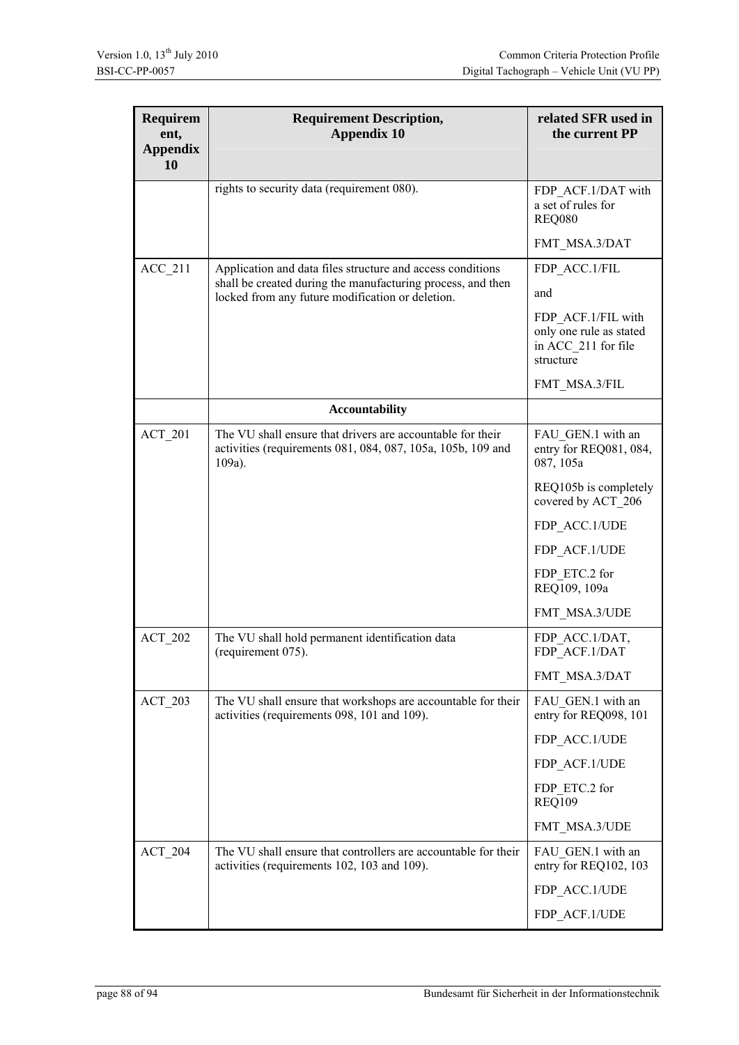| Requirement, Appendix 10 | Requirement Description, Appendix 10 | related SFR used in the current PP |
|---|---|---|
| | rights to security data (requirement 080). | FDP_ACF.1/DAT with a set of rules for REQ080 |
| | | FMT_MSA.3/DAT |
| ACC_211 | Application and data files structure and access conditions shall be created during the manufacturing process, and then locked from any future modification or deletion. | FDP_ACC.1/FIL |
| | | and |
| | | FDP_ACF.1/FIL with only one rule as stated in ACC_211 for file structure |
| | | FMT_MSA.3/FIL |
| | **Accountability** | |
| ACT_201 | The VU shall ensure that drivers are accountable for their activities (requirements 081, 084, 087, 105a, 105b, 109 and 109a). | FAU_GEN.1 with an entry for REQ081, 084, 087, 105a |
| | | REQ105b is completely covered by ACT_206 |
| | | FDP_ACC.1/UDE |
| | | FDP_ACF.1/UDE |
| | | FDP_ETC.2 for REQ109, 109a |
| | | FMT_MSA.3/UDE |
| ACT_202 | The VU shall hold permanent identification data (requirement 075). | FDP_ACC.1/DAT, FDP_ACF.1/DAT |
| | | FMT_MSA.3/DAT |
| ACT_203 | The VU shall ensure that workshops are accountable for their activities (requirements 098, 101 and 109). | FAU_GEN.1 with an entry for REQ098, 101 |
| | | FDP_ACC.1/UDE |
| | | FDP_ACF.1/UDE |
| | | FDP_ETC.2 for REQ109 |
| | | FMT_MSA.3/UDE |
| ACT_204 | The VU shall ensure that controllers are accountable for their activities (requirements 102, 103 and 109). | FAU_GEN.1 with an entry for REQ102, 103 |
| | | FDP_ACC.1/UDE |
| | | FDP_ACF.1/UDE |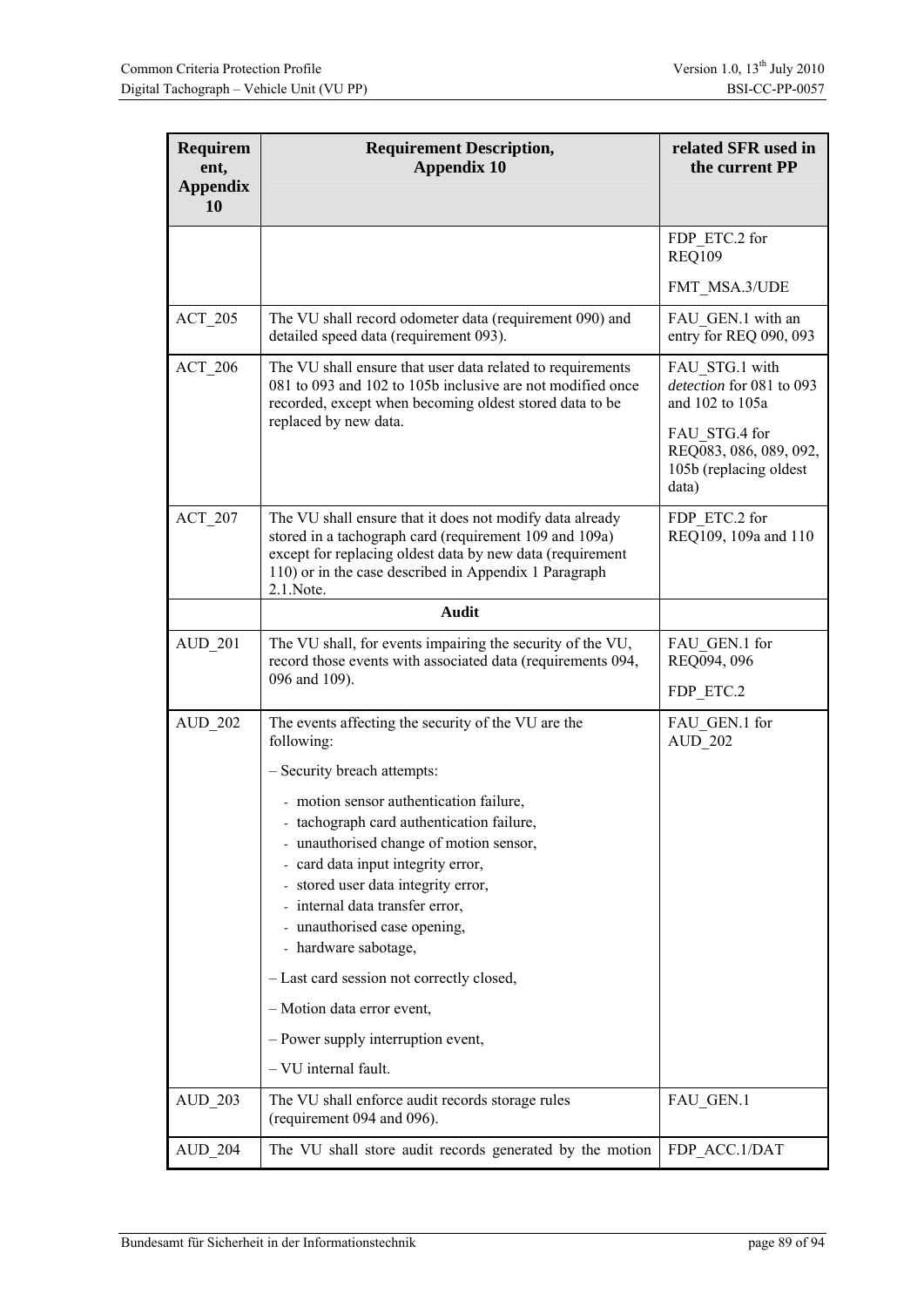| Requirement, Appendix 10 | Requirement Description, Appendix 10 | related SFR used in the current PP |
|---|---|---|
| | | FDP_ETC.2 for REQ109<br><br>FMT_MSA.3/UDE |
| ACT_205 | The VU shall record odometer data (requirement 090) and detailed speed data (requirement 093). | FAU_GEN.1 with an entry for REQ 090, 093 |
| ACT_206 | The VU shall ensure that user data related to requirements 081 to 093 and 102 to 105b inclusive are not modified once recorded, except when becoming oldest stored data to be replaced by new data. | FAU_STG.1 with *detection* for 081 to 093 and 102 to 105a<br><br>FAU_STG.4 for REQ083, 086, 089, 092, 105b (replacing oldest data) |
| ACT_207 | The VU shall ensure that it does not modify data already stored in a tachograph card (requirement 109 and 109a) except for replacing oldest data by new data (requirement 110) or in the case described in Appendix 1 Paragraph 2.1.Note. | FDP_ETC.2 for REQ109, 109a and 110 |
| | **Audit** | |
| AUD_201 | The VU shall, for events impairing the security of the VU, record those events with associated data (requirements 094, 096 and 109). | FAU_GEN.1 for REQ094, 096<br><br>FDP_ETC.2 |
| AUD_202 | The events affecting the security of the VU are the following:<br><br>– Security breach attempts:<br><br>- motion sensor authentication failure,<br>- tachograph card authentication failure,<br>- unauthorised change of motion sensor,<br>- card data input integrity error,<br>- stored user data integrity error,<br>- internal data transfer error,<br>- unauthorised case opening,<br>- hardware sabotage,<br><br>– Last card session not correctly closed,<br><br>– Motion data error event,<br><br>– Power supply interruption event,<br><br>– VU internal fault. | FAU_GEN.1 for AUD_202 |
| AUD_203 | The VU shall enforce audit records storage rules (requirement 094 and 096). | FAU_GEN.1 |
| AUD_204 | The VU shall store audit records generated by the motion | FDP_ACC.1/DAT |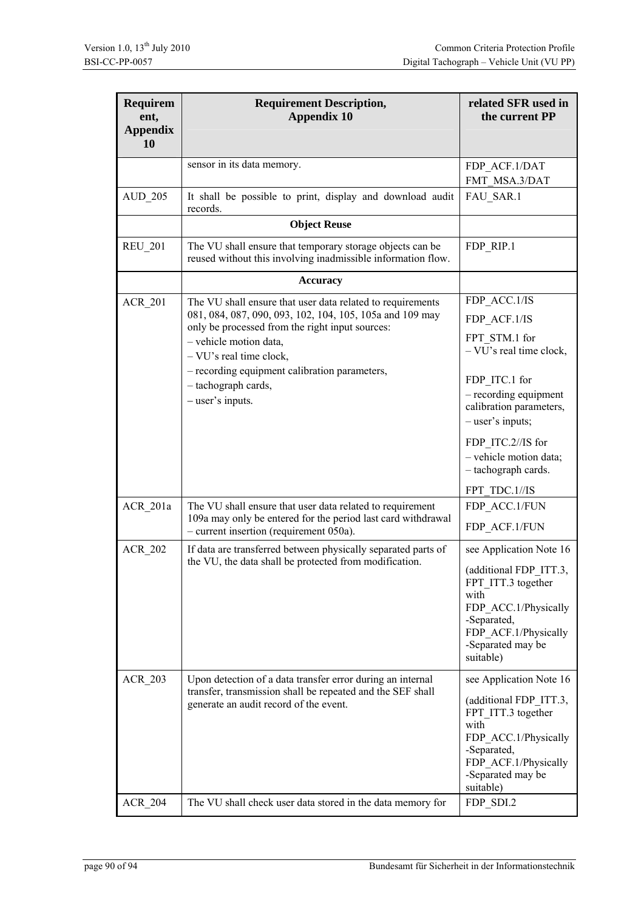| Requirement, Appendix 10 | Requirement Description, Appendix 10 | related SFR used in the current PP |
|---|---|---|
| | sensor in its data memory. | FDP_ACF.1/DAT<br>FMT_MSA.3/DAT |
| AUD_205 | It shall be possible to print, display and download audit records. | FAU_SAR.1 |
| | **Object Reuse** | |
| REU_201 | The VU shall ensure that temporary storage objects can be reused without this involving inadmissible information flow. | FDP_RIP.1 |
| | **Accuracy** | |
| ACR_201 | The VU shall ensure that user data related to requirements 081, 084, 087, 090, 093, 102, 104, 105, 105a and 109 may only be processed from the right input sources:<br>– vehicle motion data,<br>– VU's real time clock,<br>– recording equipment calibration parameters,<br>– tachograph cards,<br>– user's inputs. | FDP_ACC.1/IS<br>FDP_ACF.1/IS<br>FPT_STM.1 for<br>– VU's real time clock,<br>FDP_ITC.1 for<br>– recording equipment calibration parameters,<br>– user's inputs;<br>FDP_ITC.2//IS for<br>– vehicle motion data;<br>– tachograph cards.<br>FPT_TDC.1//IS |
| ACR_201a | The VU shall ensure that user data related to requirement 109a may only be entered for the period last card withdrawal – current insertion (requirement 050a). | FDP_ACC.1/FUN<br>FDP_ACF.1/FUN |
| ACR_202 | If data are transferred between physically separated parts of the VU, the data shall be protected from modification. | see Application Note 16<br>(additional FDP_ITT.3, FPT_ITT.3 together with FDP_ACC.1/Physically-Separated, FDP_ACF.1/Physically-Separated may be suitable) |
| ACR_203 | Upon detection of a data transfer error during an internal transfer, transmission shall be repeated and the SEF shall generate an audit record of the event. | see Application Note 16<br>(additional FDP_ITT.3, FPT_ITT.3 together with FDP_ACC.1/Physically-Separated, FDP_ACF.1/Physically-Separated may be suitable) |
| ACR_204 | The VU shall check user data stored in the data memory for | FDP_SDI.2 |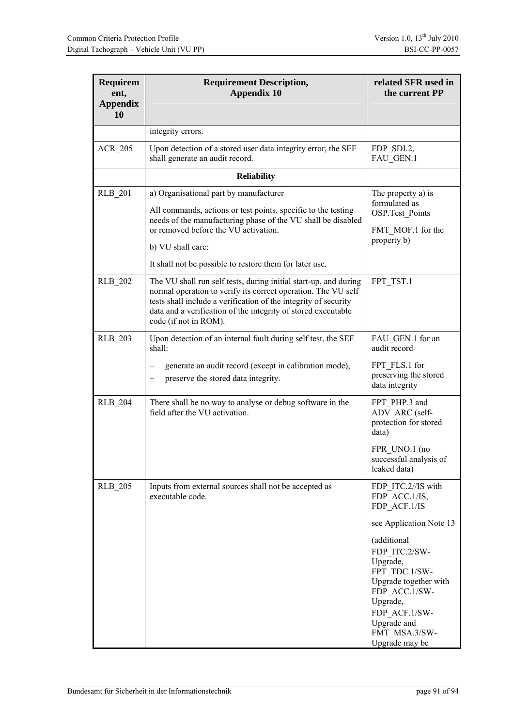| Requirement, Appendix 10 | Requirement Description, Appendix 10 | related SFR used in the current PP |
|---|---|---|
| | integrity errors. | |
| ACR_205 | Upon detection of a stored user data integrity error, the SEF shall generate an audit record. | FDP_SDI.2, FAU_GEN.1 |
| | **Reliability** | |
| RLB_201 | a) Organisational part by manufacturer<br><br>All commands, actions or test points, specific to the testing needs of the manufacturing phase of the VU shall be disabled or removed before the VU activation.<br><br>b) VU shall care:<br><br>It shall not be possible to restore them for later use. | The property a) is formulated as OSP.Test_Points<br><br>FMT_MOF.1 for the property b) |
| RLB_202 | The VU shall run self tests, during initial start-up, and during normal operation to verify its correct operation. The VU self tests shall include a verification of the integrity of security data and a verification of the integrity of stored executable code (if not in ROM). | FPT_TST.1 |
| RLB_203 | Upon detection of an internal fault during self test, the SEF shall:<br><br>– generate an audit record (except in calibration mode),<br>– preserve the stored data integrity. | FAU_GEN.1 for an audit record<br><br>FPT_FLS.1 for preserving the stored data integrity |
| RLB_204 | There shall be no way to analyse or debug software in the field after the VU activation. | FPT_PHP.3 and ADV_ARC (self-protection for stored data)<br><br>FPR_UNO.1 (no successful analysis of leaked data) |
| RLB_205 | Inputs from external sources shall not be accepted as executable code. | FDP_ITC.2//IS with FDP_ACC.1/IS, FDP_ACF.1/IS<br><br>see Application Note 13<br><br>(additional FDP_ITC.2/SW-Upgrade, FPT_TDC.1/SW-Upgrade together with FDP_ACC.1/SW-Upgrade, FDP_ACF.1/SW-Upgrade and FMT_MSA.3/SW-Upgrade may be |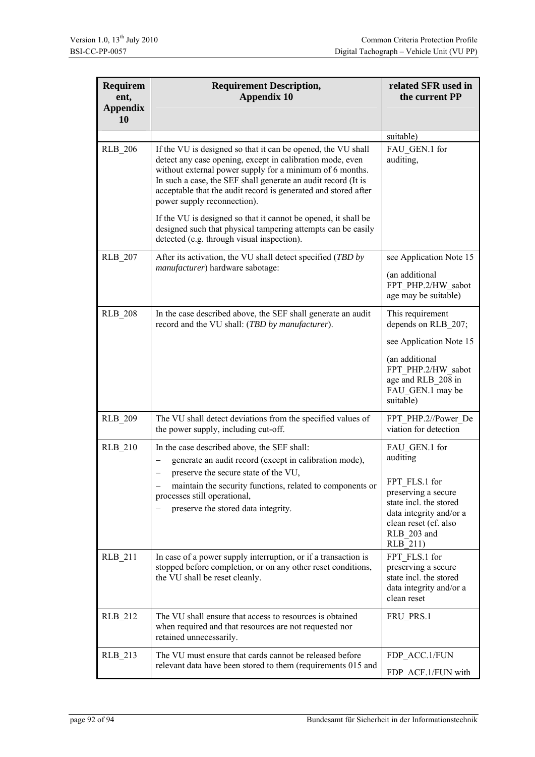| Requirement, Appendix 10 | Requirement Description, Appendix 10 | related SFR used in the current PP |
|---|---|---|
| | | suitable) |
| RLB_206 | If the VU is designed so that it can be opened, the VU shall detect any case opening, except in calibration mode, even without external power supply for a minimum of 6 months. In such a case, the SEF shall generate an audit record (It is acceptable that the audit record is generated and stored after power supply reconnection).<br><br>If the VU is designed so that it cannot be opened, it shall be designed such that physical tampering attempts can be easily detected (e.g. through visual inspection). | FAU_GEN.1 for auditing, |
| RLB_207 | After its activation, the VU shall detect specified (*TBD by manufacturer*) hardware sabotage: | see Application Note 15<br><br>(an additional FPT_PHP.2/HW_sabotage may be suitable) |
| RLB_208 | In the case described above, the SEF shall generate an audit record and the VU shall: (*TBD by manufacturer*). | This requirement depends on RLB_207;<br><br>see Application Note 15<br><br>(an additional FPT_PHP.2/HW_sabotage and RLB_208 in FAU_GEN.1 may be suitable) |
| RLB_209 | The VU shall detect deviations from the specified values of the power supply, including cut-off. | FPT_PHP.2//Power_Deviation for detection |
| RLB_210 | In the case described above, the SEF shall:<br>– generate an audit record (except in calibration mode),<br>– preserve the secure state of the VU,<br>– maintain the security functions, related to components or processes still operational,<br>– preserve the stored data integrity. | FAU_GEN.1 for auditing<br><br>FPT_FLS.1 for preserving a secure state incl. the stored data integrity and/or a clean reset (cf. also RLB_203 and RLB_211) |
| RLB_211 | In case of a power supply interruption, or if a transaction is stopped before completion, or on any other reset conditions, the VU shall be reset cleanly. | FPT_FLS.1 for preserving a secure state incl. the stored data integrity and/or a clean reset |
| RLB_212 | The VU shall ensure that access to resources is obtained when required and that resources are not requested nor retained unnecessarily. | FRU_PRS.1 |
| RLB_213 | The VU must ensure that cards cannot be released before relevant data have been stored to them (requirements 015 and | FDP_ACC.1/FUN<br><br>FDP_ACF.1/FUN with |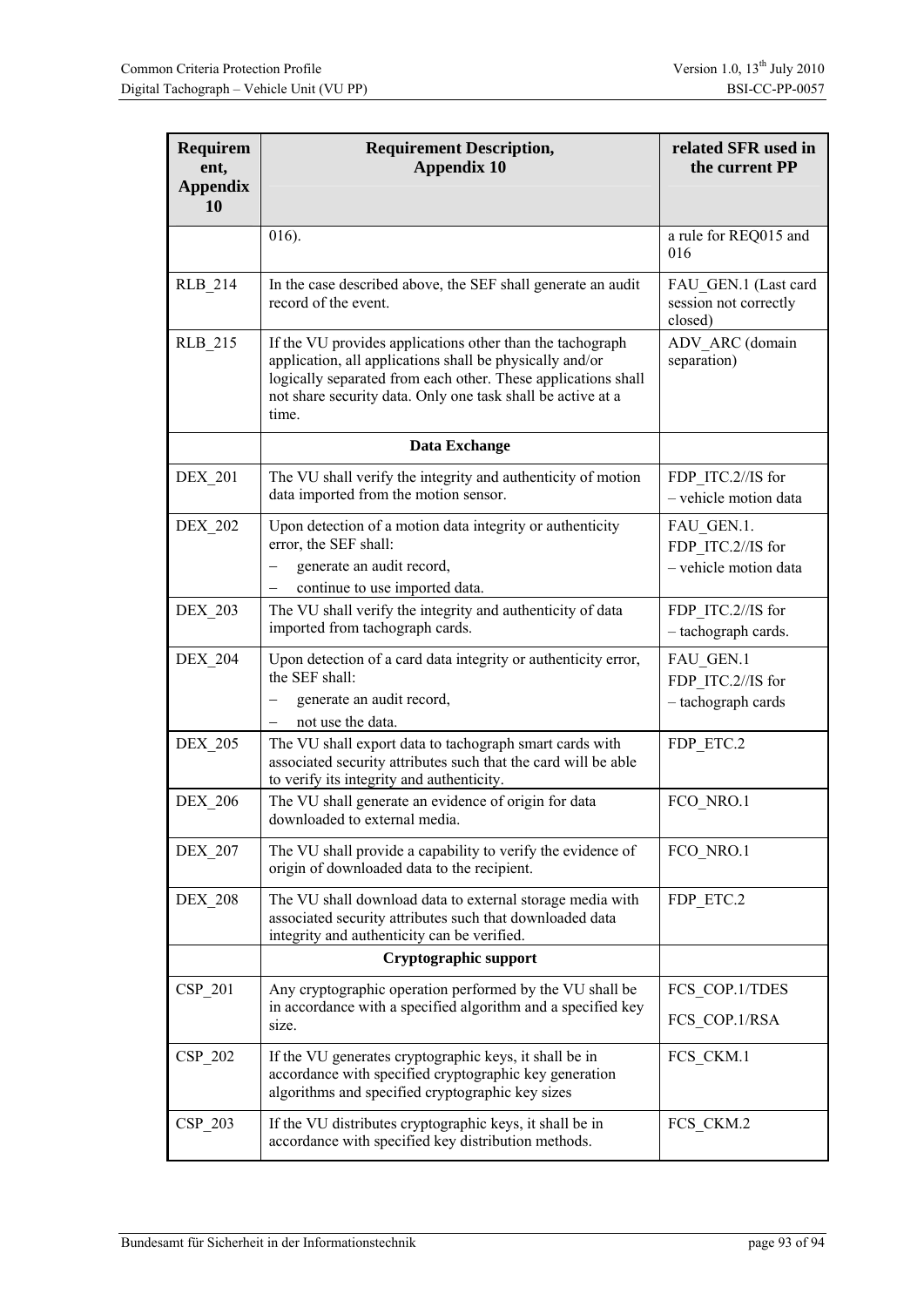| Requirement, Appendix 10 | Requirement Description, Appendix 10 | related SFR used in the current PP |
|---|---|---|
| | 016). | a rule for REQ015 and 016 |
| RLB_214 | In the case described above, the SEF shall generate an audit record of the event. | FAU_GEN.1 (Last card session not correctly closed) |
| RLB_215 | If the VU provides applications other than the tachograph application, all applications shall be physically and/or logically separated from each other. These applications shall not share security data. Only one task shall be active at a time. | ADV_ARC (domain separation) |
| | **Data Exchange** | |
| DEX_201 | The VU shall verify the integrity and authenticity of motion data imported from the motion sensor. | FDP_ITC.2//IS for – vehicle motion data |
| DEX_202 | Upon detection of a motion data integrity or authenticity error, the SEF shall: – generate an audit record, – continue to use imported data. | FAU_GEN.1. FDP_ITC.2//IS for – vehicle motion data |
| DEX_203 | The VU shall verify the integrity and authenticity of data imported from tachograph cards. | FDP_ITC.2//IS for – tachograph cards. |
| DEX_204 | Upon detection of a card data integrity or authenticity error, the SEF shall: – generate an audit record, – not use the data. | FAU_GEN.1 FDP_ITC.2//IS for – tachograph cards |
| DEX_205 | The VU shall export data to tachograph smart cards with associated security attributes such that the card will be able to verify its integrity and authenticity. | FDP_ETC.2 |
| DEX_206 | The VU shall generate an evidence of origin for data downloaded to external media. | FCO_NRO.1 |
| DEX_207 | The VU shall provide a capability to verify the evidence of origin of downloaded data to the recipient. | FCO_NRO.1 |
| DEX_208 | The VU shall download data to external storage media with associated security attributes such that downloaded data integrity and authenticity can be verified. | FDP_ETC.2 |
| | **Cryptographic support** | |
| CSP_201 | Any cryptographic operation performed by the VU shall be in accordance with a specified algorithm and a specified key size. | FCS_COP.1/TDES FCS_COP.1/RSA |
| CSP_202 | If the VU generates cryptographic keys, it shall be in accordance with specified cryptographic key generation algorithms and specified cryptographic key sizes | FCS_CKM.1 |
| CSP_203 | If the VU distributes cryptographic keys, it shall be in accordance with specified key distribution methods. | FCS_CKM.2 |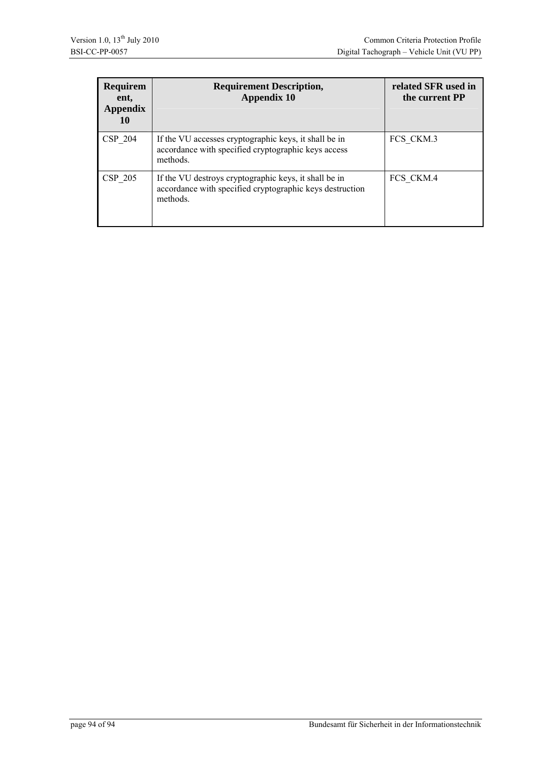| **Requirement, Appendix 10** | **Requirement Description, Appendix 10** | **related SFR used in the current PP** |
|---|---|---|
| CSP_204 | If the VU accesses cryptographic keys, it shall be in accordance with specified cryptographic keys access methods. | FCS_CKM.3 |
| CSP_205 | If the VU destroys cryptographic keys, it shall be in accordance with specified cryptographic keys destruction methods. | FCS_CKM.4 |